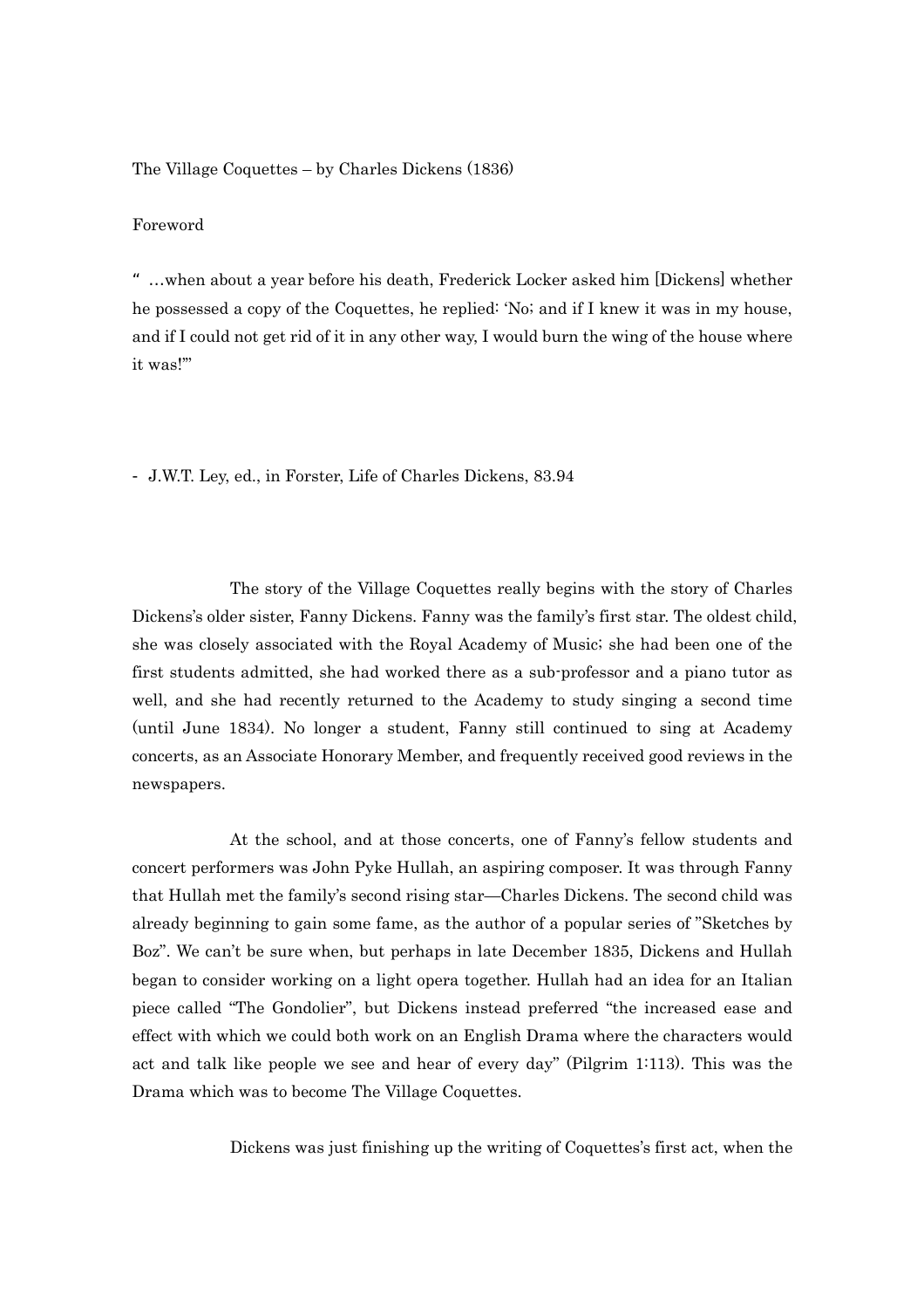# The Village Coquettes – by Charles Dickens (1836)

## Foreword

" …when about a year before his death, Frederick Locker asked him [Dickens] whether he possessed a copy of the Coquettes, he replied: 'No; and if I knew it was in my house, and if I could not get rid of it in any other way, I would burn the wing of the house where it was!'"

- J.W.T. Ley, ed., in Forster, Life of Charles Dickens, 83.94

The story of the Village Coquettes really begins with the story of Charles Dickens's older sister, Fanny Dickens. Fanny was the family's first star. The oldest child, she was closely associated with the Royal Academy of Music; she had been one of the first students admitted, she had worked there as a sub-professor and a piano tutor as well, and she had recently returned to the Academy to study singing a second time (until June 1834). No longer a student, Fanny still continued to sing at Academy concerts, as an Associate Honorary Member, and frequently received good reviews in the newspapers.

At the school, and at those concerts, one of Fanny's fellow students and concert performers was John Pyke Hullah, an aspiring composer. It was through Fanny that Hullah met the family's second rising star—Charles Dickens. The second child was already beginning to gain some fame, as the author of a popular series of "Sketches by Boz". We can't be sure when, but perhaps in late December 1835, Dickens and Hullah began to consider working on a light opera together. Hullah had an idea for an Italian piece called "The Gondolier", but Dickens instead preferred "the increased ease and effect with which we could both work on an English Drama where the characters would act and talk like people we see and hear of every day" (Pilgrim 1:113). This was the Drama which was to become The Village Coquettes.

Dickens was just finishing up the writing of Coquettes's first act, when the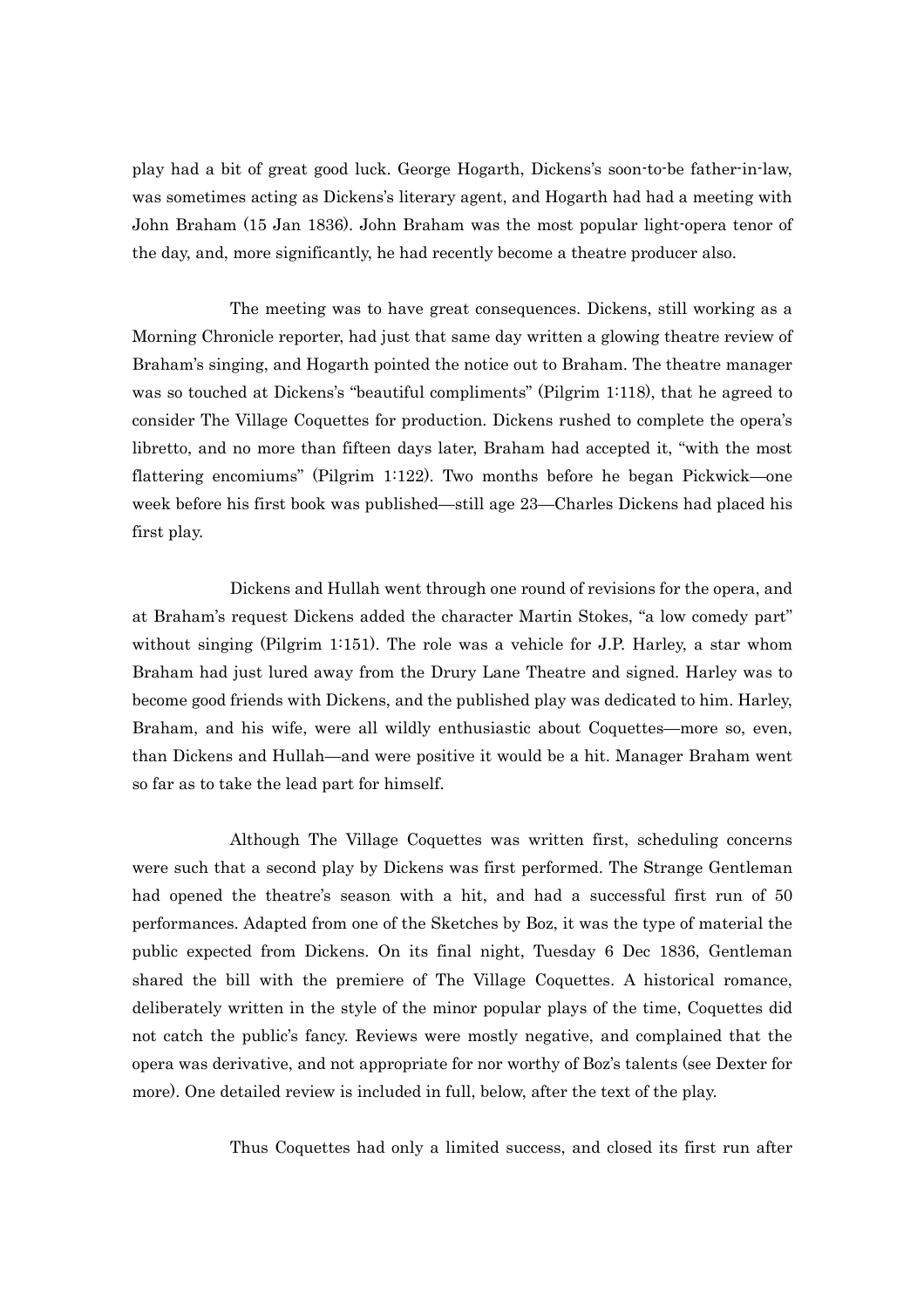play had a bit of great good luck. George Hogarth, Dickens's soon-to-be father-in-law, was sometimes acting as Dickens's literary agent, and Hogarth had had a meeting with John Braham (15 Jan 1836). John Braham was the most popular light-opera tenor of the day, and, more significantly, he had recently become a theatre producer also.

The meeting was to have great consequences. Dickens, still working as a Morning Chronicle reporter, had just that same day written a glowing theatre review of Braham's singing, and Hogarth pointed the notice out to Braham. The theatre manager was so touched at Dickens's "beautiful compliments" (Pilgrim 1:118), that he agreed to consider The Village Coquettes for production. Dickens rushed to complete the opera's libretto, and no more than fifteen days later, Braham had accepted it, "with the most flattering encomiums" (Pilgrim 1:122). Two months before he began Pickwick—one week before his first book was published—still age 23—Charles Dickens had placed his first play.

Dickens and Hullah went through one round of revisions for the opera, and at Braham's request Dickens added the character Martin Stokes, "a low comedy part" without singing (Pilgrim 1:151). The role was a vehicle for J.P. Harley, a star whom Braham had just lured away from the Drury Lane Theatre and signed. Harley was to become good friends with Dickens, and the published play was dedicated to him. Harley, Braham, and his wife, were all wildly enthusiastic about Coquettes—more so, even, than Dickens and Hullah—and were positive it would be a hit. Manager Braham went so far as to take the lead part for himself.

Although The Village Coquettes was written first, scheduling concerns were such that a second play by Dickens was first performed. The Strange Gentleman had opened the theatre's season with a hit, and had a successful first run of 50 performances. Adapted from one of the Sketches by Boz, it was the type of material the public expected from Dickens. On its final night, Tuesday 6 Dec 1836, Gentleman shared the bill with the premiere of The Village Coquettes. A historical romance, deliberately written in the style of the minor popular plays of the time, Coquettes did not catch the public's fancy. Reviews were mostly negative, and complained that the opera was derivative, and not appropriate for nor worthy of Boz's talents (see Dexter for more). One detailed review is included in full, below, after the text of the play.

Thus Coquettes had only a limited success, and closed its first run after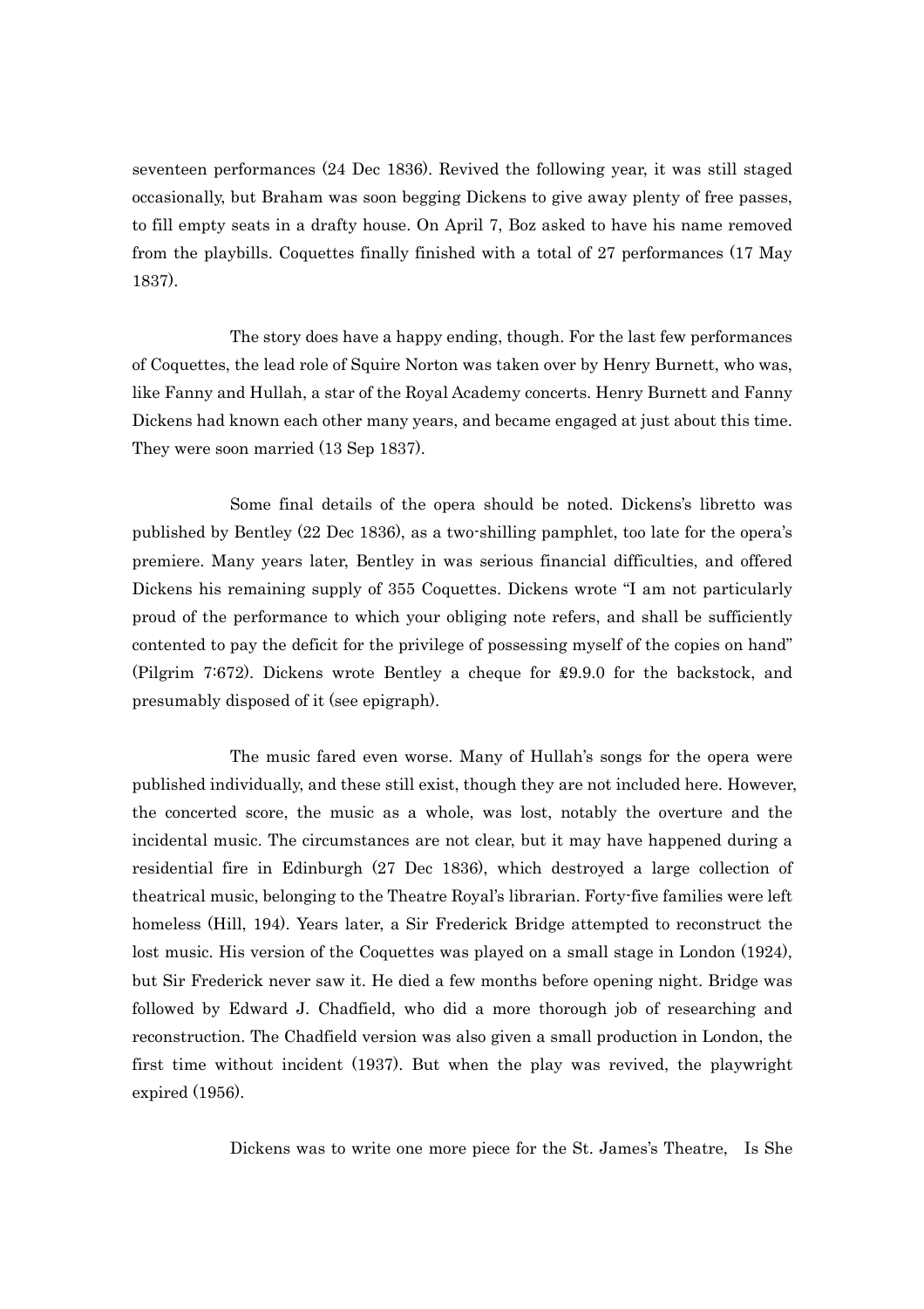seventeen performances (24 Dec 1836). Revived the following year, it was still staged occasionally, but Braham was soon begging Dickens to give away plenty of free passes, to fill empty seats in a drafty house. On April 7, Boz asked to have his name removed from the playbills. Coquettes finally finished with a total of 27 performances (17 May 1837).

The story does have a happy ending, though. For the last few performances of Coquettes, the lead role of Squire Norton was taken over by Henry Burnett, who was, like Fanny and Hullah, a star of the Royal Academy concerts. Henry Burnett and Fanny Dickens had known each other many years, and became engaged at just about this time. They were soon married (13 Sep 1837).

Some final details of the opera should be noted. Dickens's libretto was published by Bentley (22 Dec 1836), as a two-shilling pamphlet, too late for the opera's premiere. Many years later, Bentley in was serious financial difficulties, and offered Dickens his remaining supply of 355 Coquettes. Dickens wrote "I am not particularly proud of the performance to which your obliging note refers, and shall be sufficiently contented to pay the deficit for the privilege of possessing myself of the copies on hand" (Pilgrim 7:672). Dickens wrote Bentley a cheque for £9.9.0 for the backstock, and presumably disposed of it (see epigraph).

The music fared even worse. Many of Hullah's songs for the opera were published individually, and these still exist, though they are not included here. However, the concerted score, the music as a whole, was lost, notably the overture and the incidental music. The circumstances are not clear, but it may have happened during a residential fire in Edinburgh (27 Dec 1836), which destroyed a large collection of theatrical music, belonging to the Theatre Royal's librarian. Forty-five families were left homeless (Hill, 194). Years later, a Sir Frederick Bridge attempted to reconstruct the lost music. His version of the Coquettes was played on a small stage in London (1924), but Sir Frederick never saw it. He died a few months before opening night. Bridge was followed by Edward J. Chadfield, who did a more thorough job of researching and reconstruction. The Chadfield version was also given a small production in London, the first time without incident (1937). But when the play was revived, the playwright expired (1956).

Dickens was to write one more piece for the St. James's Theatre, Is She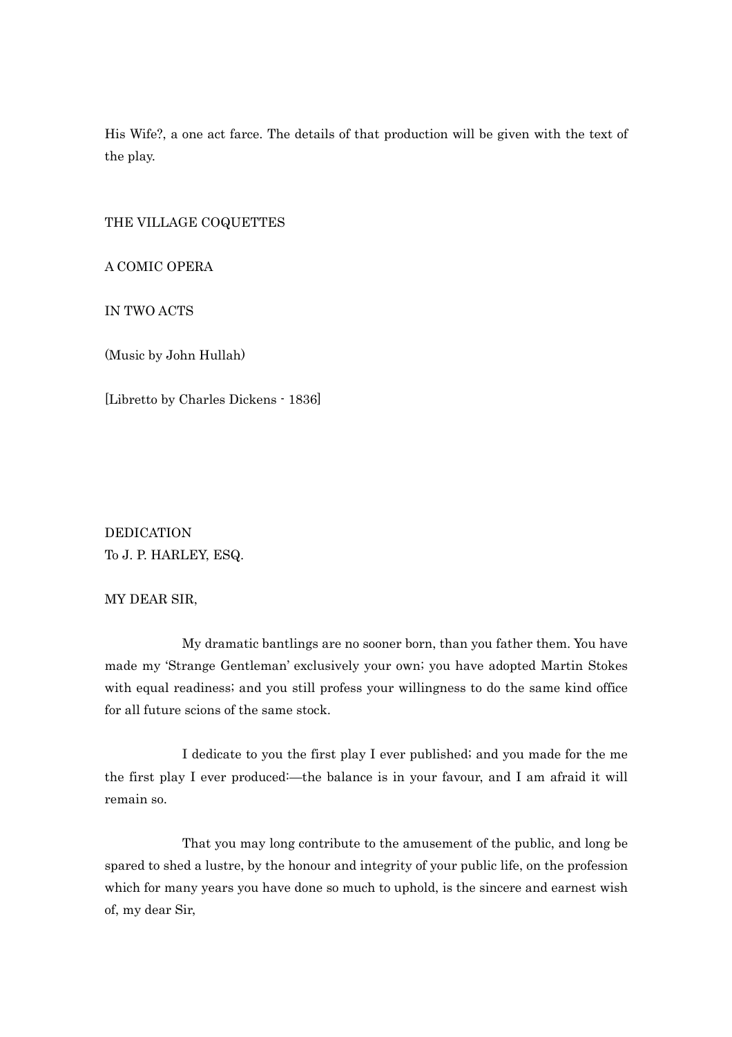His Wife?, a one act farce. The details of that production will be given with the text of the play.

# THE VILLAGE COQUETTES

## A COMIC OPERA

## IN TWO ACTS

(Music by John Hullah)

[Libretto by Charles Dickens - 1836]

## DEDICATION

To J. P. HARLEY, ESQ.

MY DEAR SIR,

My dramatic bantlings are no sooner born, than you father them. You have made my 'Strange Gentleman' exclusively your own; you have adopted Martin Stokes with equal readiness; and you still profess your willingness to do the same kind office for all future scions of the same stock.

I dedicate to you the first play I ever published; and you made for the me the first play I ever produced:—the balance is in your favour, and I am afraid it will remain so.

That you may long contribute to the amusement of the public, and long be spared to shed a lustre, by the honour and integrity of your public life, on the profession which for many years you have done so much to uphold, is the sincere and earnest wish of, my dear Sir,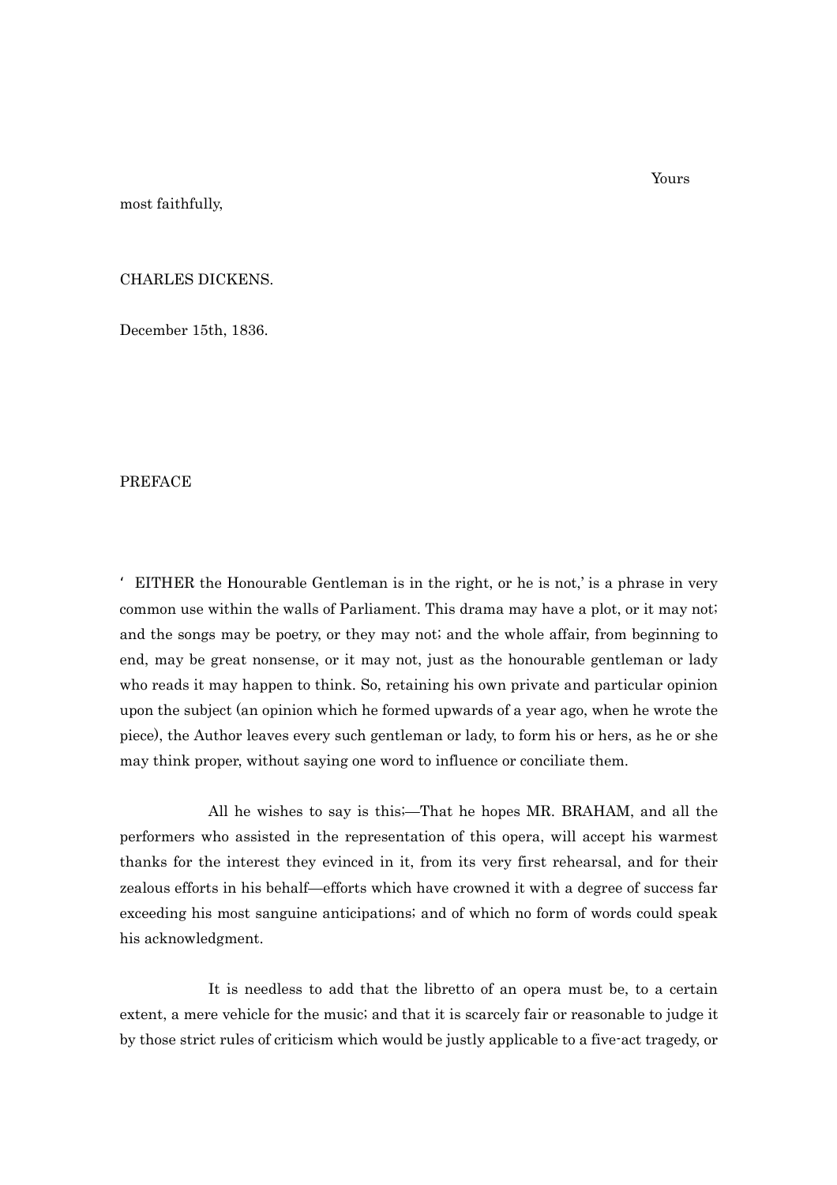Yours most faithfully,

CHARLES DICKENS.

December 15th, 1836.

## PREFACE

'EITHER the Honourable Gentleman is in the right, or he is not,' is a phrase in very common use within the walls of Parliament. This drama may have a plot, or it may not; and the songs may be poetry, or they may not; and the whole affair, from beginning to end, may be great nonsense, or it may not, just as the honourable gentleman or lady who reads it may happen to think. So, retaining his own private and particular opinion upon the subject (an opinion which he formed upwards of a year ago, when he wrote the piece), the Author leaves every such gentleman or lady, to form his or hers, as he or she may think proper, without saying one word to influence or conciliate them.

All he wishes to say is this;—That he hopes MR. BRAHAM, and all the performers who assisted in the representation of this opera, will accept his warmest thanks for the interest they evinced in it, from its very first rehearsal, and for their zealous efforts in his behalf—efforts which have crowned it with a degree of success far exceeding his most sanguine anticipations; and of which no form of words could speak his acknowledgment.

It is needless to add that the libretto of an opera must be, to a certain extent, a mere vehicle for the music; and that it is scarcely fair or reasonable to judge it by those strict rules of criticism which would be justly applicable to a five-act tragedy, or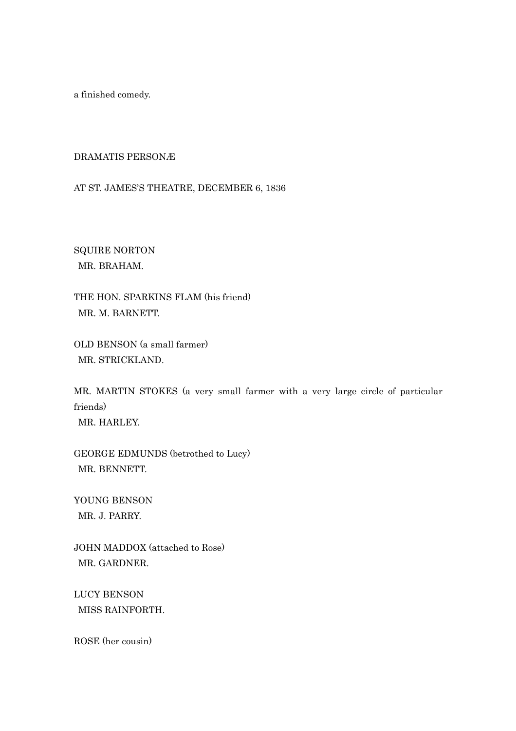a finished comedy.

## DRAMATIS PERSONÆ

AT ST. JAMES'S THEATRE, DECEMBER 6, 1836

SQUIRE NORTON
MR. BRAHAM.

THE HON. SPARKINS FLAM (his friend)
MR. M. BARNETT.

OLD BENSON (a small farmer)
MR. STRICKLAND.

MR. MARTIN STOKES (a very small farmer with a very large circle of particular friends)
MR. HARLEY.

GEORGE EDMUNDS (betrothed to Lucy)
MR. BENNETT.

YOUNG BENSON
MR. J. PARRY.

JOHN MADDOX (attached to Rose)
MR. GARDNER.

LUCY BENSON
MISS RAINFORTH.

ROSE (her cousin)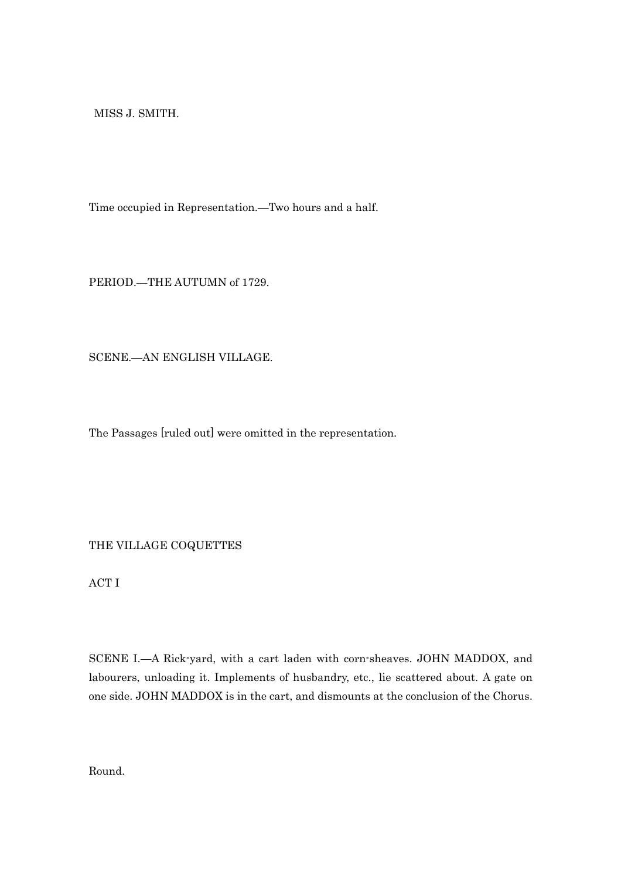MISS J. SMITH.

Time occupied in Representation.—Two hours and a half.

PERIOD.—THE AUTUMN of 1729.

SCENE.—AN ENGLISH VILLAGE.

The Passages [ruled out] were omitted in the representation.

# THE VILLAGE COQUETTES

## ACT I

SCENE I.—A Rick-yard, with a cart laden with corn-sheaves. JOHN MADDOX, and labourers, unloading it. Implements of husbandry, etc., lie scattered about. A gate on one side. JOHN MADDOX is in the cart, and dismounts at the conclusion of the Chorus.

Round.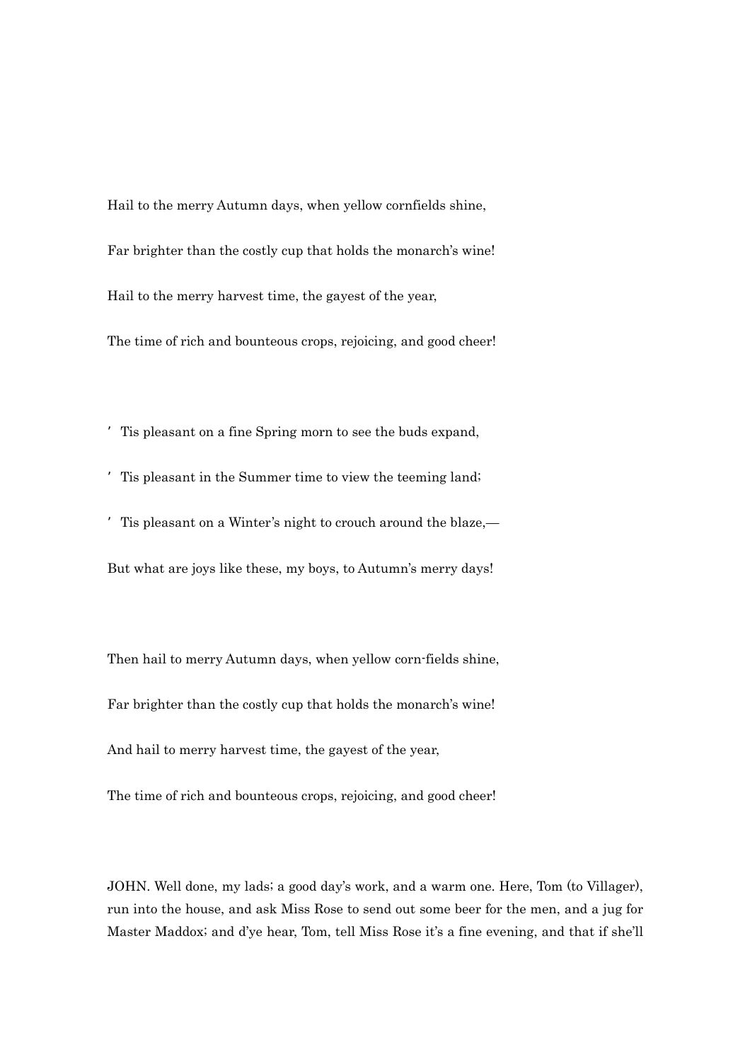Hail to the merry Autumn days, when yellow cornfields shine,

Far brighter than the costly cup that holds the monarch's wine!

Hail to the merry harvest time, the gayest of the year,

The time of rich and bounteous crops, rejoicing, and good cheer!

'Tis pleasant on a fine Spring morn to see the buds expand,

'Tis pleasant in the Summer time to view the teeming land;

'Tis pleasant on a Winter's night to crouch around the blaze,—

But what are joys like these, my boys, to Autumn's merry days!

Then hail to merry Autumn days, when yellow corn-fields shine,

Far brighter than the costly cup that holds the monarch's wine!

And hail to merry harvest time, the gayest of the year,

The time of rich and bounteous crops, rejoicing, and good cheer!

JOHN. Well done, my lads; a good day's work, and a warm one. Here, Tom (to Villager), run into the house, and ask Miss Rose to send out some beer for the men, and a jug for Master Maddox; and d'ye hear, Tom, tell Miss Rose it's a fine evening, and that if she'll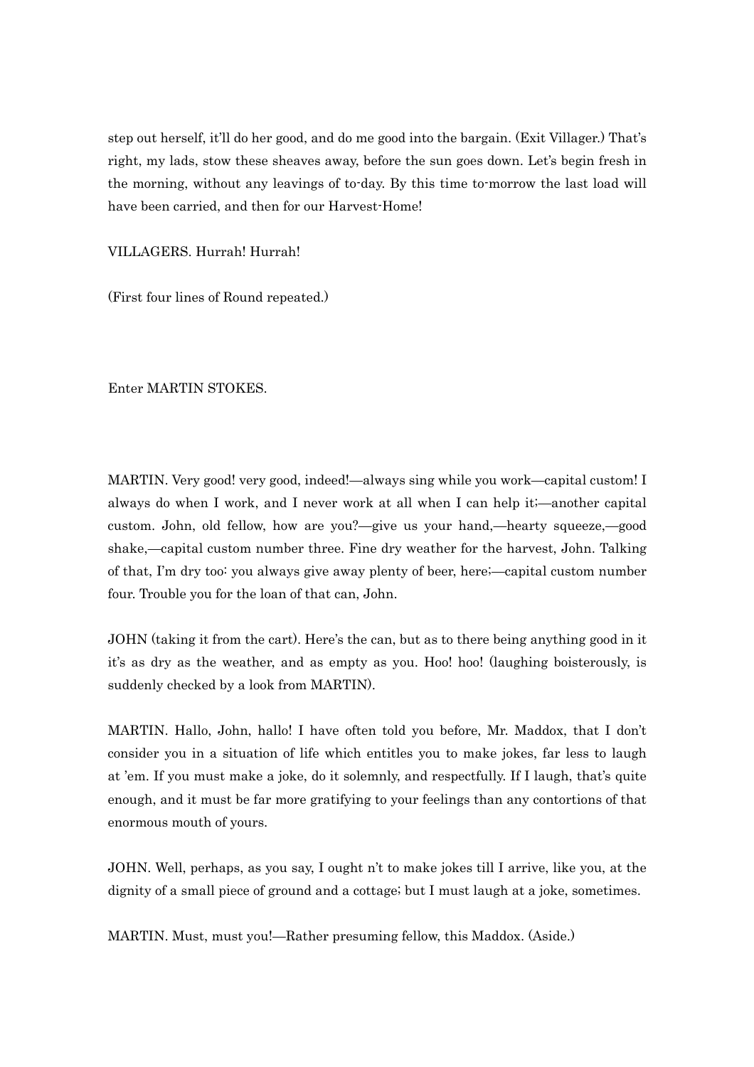step out herself, it'll do her good, and do me good into the bargain. (Exit Villager.) That's right, my lads, stow these sheaves away, before the sun goes down. Let's begin fresh in the morning, without any leavings of to-day. By this time to-morrow the last load will have been carried, and then for our Harvest-Home!

VILLAGERS. Hurrah! Hurrah!

(First four lines of Round repeated.)

Enter MARTIN STOKES.

MARTIN. Very good! very good, indeed!—always sing while you work—capital custom! I always do when I work, and I never work at all when I can help it;—another capital custom. John, old fellow, how are you?—give us your hand,—hearty squeeze,—good shake,—capital custom number three. Fine dry weather for the harvest, John. Talking of that, I'm dry too: you always give away plenty of beer, here;—capital custom number four. Trouble you for the loan of that can, John.

JOHN (taking it from the cart). Here's the can, but as to there being anything good in it it's as dry as the weather, and as empty as you. Hoo! hoo! (laughing boisterously, is suddenly checked by a look from MARTIN).

MARTIN. Hallo, John, hallo! I have often told you before, Mr. Maddox, that I don't consider you in a situation of life which entitles you to make jokes, far less to laugh at 'em. If you must make a joke, do it solemnly, and respectfully. If I laugh, that's quite enough, and it must be far more gratifying to your feelings than any contortions of that enormous mouth of yours.

JOHN. Well, perhaps, as you say, I ought n't to make jokes till I arrive, like you, at the dignity of a small piece of ground and a cottage; but I must laugh at a joke, sometimes.

MARTIN. Must, must you!—Rather presuming fellow, this Maddox. (Aside.)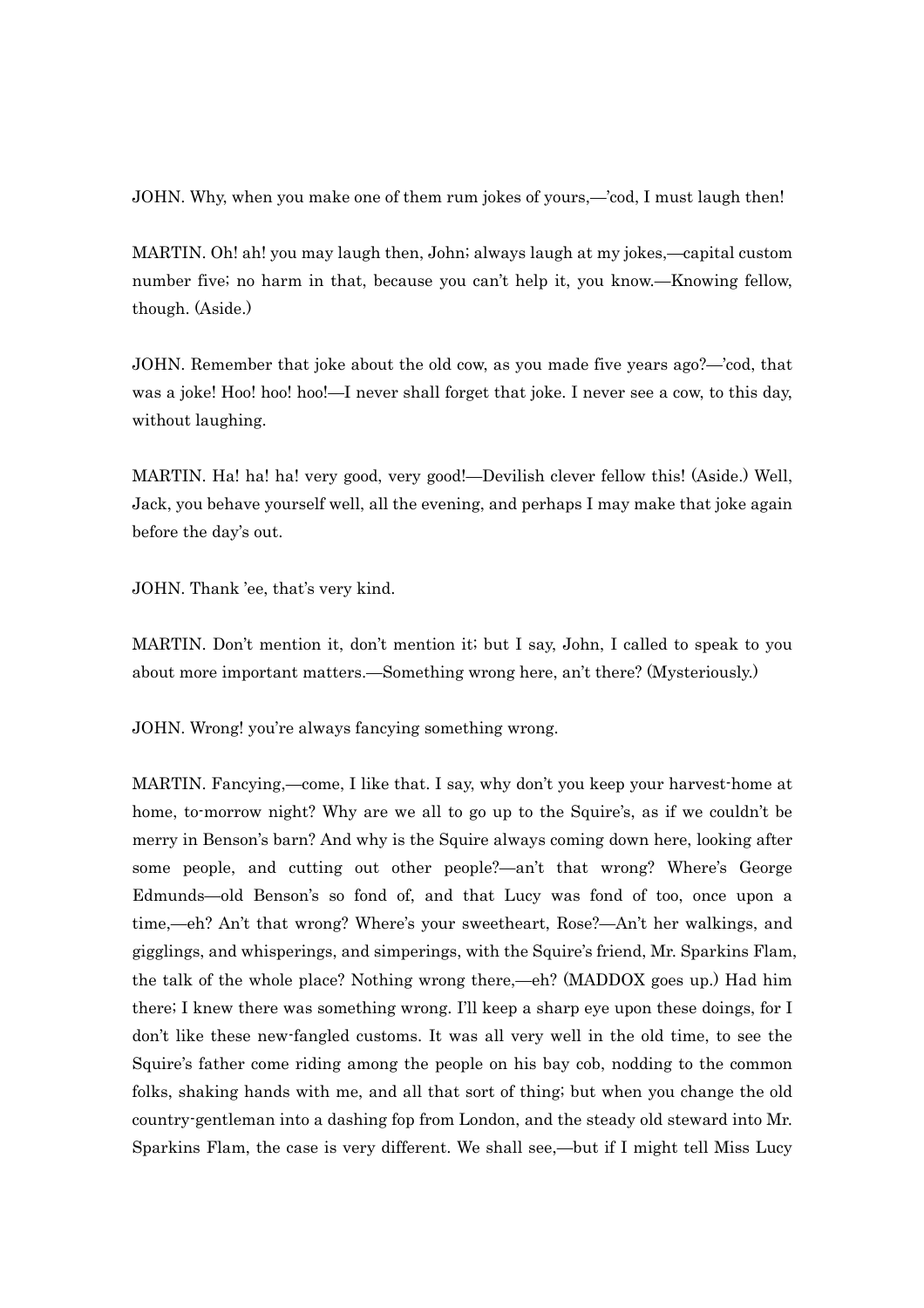JOHN. Why, when you make one of them rum jokes of yours,—'cod, I must laugh then!

MARTIN. Oh! ah! you may laugh then, John; always laugh at my jokes,—capital custom number five; no harm in that, because you can't help it, you know.—Knowing fellow, though. (Aside.)

JOHN. Remember that joke about the old cow, as you made five years ago?—'cod, that was a joke! Hoo! hoo! hoo!—I never shall forget that joke. I never see a cow, to this day, without laughing.

MARTIN. Ha! ha! ha! very good, very good!—Devilish clever fellow this! (Aside.) Well, Jack, you behave yourself well, all the evening, and perhaps I may make that joke again before the day's out.

JOHN. Thank 'ee, that's very kind.

MARTIN. Don't mention it, don't mention it; but I say, John, I called to speak to you about more important matters.—Something wrong here, an't there? (Mysteriously.)

JOHN. Wrong! you're always fancying something wrong.

MARTIN. Fancying,—come, I like that. I say, why don't you keep your harvest-home at home, to-morrow night? Why are we all to go up to the Squire's, as if we couldn't be merry in Benson's barn? And why is the Squire always coming down here, looking after some people, and cutting out other people?—an't that wrong? Where's George Edmunds—old Benson's so fond of, and that Lucy was fond of too, once upon a time,—eh? An't that wrong? Where's your sweetheart, Rose?—An't her walkings, and gigglings, and whisperings, and simperings, with the Squire's friend, Mr. Sparkins Flam, the talk of the whole place? Nothing wrong there,—eh? (MADDOX goes up.) Had him there; I knew there was something wrong. I'll keep a sharp eye upon these doings, for I don't like these new-fangled customs. It was all very well in the old time, to see the Squire's father come riding among the people on his bay cob, nodding to the common folks, shaking hands with me, and all that sort of thing; but when you change the old country-gentleman into a dashing fop from London, and the steady old steward into Mr. Sparkins Flam, the case is very different. We shall see,—but if I might tell Miss Lucy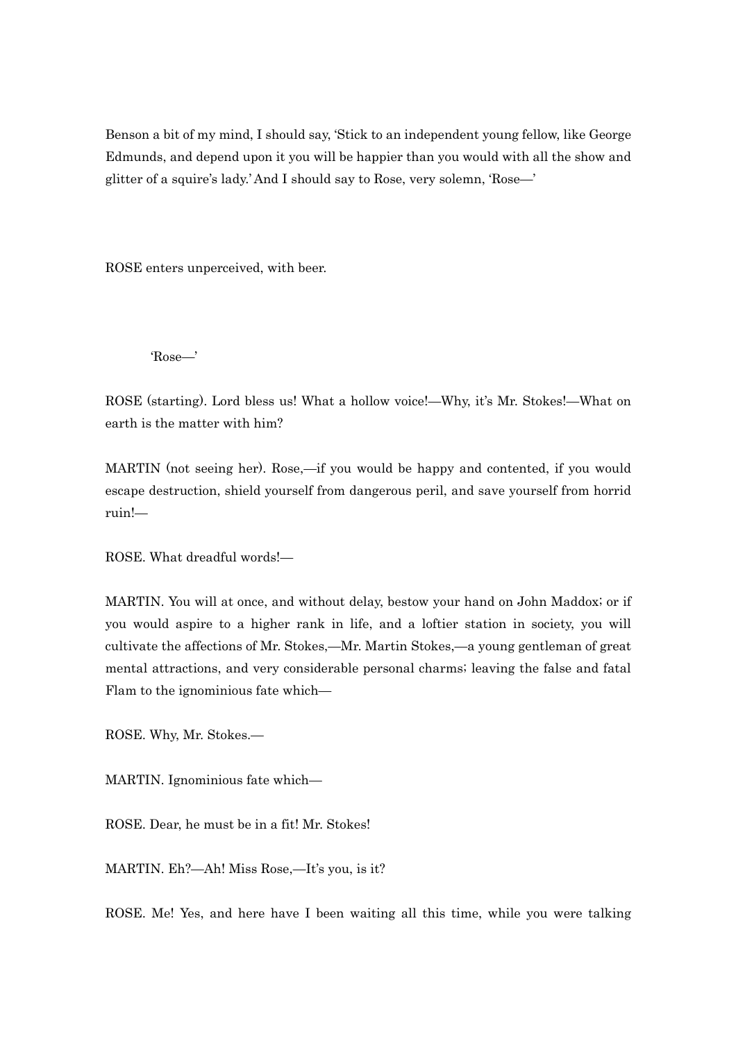Benson a bit of my mind, I should say, 'Stick to an independent young fellow, like George Edmunds, and depend upon it you will be happier than you would with all the show and glitter of a squire's lady.' And I should say to Rose, very solemn, 'Rose—'

ROSE enters unperceived, with beer.

'Rose—'

ROSE (starting). Lord bless us! What a hollow voice!—Why, it's Mr. Stokes!—What on earth is the matter with him?

MARTIN (not seeing her). Rose,—if you would be happy and contented, if you would escape destruction, shield yourself from dangerous peril, and save yourself from horrid ruin!—

ROSE. What dreadful words!—

MARTIN. You will at once, and without delay, bestow your hand on John Maddox; or if you would aspire to a higher rank in life, and a loftier station in society, you will cultivate the affections of Mr. Stokes,—Mr. Martin Stokes,—a young gentleman of great mental attractions, and very considerable personal charms; leaving the false and fatal Flam to the ignominious fate which—

ROSE. Why, Mr. Stokes.—

MARTIN. Ignominious fate which—

ROSE. Dear, he must be in a fit! Mr. Stokes!

MARTIN. Eh?—Ah! Miss Rose,—It's you, is it?

ROSE. Me! Yes, and here have I been waiting all this time, while you were talking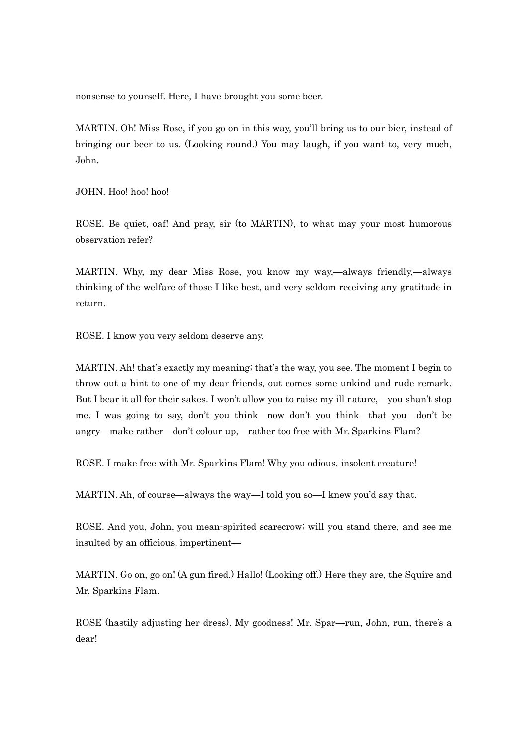nonsense to yourself. Here, I have brought you some beer.

MARTIN. Oh! Miss Rose, if you go on in this way, you'll bring us to our bier, instead of bringing our beer to us. (Looking round.) You may laugh, if you want to, very much, John.

JOHN. Hoo! hoo! hoo!

ROSE. Be quiet, oaf! And pray, sir (to MARTIN), to what may your most humorous observation refer?

MARTIN. Why, my dear Miss Rose, you know my way,—always friendly,—always thinking of the welfare of those I like best, and very seldom receiving any gratitude in return.

ROSE. I know you very seldom deserve any.

MARTIN. Ah! that's exactly my meaning; that's the way, you see. The moment I begin to throw out a hint to one of my dear friends, out comes some unkind and rude remark. But I bear it all for their sakes. I won't allow you to raise my ill nature,—you shan't stop me. I was going to say, don't you think—now don't you think—that you—don't be angry—make rather—don't colour up,—rather too free with Mr. Sparkins Flam?

ROSE. I make free with Mr. Sparkins Flam! Why you odious, insolent creature!

MARTIN. Ah, of course—always the way—I told you so—I knew you'd say that.

ROSE. And you, John, you mean-spirited scarecrow; will you stand there, and see me insulted by an officious, impertinent—

MARTIN. Go on, go on! (A gun fired.) Hallo! (Looking off.) Here they are, the Squire and Mr. Sparkins Flam.

ROSE (hastily adjusting her dress). My goodness! Mr. Spar—run, John, run, there's a dear!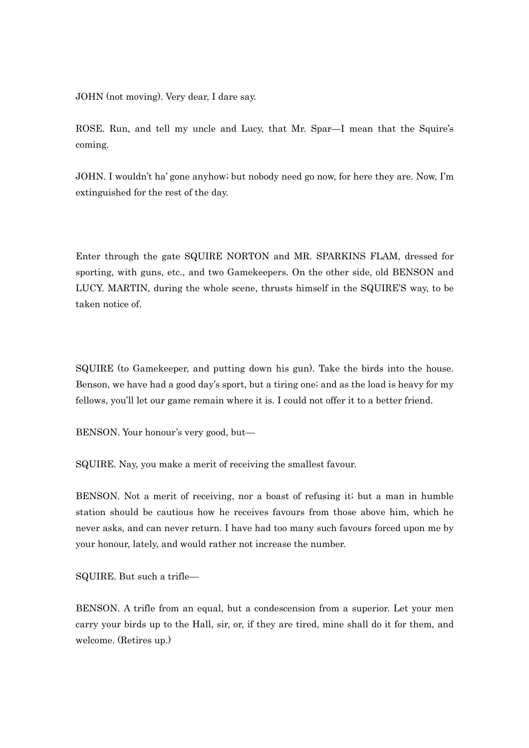JOHN (not moving). Very dear, I dare say.

ROSE. Run, and tell my uncle and Lucy, that Mr. Spar—I mean that the Squire's coming.

JOHN. I wouldn't ha' gone anyhow; but nobody need go now, for here they are. Now, I'm extinguished for the rest of the day.

Enter through the gate SQUIRE NORTON and MR. SPARKINS FLAM, dressed for sporting, with guns, etc., and two Gamekeepers. On the other side, old BENSON and LUCY. MARTIN, during the whole scene, thrusts himself in the SQUIRE'S way, to be taken notice of.

SQUIRE (to Gamekeeper, and putting down his gun). Take the birds into the house. Benson, we have had a good day's sport, but a tiring one; and as the load is heavy for my fellows, you'll let our game remain where it is. I could not offer it to a better friend.

BENSON. Your honour's very good, but—

SQUIRE. Nay, you make a merit of receiving the smallest favour.

BENSON. Not a merit of receiving, nor a boast of refusing it; but a man in humble station should be cautious how he receives favours from those above him, which he never asks, and can never return. I have had too many such favours forced upon me by your honour, lately, and would rather not increase the number.

SQUIRE. But such a trifle—

BENSON. A trifle from an equal, but a condescension from a superior. Let your men carry your birds up to the Hall, sir, or, if they are tired, mine shall do it for them, and welcome. (Retires up.)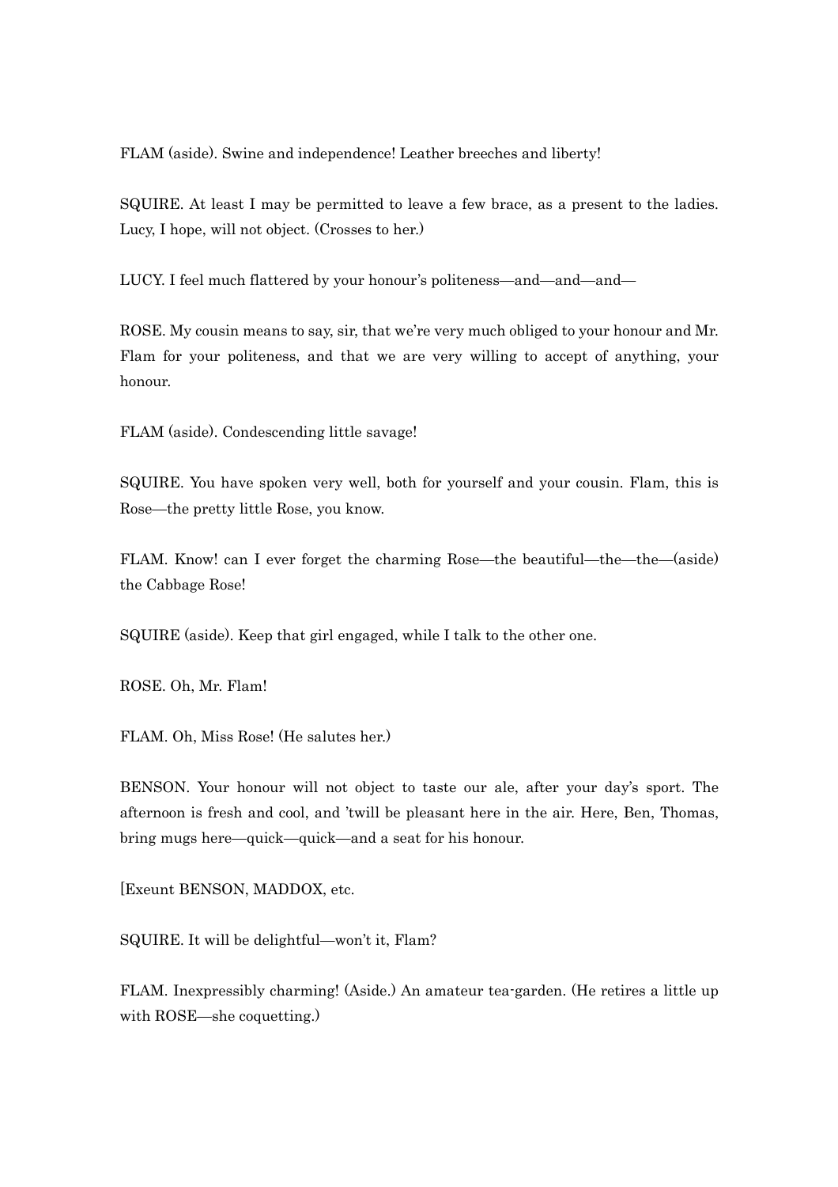FLAM (aside). Swine and independence! Leather breeches and liberty!

SQUIRE. At least I may be permitted to leave a few brace, as a present to the ladies. Lucy, I hope, will not object. (Crosses to her.)

LUCY. I feel much flattered by your honour's politeness—and—and—and—

ROSE. My cousin means to say, sir, that we're very much obliged to your honour and Mr. Flam for your politeness, and that we are very willing to accept of anything, your honour.

FLAM (aside). Condescending little savage!

SQUIRE. You have spoken very well, both for yourself and your cousin. Flam, this is Rose—the pretty little Rose, you know.

FLAM. Know! can I ever forget the charming Rose—the beautiful—the—the—(aside) the Cabbage Rose!

SQUIRE (aside). Keep that girl engaged, while I talk to the other one.

ROSE. Oh, Mr. Flam!

FLAM. Oh, Miss Rose! (He salutes her.)

BENSON. Your honour will not object to taste our ale, after your day's sport. The afternoon is fresh and cool, and 'twill be pleasant here in the air. Here, Ben, Thomas, bring mugs here—quick—quick—and a seat for his honour.

[Exeunt BENSON, MADDOX, etc.

SQUIRE. It will be delightful—won't it, Flam?

FLAM. Inexpressibly charming! (Aside.) An amateur tea-garden. (He retires a little up with ROSE—she coquetting.)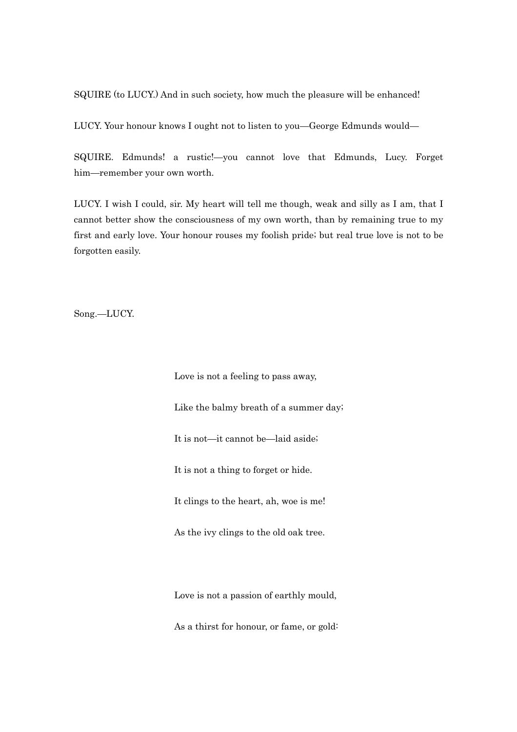SQUIRE (to LUCY.) And in such society, how much the pleasure will be enhanced!

LUCY. Your honour knows I ought not to listen to you—George Edmunds would—

SQUIRE. Edmunds! a rustic!—you cannot love that Edmunds, Lucy. Forget him—remember your own worth.

LUCY. I wish I could, sir. My heart will tell me though, weak and silly as I am, that I cannot better show the consciousness of my own worth, than by remaining true to my first and early love. Your honour rouses my foolish pride; but real true love is not to be forgotten easily.

Song.—LUCY.

Love is not a feeling to pass away,

Like the balmy breath of a summer day;

It is not—it cannot be—laid aside;

It is not a thing to forget or hide.

It clings to the heart, ah, woe is me!

As the ivy clings to the old oak tree.

Love is not a passion of earthly mould,

As a thirst for honour, or fame, or gold: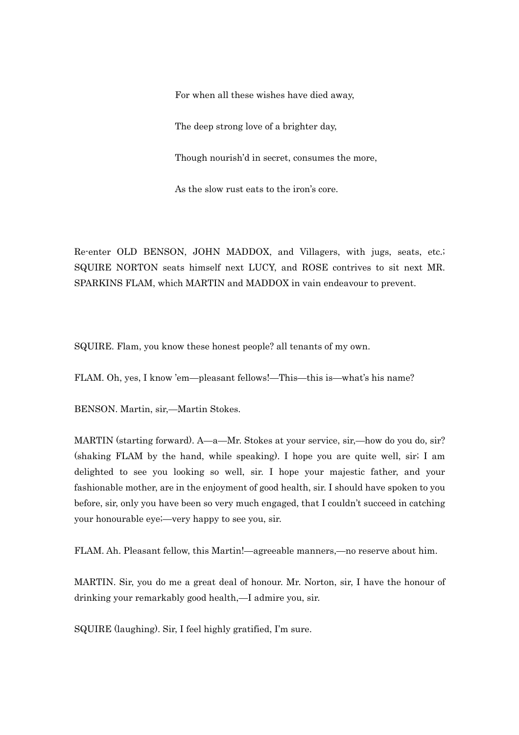For when all these wishes have died away,

The deep strong love of a brighter day,

Though nourish'd in secret, consumes the more,

As the slow rust eats to the iron's core.

Re-enter OLD BENSON, JOHN MADDOX, and Villagers, with jugs, seats, etc.; SQUIRE NORTON seats himself next LUCY, and ROSE contrives to sit next MR. SPARKINS FLAM, which MARTIN and MADDOX in vain endeavour to prevent.

SQUIRE. Flam, you know these honest people? all tenants of my own.

FLAM. Oh, yes, I know 'em—pleasant fellows!—This—this is—what's his name?

BENSON. Martin, sir,—Martin Stokes.

MARTIN (starting forward). A—a—Mr. Stokes at your service, sir,—how do you do, sir? (shaking FLAM by the hand, while speaking). I hope you are quite well, sir; I am delighted to see you looking so well, sir. I hope your majestic father, and your fashionable mother, are in the enjoyment of good health, sir. I should have spoken to you before, sir, only you have been so very much engaged, that I couldn't succeed in catching your honourable eye;—very happy to see you, sir.

FLAM. Ah. Pleasant fellow, this Martin!—agreeable manners,—no reserve about him.

MARTIN. Sir, you do me a great deal of honour. Mr. Norton, sir, I have the honour of drinking your remarkably good health,—I admire you, sir.

SQUIRE (laughing). Sir, I feel highly gratified, I'm sure.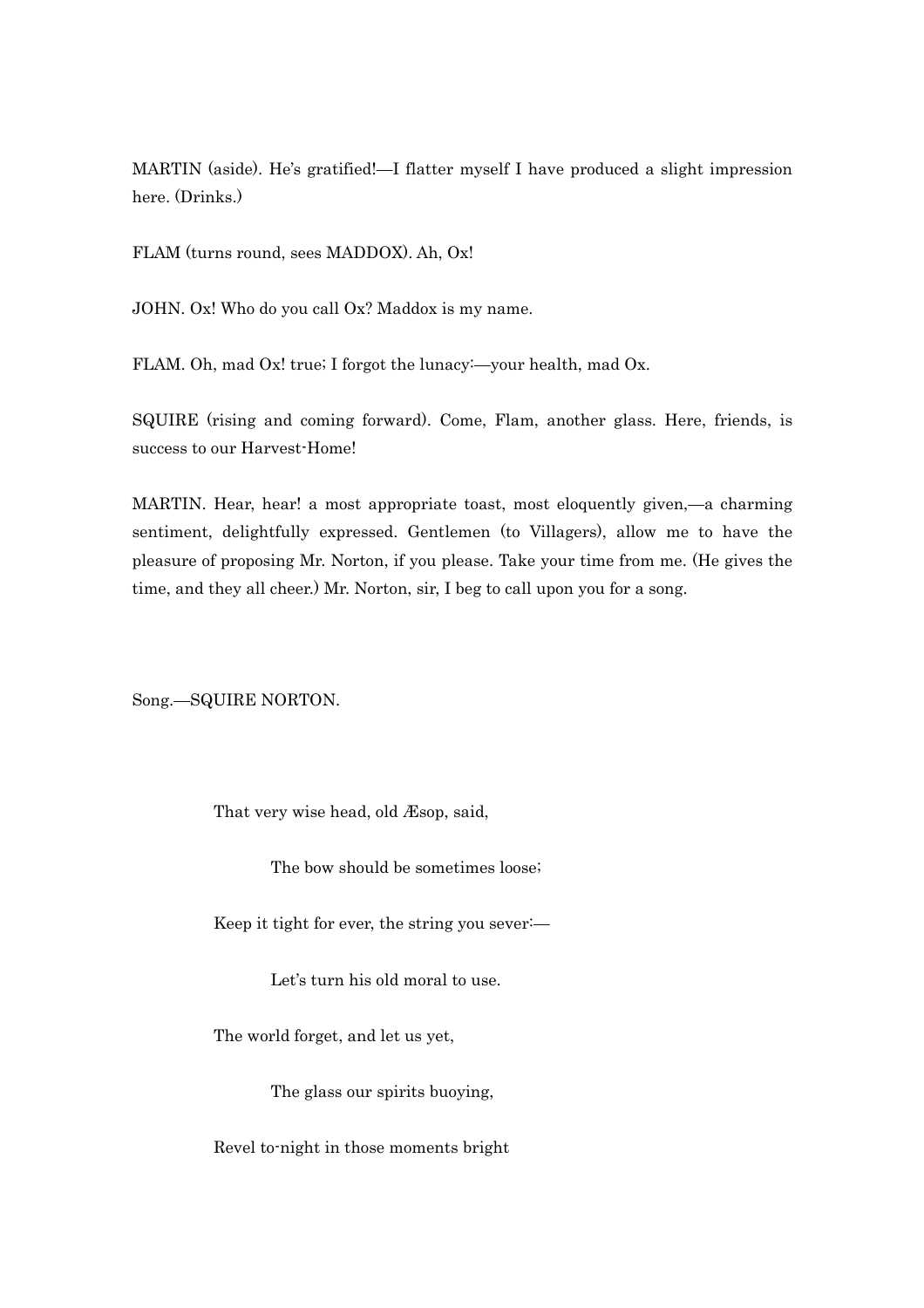MARTIN (aside). He's gratified!—I flatter myself I have produced a slight impression here. (Drinks.)

FLAM (turns round, sees MADDOX). Ah, Ox!

JOHN. Ox! Who do you call Ox? Maddox is my name.

FLAM. Oh, mad Ox! true; I forgot the lunacy:—your health, mad Ox.

SQUIRE (rising and coming forward). Come, Flam, another glass. Here, friends, is success to our Harvest-Home!

MARTIN. Hear, hear! a most appropriate toast, most eloquently given,—a charming sentiment, delightfully expressed. Gentlemen (to Villagers), allow me to have the pleasure of proposing Mr. Norton, if you please. Take your time from me. (He gives the time, and they all cheer.) Mr. Norton, sir, I beg to call upon you for a song.

Song.—SQUIRE NORTON.

> That very wise head, old Æsop, said,
>
> The bow should be sometimes loose;
>
> Keep it tight for ever, the string you sever:—
>
> Let's turn his old moral to use.
>
> The world forget, and let us yet,
>
> The glass our spirits buoying,
>
> Revel to-night in those moments bright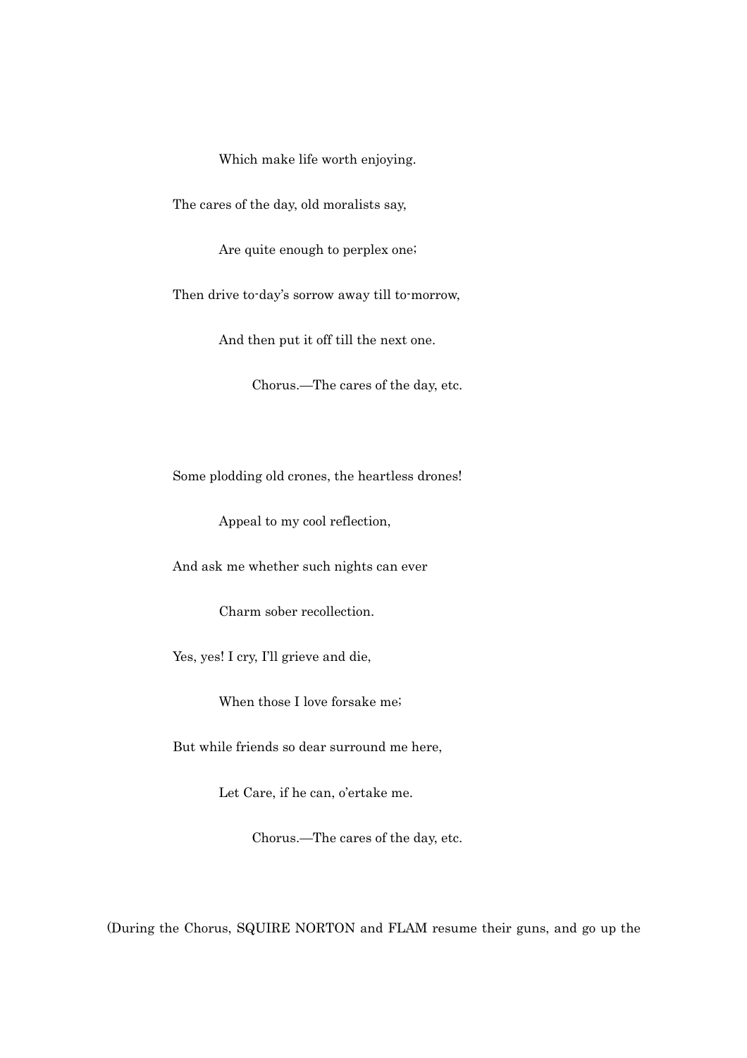Which make life worth enjoying.

The cares of the day, old moralists say,

Are quite enough to perplex one;

Then drive to-day's sorrow away till to-morrow,

And then put it off till the next one.

Chorus.—The cares of the day, etc.

Some plodding old crones, the heartless drones!

Appeal to my cool reflection,

And ask me whether such nights can ever

Charm sober recollection.

Yes, yes! I cry, I'll grieve and die,

When those I love forsake me;

But while friends so dear surround me here,

Let Care, if he can, o'ertake me.

Chorus.—The cares of the day, etc.

(During the Chorus, SQUIRE NORTON and FLAM resume their guns, and go up the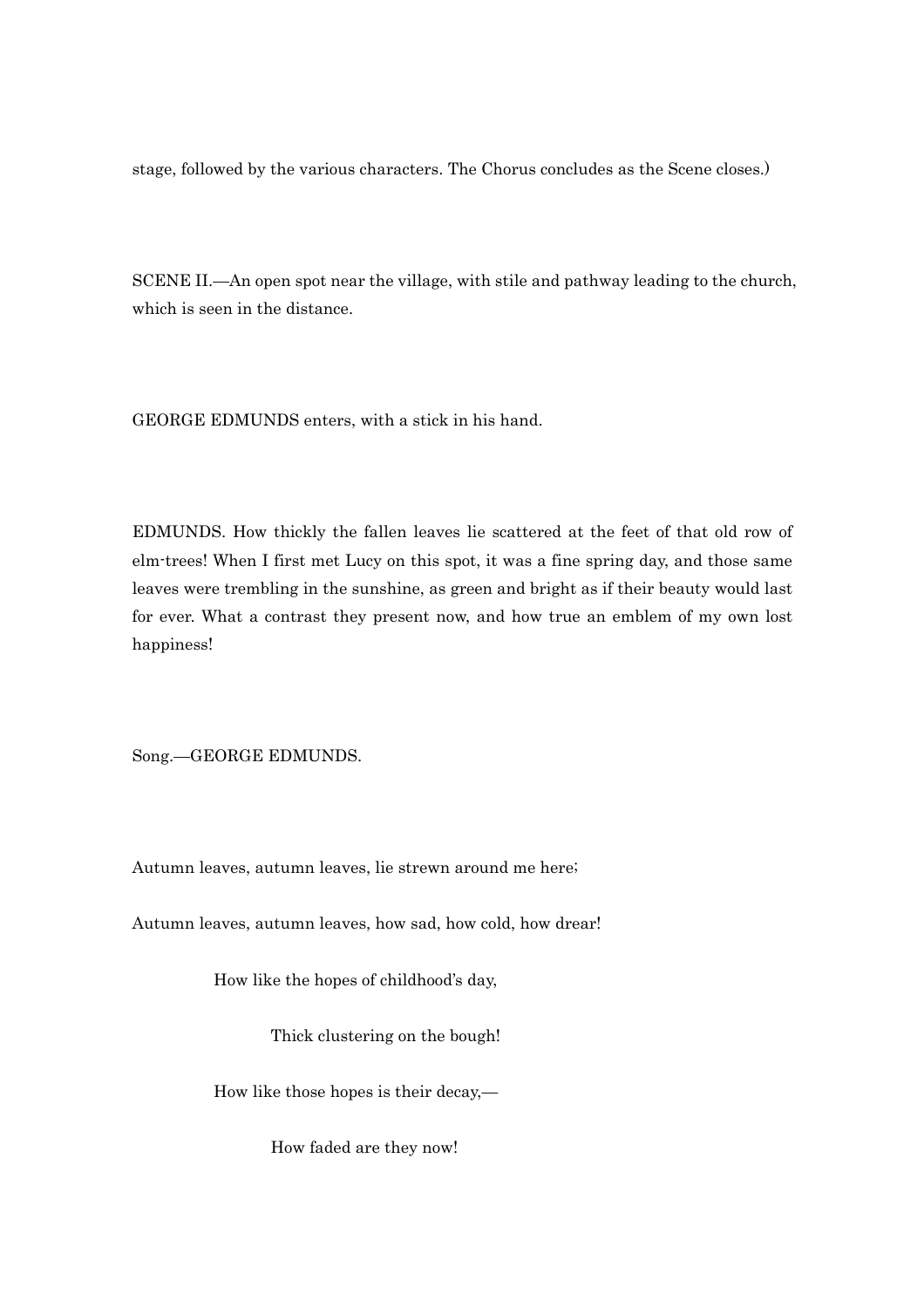stage, followed by the various characters. The Chorus concludes as the Scene closes.)

SCENE II.—An open spot near the village, with stile and pathway leading to the church, which is seen in the distance.

GEORGE EDMUNDS enters, with a stick in his hand.

EDMUNDS. How thickly the fallen leaves lie scattered at the feet of that old row of elm-trees! When I first met Lucy on this spot, it was a fine spring day, and those same leaves were trembling in the sunshine, as green and bright as if their beauty would last for ever. What a contrast they present now, and how true an emblem of my own lost happiness!

Song.—GEORGE EDMUNDS.

Autumn leaves, autumn leaves, lie strewn around me here;

Autumn leaves, autumn leaves, how sad, how cold, how drear!

How like the hopes of childhood's day,

Thick clustering on the bough!

How like those hopes is their decay,—

How faded are they now!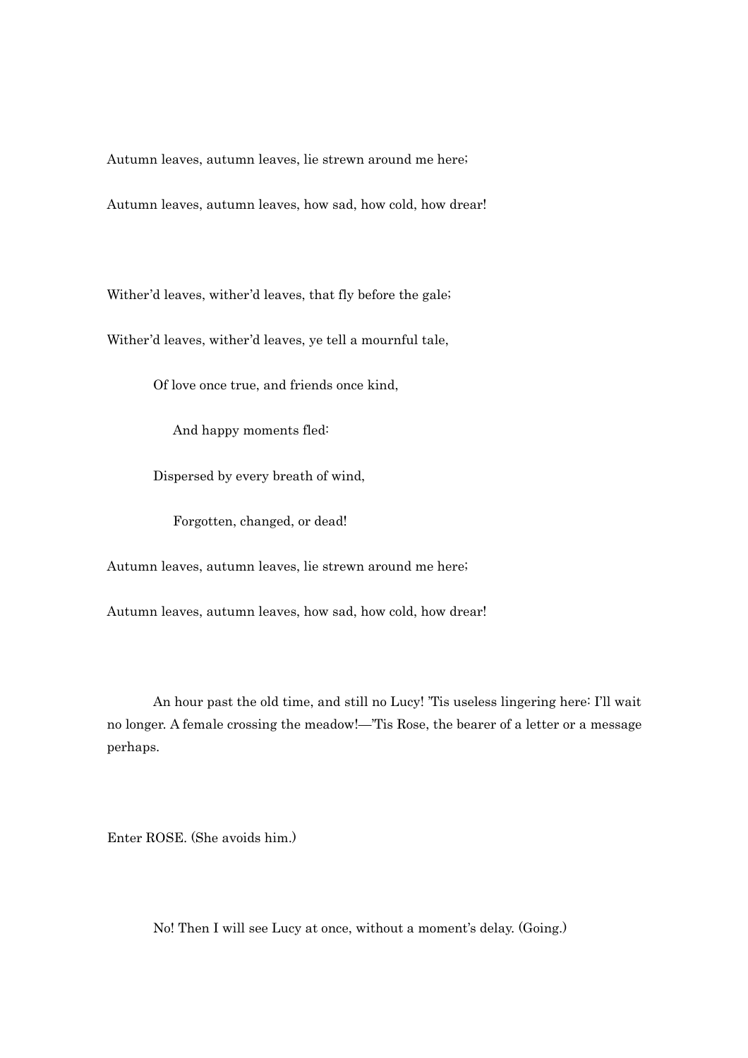Autumn leaves, autumn leaves, lie strewn around me here;

Autumn leaves, autumn leaves, how sad, how cold, how drear!

Wither'd leaves, wither'd leaves, that fly before the gale;

Wither'd leaves, wither'd leaves, ye tell a mournful tale,

Of love once true, and friends once kind,

And happy moments fled:

Dispersed by every breath of wind,

Forgotten, changed, or dead!

Autumn leaves, autumn leaves, lie strewn around me here;

Autumn leaves, autumn leaves, how sad, how cold, how drear!

An hour past the old time, and still no Lucy! 'Tis useless lingering here: I'll wait no longer. A female crossing the meadow!—'Tis Rose, the bearer of a letter or a message perhaps.

Enter ROSE. (She avoids him.)

No! Then I will see Lucy at once, without a moment's delay. (Going.)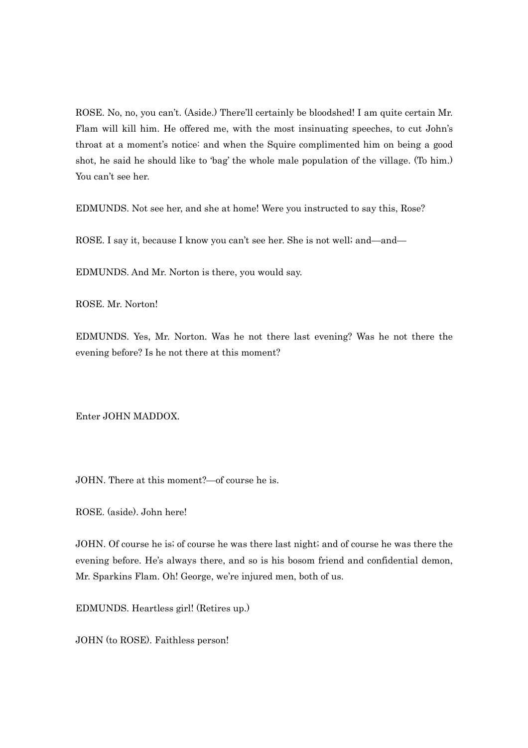ROSE. No, no, you can't. (Aside.) There'll certainly be bloodshed! I am quite certain Mr. Flam will kill him. He offered me, with the most insinuating speeches, to cut John's throat at a moment's notice: and when the Squire complimented him on being a good shot, he said he should like to 'bag' the whole male population of the village. (To him.) You can't see her.

EDMUNDS. Not see her, and she at home! Were you instructed to say this, Rose?

ROSE. I say it, because I know you can't see her. She is not well; and—and—

EDMUNDS. And Mr. Norton is there, you would say.

ROSE. Mr. Norton!

EDMUNDS. Yes, Mr. Norton. Was he not there last evening? Was he not there the evening before? Is he not there at this moment?

Enter JOHN MADDOX.

JOHN. There at this moment?—of course he is.

ROSE. (aside). John here!

JOHN. Of course he is; of course he was there last night; and of course he was there the evening before. He's always there, and so is his bosom friend and confidential demon, Mr. Sparkins Flam. Oh! George, we're injured men, both of us.

EDMUNDS. Heartless girl! (Retires up.)

JOHN (to ROSE). Faithless person!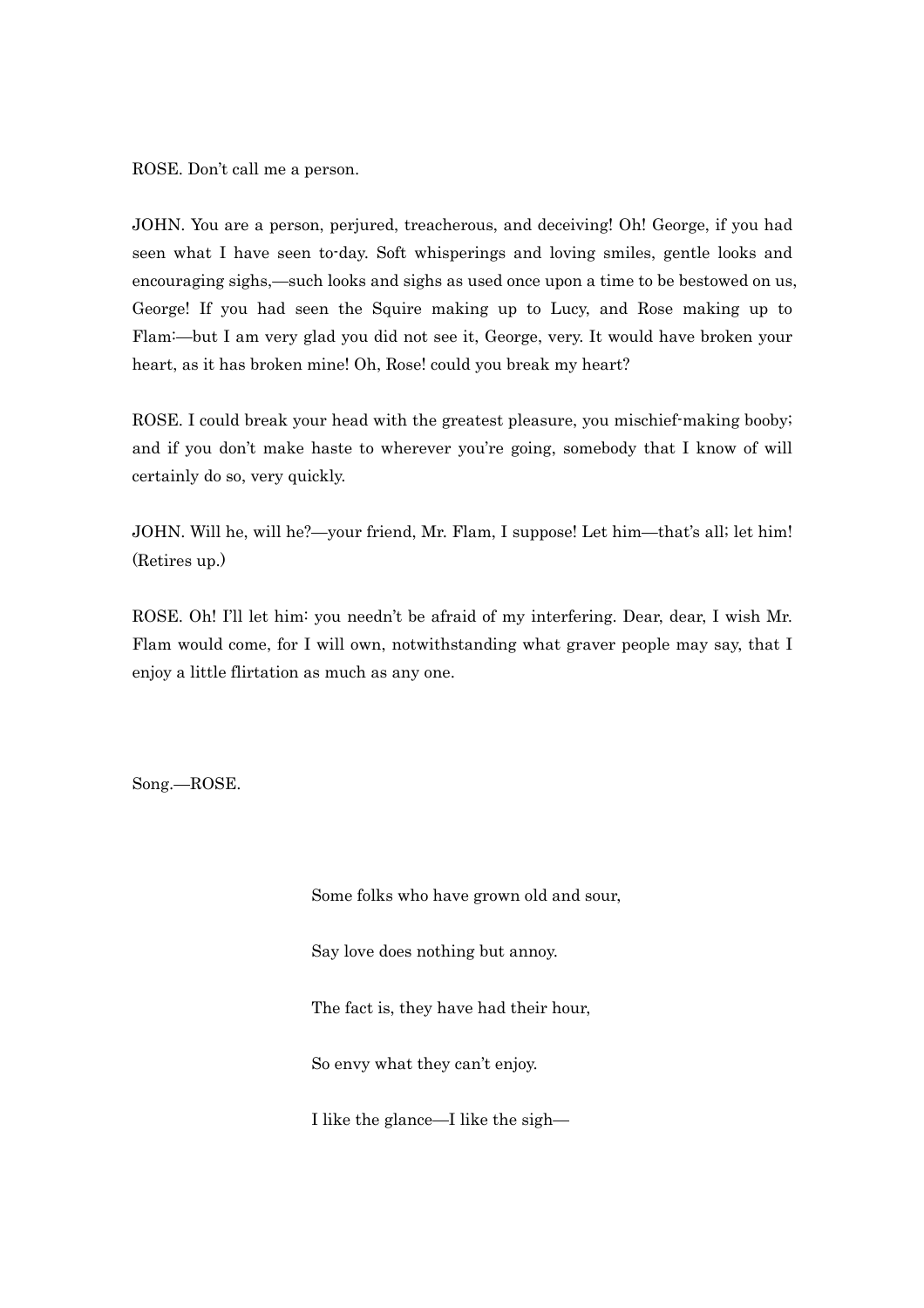ROSE. Don't call me a person.

JOHN. You are a person, perjured, treacherous, and deceiving! Oh! George, if you had seen what I have seen to-day. Soft whisperings and loving smiles, gentle looks and encouraging sighs,—such looks and sighs as used once upon a time to be bestowed on us, George! If you had seen the Squire making up to Lucy, and Rose making up to Flam:—but I am very glad you did not see it, George, very. It would have broken your heart, as it has broken mine! Oh, Rose! could you break my heart?

ROSE. I could break your head with the greatest pleasure, you mischief-making booby; and if you don't make haste to wherever you're going, somebody that I know of will certainly do so, very quickly.

JOHN. Will he, will he?—your friend, Mr. Flam, I suppose! Let him—that's all; let him! (Retires up.)

ROSE. Oh! I'll let him: you needn't be afraid of my interfering. Dear, dear, I wish Mr. Flam would come, for I will own, notwithstanding what graver people may say, that I enjoy a little flirtation as much as any one.

Song.—ROSE.

> Some folks who have grown old and sour,
>
> Say love does nothing but annoy.
>
> The fact is, they have had their hour,
>
> So envy what they can't enjoy.
>
> I like the glance—I like the sigh—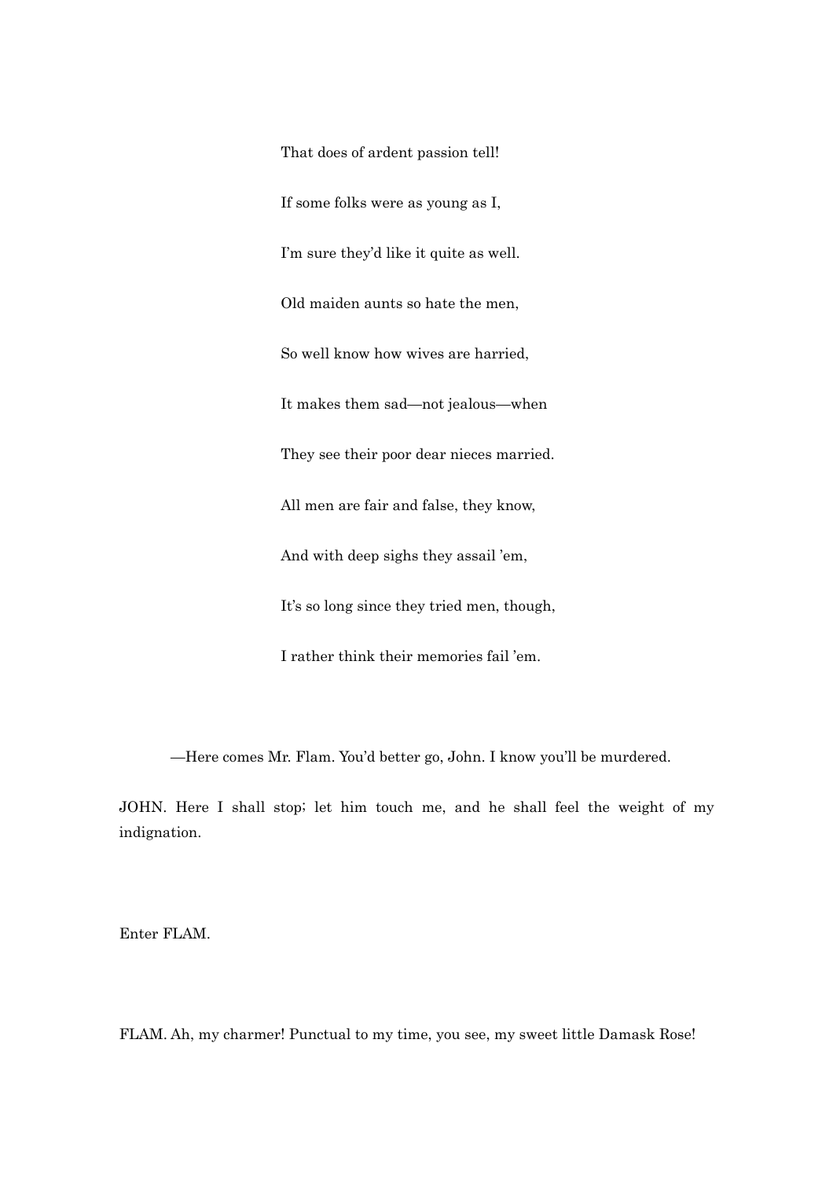That does of ardent passion tell!

If some folks were as young as I,

I'm sure they'd like it quite as well.

Old maiden aunts so hate the men,

So well know how wives are harried,

It makes them sad—not jealous—when

They see their poor dear nieces married.

All men are fair and false, they know,

And with deep sighs they assail 'em,

It's so long since they tried men, though,

I rather think their memories fail 'em.

—Here comes Mr. Flam. You'd better go, John. I know you'll be murdered.

JOHN. Here I shall stop; let him touch me, and he shall feel the weight of my indignation.

Enter FLAM.

FLAM. Ah, my charmer! Punctual to my time, you see, my sweet little Damask Rose!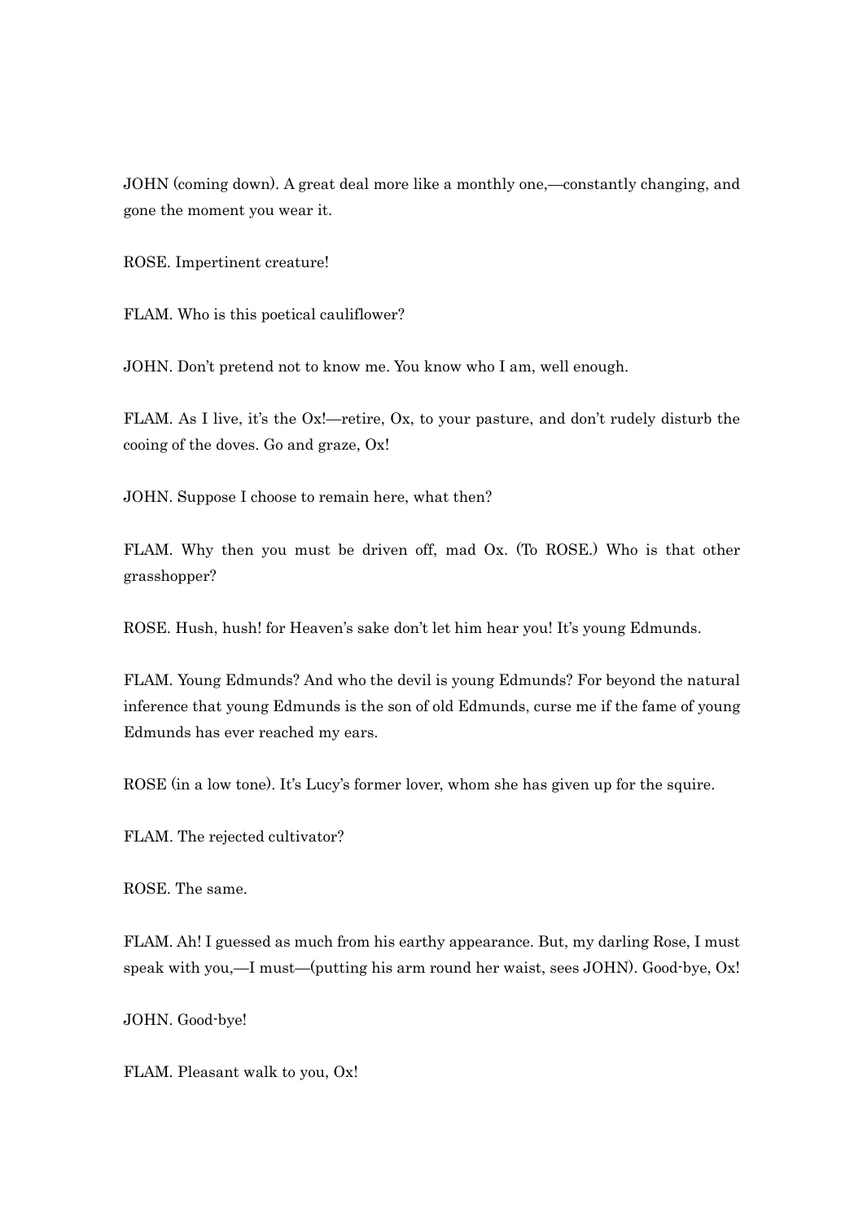JOHN (coming down). A great deal more like a monthly one,—constantly changing, and gone the moment you wear it.

ROSE. Impertinent creature!

FLAM. Who is this poetical cauliflower?

JOHN. Don't pretend not to know me. You know who I am, well enough.

FLAM. As I live, it's the Ox!—retire, Ox, to your pasture, and don't rudely disturb the cooing of the doves. Go and graze, Ox!

JOHN. Suppose I choose to remain here, what then?

FLAM. Why then you must be driven off, mad Ox. (To ROSE.) Who is that other grasshopper?

ROSE. Hush, hush! for Heaven's sake don't let him hear you! It's young Edmunds.

FLAM. Young Edmunds? And who the devil is young Edmunds? For beyond the natural inference that young Edmunds is the son of old Edmunds, curse me if the fame of young Edmunds has ever reached my ears.

ROSE (in a low tone). It's Lucy's former lover, whom she has given up for the squire.

FLAM. The rejected cultivator?

ROSE. The same.

FLAM. Ah! I guessed as much from his earthy appearance. But, my darling Rose, I must speak with you,—I must—(putting his arm round her waist, sees JOHN). Good-bye, Ox!

JOHN. Good-bye!

FLAM. Pleasant walk to you, Ox!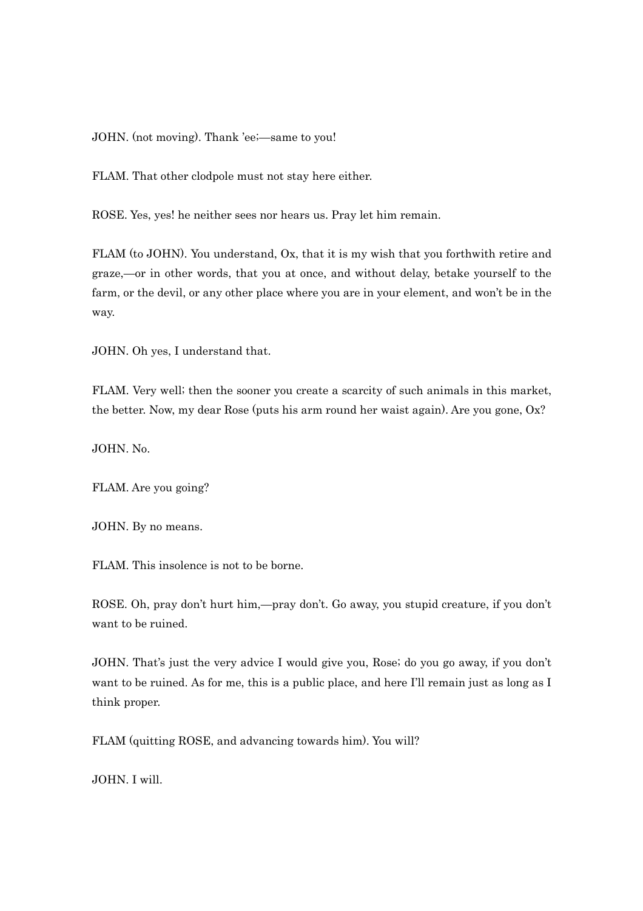JOHN. (not moving). Thank 'ee;—same to you!

FLAM. That other clodpole must not stay here either.

ROSE. Yes, yes! he neither sees nor hears us. Pray let him remain.

FLAM (to JOHN). You understand, Ox, that it is my wish that you forthwith retire and graze,—or in other words, that you at once, and without delay, betake yourself to the farm, or the devil, or any other place where you are in your element, and won't be in the way.

JOHN. Oh yes, I understand that.

FLAM. Very well; then the sooner you create a scarcity of such animals in this market, the better. Now, my dear Rose (puts his arm round her waist again). Are you gone, Ox?

JOHN. No.

FLAM. Are you going?

JOHN. By no means.

FLAM. This insolence is not to be borne.

ROSE. Oh, pray don't hurt him,—pray don't. Go away, you stupid creature, if you don't want to be ruined.

JOHN. That's just the very advice I would give you, Rose; do you go away, if you don't want to be ruined. As for me, this is a public place, and here I'll remain just as long as I think proper.

FLAM (quitting ROSE, and advancing towards him). You will?

JOHN. I will.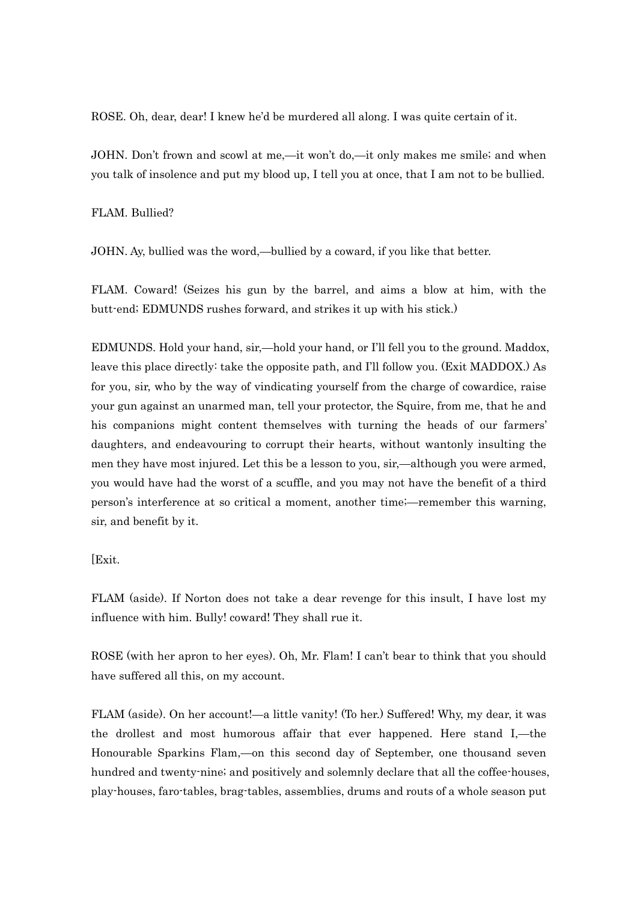ROSE. Oh, dear, dear! I knew he'd be murdered all along. I was quite certain of it.

JOHN. Don't frown and scowl at me,—it won't do,—it only makes me smile; and when you talk of insolence and put my blood up, I tell you at once, that I am not to be bullied.

FLAM. Bullied?

JOHN. Ay, bullied was the word,—bullied by a coward, if you like that better.

FLAM. Coward! (Seizes his gun by the barrel, and aims a blow at him, with the butt-end; EDMUNDS rushes forward, and strikes it up with his stick.)

EDMUNDS. Hold your hand, sir,—hold your hand, or I'll fell you to the ground. Maddox, leave this place directly: take the opposite path, and I'll follow you. (Exit MADDOX.) As for you, sir, who by the way of vindicating yourself from the charge of cowardice, raise your gun against an unarmed man, tell your protector, the Squire, from me, that he and his companions might content themselves with turning the heads of our farmers' daughters, and endeavouring to corrupt their hearts, without wantonly insulting the men they have most injured. Let this be a lesson to you, sir,—although you were armed, you would have had the worst of a scuffle, and you may not have the benefit of a third person's interference at so critical a moment, another time;—remember this warning, sir, and benefit by it.

[Exit.

FLAM (aside). If Norton does not take a dear revenge for this insult, I have lost my influence with him. Bully! coward! They shall rue it.

ROSE (with her apron to her eyes). Oh, Mr. Flam! I can't bear to think that you should have suffered all this, on my account.

FLAM (aside). On her account!—a little vanity! (To her.) Suffered! Why, my dear, it was the drollest and most humorous affair that ever happened. Here stand I,—the Honourable Sparkins Flam,—on this second day of September, one thousand seven hundred and twenty-nine; and positively and solemnly declare that all the coffee-houses, play-houses, faro-tables, brag-tables, assemblies, drums and routs of a whole season put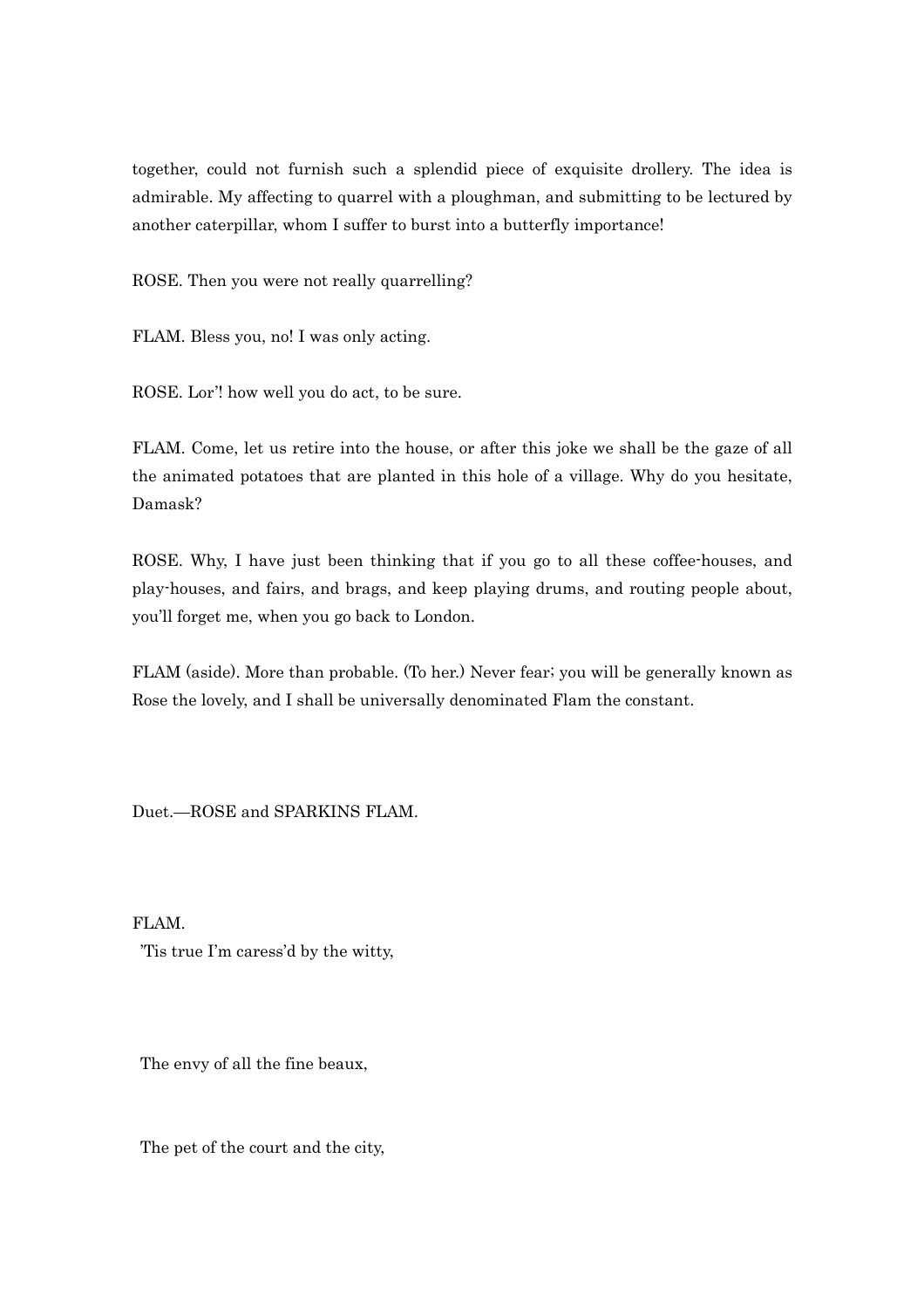together, could not furnish such a splendid piece of exquisite drollery. The idea is admirable. My affecting to quarrel with a ploughman, and submitting to be lectured by another caterpillar, whom I suffer to burst into a butterfly importance!

ROSE. Then you were not really quarrelling?

FLAM. Bless you, no! I was only acting.

ROSE. Lor'! how well you do act, to be sure.

FLAM. Come, let us retire into the house, or after this joke we shall be the gaze of all the animated potatoes that are planted in this hole of a village. Why do you hesitate, Damask?

ROSE. Why, I have just been thinking that if you go to all these coffee-houses, and play-houses, and fairs, and brags, and keep playing drums, and routing people about, you'll forget me, when you go back to London.

FLAM (aside). More than probable. (To her.) Never fear; you will be generally known as Rose the lovely, and I shall be universally denominated Flam the constant.

Duet.—ROSE and SPARKINS FLAM.

FLAM.

'Tis true I'm caress'd by the witty,

The envy of all the fine beaux,

The pet of the court and the city,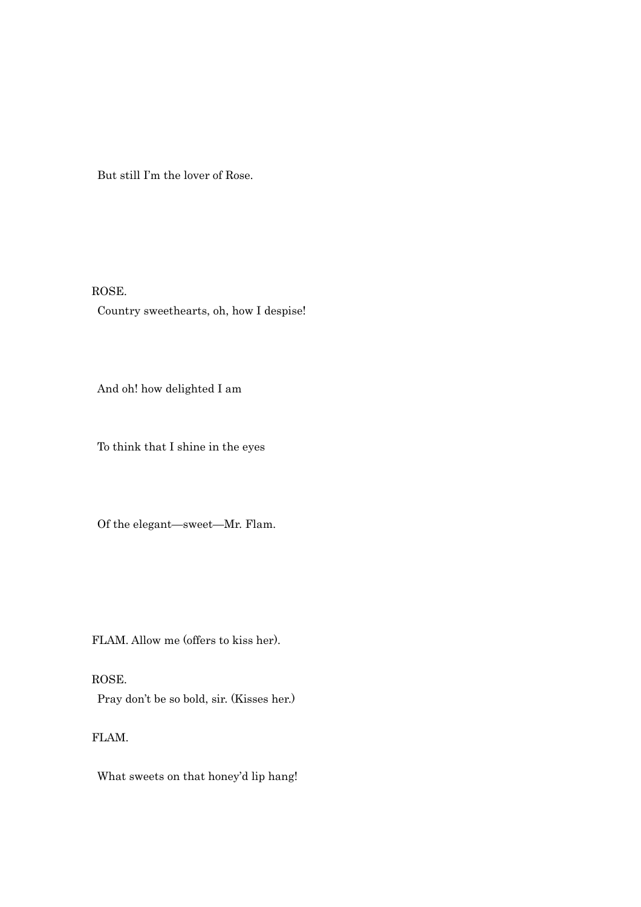But still I'm the lover of Rose.

ROSE.

Country sweethearts, oh, how I despise!

And oh! how delighted I am

To think that I shine in the eyes

Of the elegant—sweet—Mr. Flam.

FLAM. Allow me (offers to kiss her).

ROSE.

Pray don't be so bold, sir. (Kisses her.)

FLAM.

What sweets on that honey'd lip hang!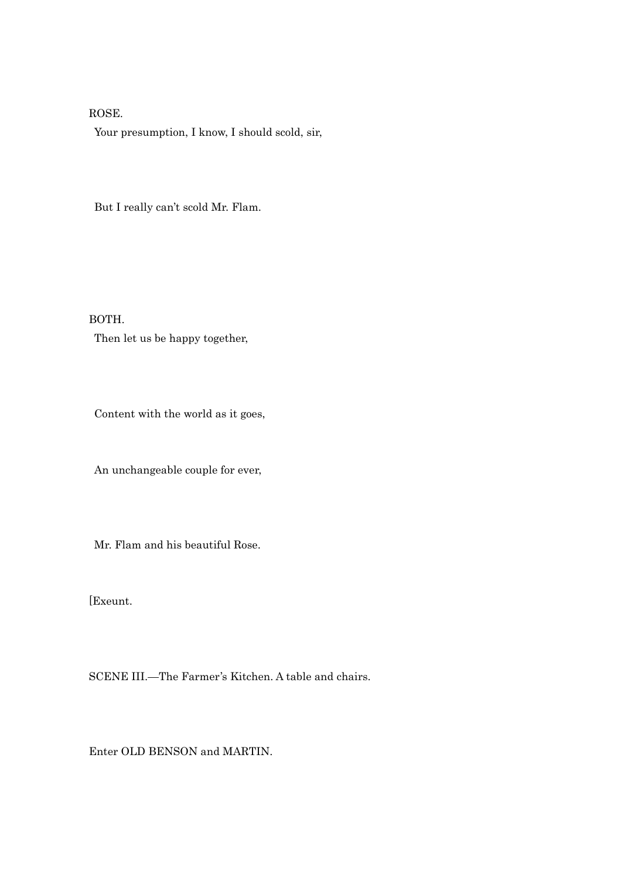ROSE.

Your presumption, I know, I should scold, sir,

But I really can't scold Mr. Flam.

BOTH.

Then let us be happy together,

Content with the world as it goes,

An unchangeable couple for ever,

Mr. Flam and his beautiful Rose.

[Exeunt.

SCENE III.—The Farmer's Kitchen. A table and chairs.

Enter OLD BENSON and MARTIN.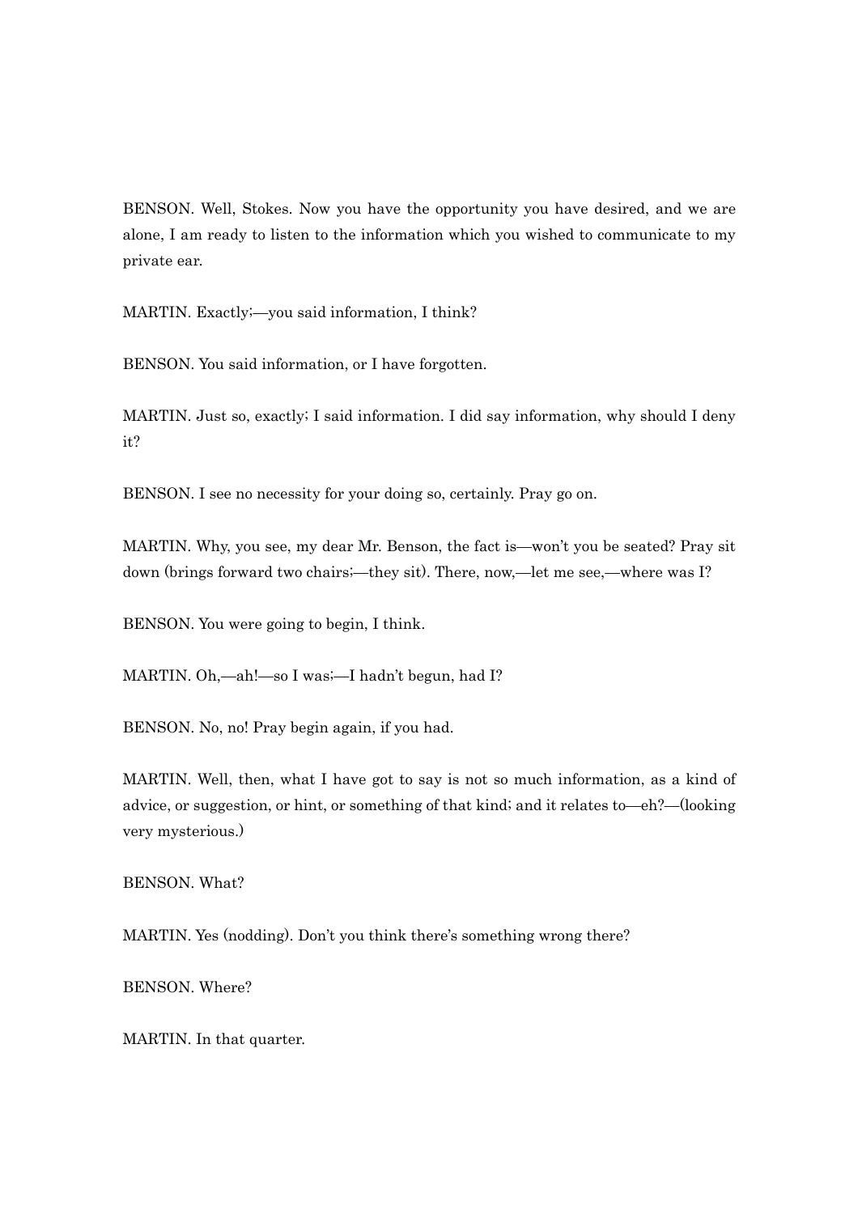BENSON. Well, Stokes. Now you have the opportunity you have desired, and we are alone, I am ready to listen to the information which you wished to communicate to my private ear.

MARTIN. Exactly;—you said information, I think?

BENSON. You said information, or I have forgotten.

MARTIN. Just so, exactly; I said information. I did say information, why should I deny it?

BENSON. I see no necessity for your doing so, certainly. Pray go on.

MARTIN. Why, you see, my dear Mr. Benson, the fact is—won't you be seated? Pray sit down (brings forward two chairs;—they sit). There, now,—let me see,—where was I?

BENSON. You were going to begin, I think.

MARTIN. Oh,—ah!—so I was;—I hadn't begun, had I?

BENSON. No, no! Pray begin again, if you had.

MARTIN. Well, then, what I have got to say is not so much information, as a kind of advice, or suggestion, or hint, or something of that kind; and it relates to—eh?—(looking very mysterious.)

BENSON. What?

MARTIN. Yes (nodding). Don't you think there's something wrong there?

BENSON. Where?

MARTIN. In that quarter.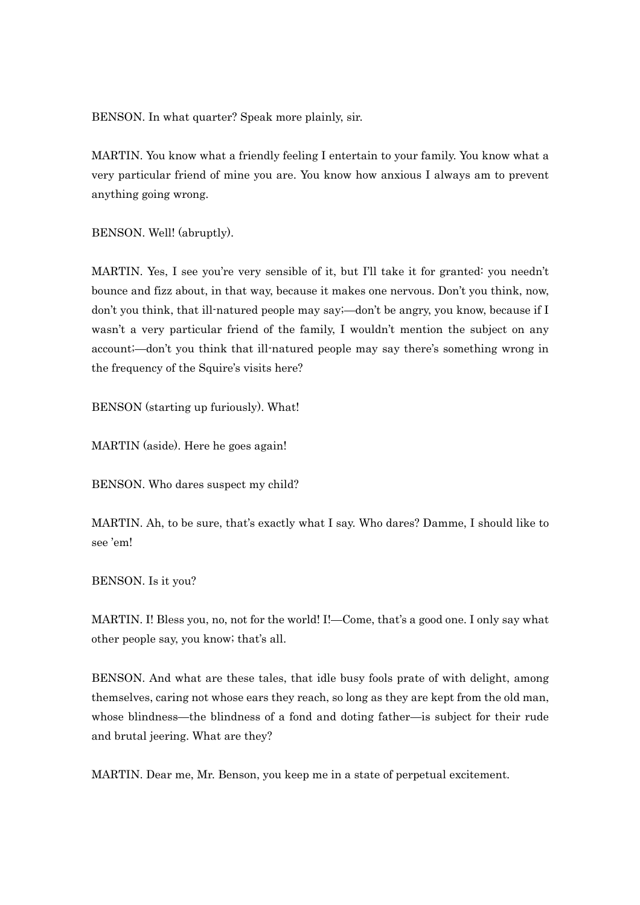BENSON. In what quarter? Speak more plainly, sir.

MARTIN. You know what a friendly feeling I entertain to your family. You know what a very particular friend of mine you are. You know how anxious I always am to prevent anything going wrong.

BENSON. Well! (abruptly).

MARTIN. Yes, I see you're very sensible of it, but I'll take it for granted: you needn't bounce and fizz about, in that way, because it makes one nervous. Don't you think, now, don't you think, that ill-natured people may say;—don't be angry, you know, because if I wasn't a very particular friend of the family, I wouldn't mention the subject on any account;—don't you think that ill-natured people may say there's something wrong in the frequency of the Squire's visits here?

BENSON (starting up furiously). What!

MARTIN (aside). Here he goes again!

BENSON. Who dares suspect my child?

MARTIN. Ah, to be sure, that's exactly what I say. Who dares? Damme, I should like to see 'em!

BENSON. Is it you?

MARTIN. I! Bless you, no, not for the world! I!—Come, that's a good one. I only say what other people say, you know; that's all.

BENSON. And what are these tales, that idle busy fools prate of with delight, among themselves, caring not whose ears they reach, so long as they are kept from the old man, whose blindness—the blindness of a fond and doting father—is subject for their rude and brutal jeering. What are they?

MARTIN. Dear me, Mr. Benson, you keep me in a state of perpetual excitement.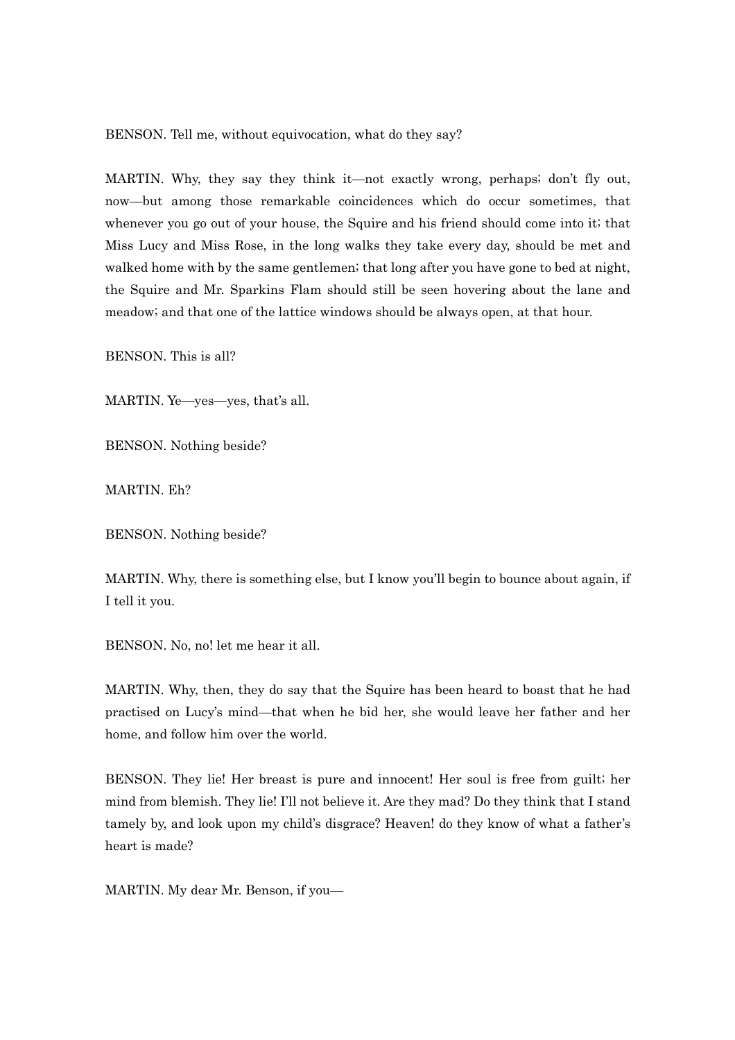BENSON. Tell me, without equivocation, what do they say?

MARTIN. Why, they say they think it—not exactly wrong, perhaps; don't fly out, now—but among those remarkable coincidences which do occur sometimes, that whenever you go out of your house, the Squire and his friend should come into it; that Miss Lucy and Miss Rose, in the long walks they take every day, should be met and walked home with by the same gentlemen; that long after you have gone to bed at night, the Squire and Mr. Sparkins Flam should still be seen hovering about the lane and meadow; and that one of the lattice windows should be always open, at that hour.

BENSON. This is all?

MARTIN. Ye—yes—yes, that's all.

BENSON. Nothing beside?

MARTIN. Eh?

BENSON. Nothing beside?

MARTIN. Why, there is something else, but I know you'll begin to bounce about again, if I tell it you.

BENSON. No, no! let me hear it all.

MARTIN. Why, then, they do say that the Squire has been heard to boast that he had practised on Lucy's mind—that when he bid her, she would leave her father and her home, and follow him over the world.

BENSON. They lie! Her breast is pure and innocent! Her soul is free from guilt; her mind from blemish. They lie! I'll not believe it. Are they mad? Do they think that I stand tamely by, and look upon my child's disgrace? Heaven! do they know of what a father's heart is made?

MARTIN. My dear Mr. Benson, if you—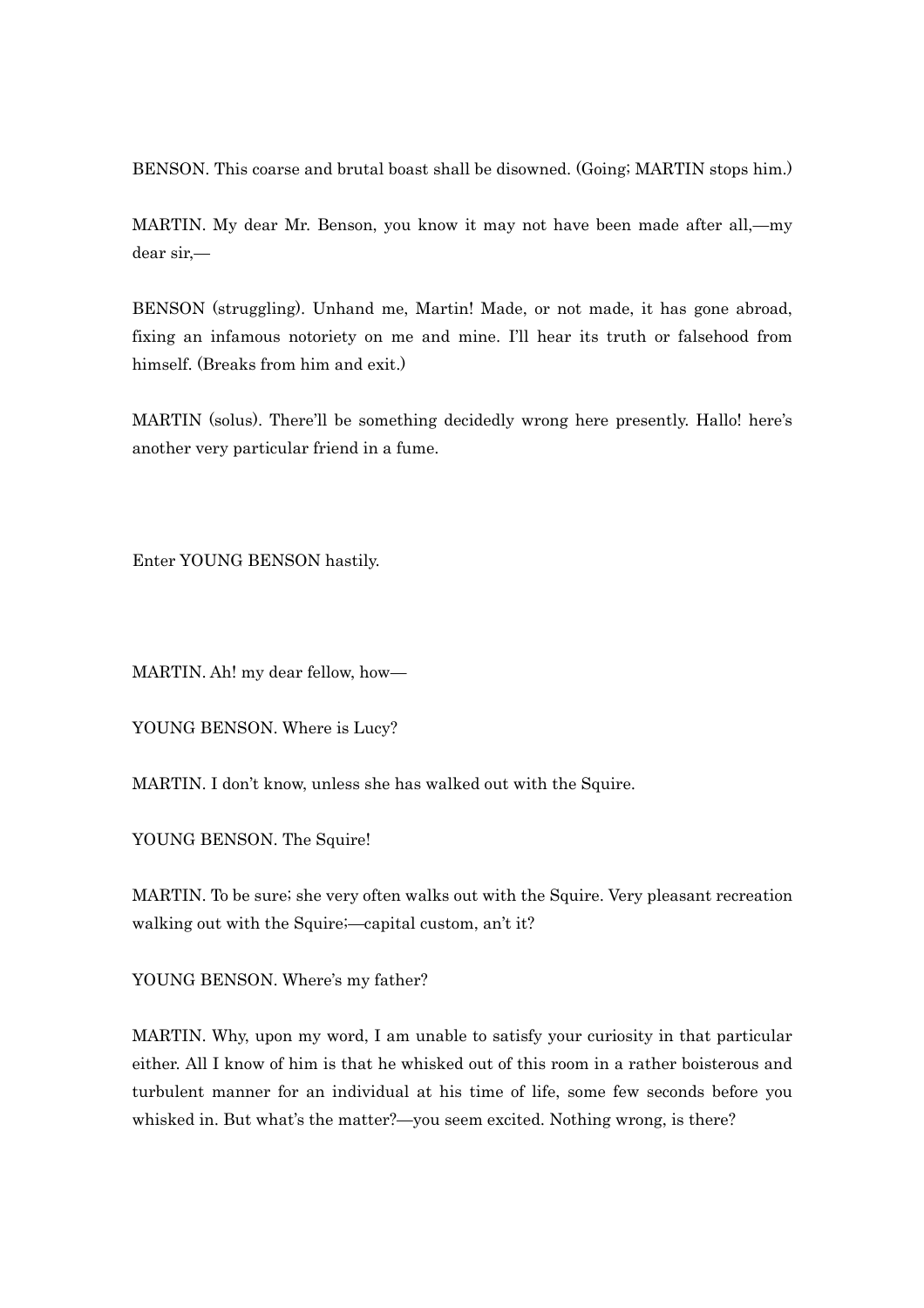BENSON. This coarse and brutal boast shall be disowned. (Going; MARTIN stops him.)

MARTIN. My dear Mr. Benson, you know it may not have been made after all,—my dear sir,—

BENSON (struggling). Unhand me, Martin! Made, or not made, it has gone abroad, fixing an infamous notoriety on me and mine. I'll hear its truth or falsehood from himself. (Breaks from him and exit.)

MARTIN (solus). There'll be something decidedly wrong here presently. Hallo! here's another very particular friend in a fume.

Enter YOUNG BENSON hastily.

MARTIN. Ah! my dear fellow, how—

YOUNG BENSON. Where is Lucy?

MARTIN. I don't know, unless she has walked out with the Squire.

YOUNG BENSON. The Squire!

MARTIN. To be sure; she very often walks out with the Squire. Very pleasant recreation walking out with the Squire;—capital custom, an't it?

YOUNG BENSON. Where's my father?

MARTIN. Why, upon my word, I am unable to satisfy your curiosity in that particular either. All I know of him is that he whisked out of this room in a rather boisterous and turbulent manner for an individual at his time of life, some few seconds before you whisked in. But what's the matter?—you seem excited. Nothing wrong, is there?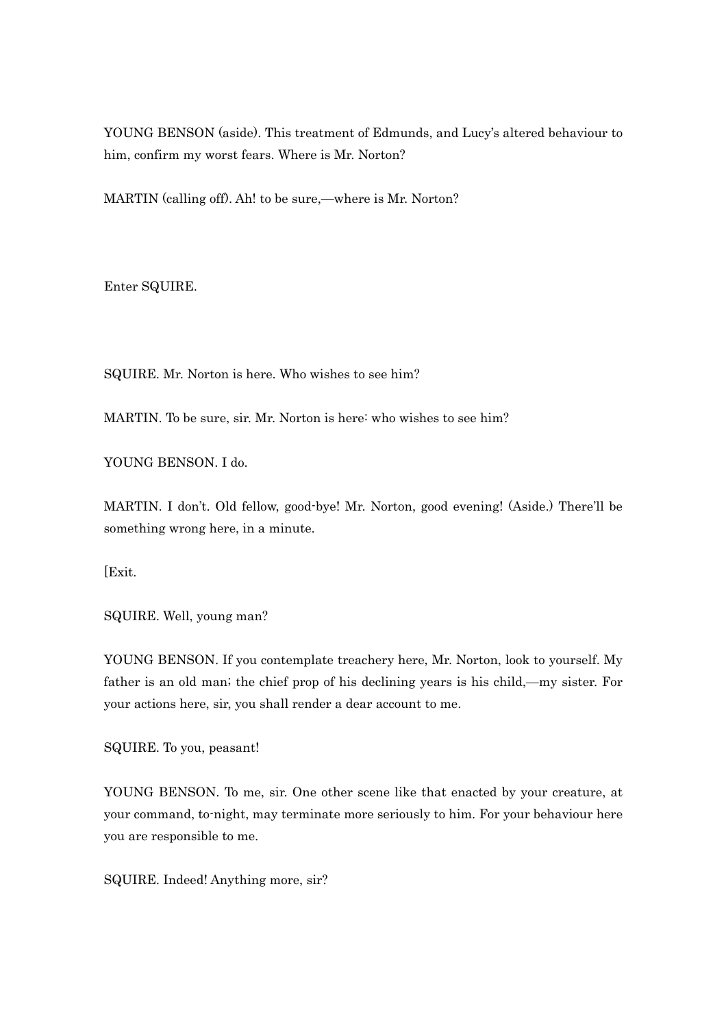YOUNG BENSON (aside). This treatment of Edmunds, and Lucy's altered behaviour to him, confirm my worst fears. Where is Mr. Norton?

MARTIN (calling off). Ah! to be sure,—where is Mr. Norton?

Enter SQUIRE.

SQUIRE. Mr. Norton is here. Who wishes to see him?

MARTIN. To be sure, sir. Mr. Norton is here: who wishes to see him?

YOUNG BENSON. I do.

MARTIN. I don't. Old fellow, good-bye! Mr. Norton, good evening! (Aside.) There'll be something wrong here, in a minute.

[Exit.

SQUIRE. Well, young man?

YOUNG BENSON. If you contemplate treachery here, Mr. Norton, look to yourself. My father is an old man; the chief prop of his declining years is his child,—my sister. For your actions here, sir, you shall render a dear account to me.

SQUIRE. To you, peasant!

YOUNG BENSON. To me, sir. One other scene like that enacted by your creature, at your command, to-night, may terminate more seriously to him. For your behaviour here you are responsible to me.

SQUIRE. Indeed! Anything more, sir?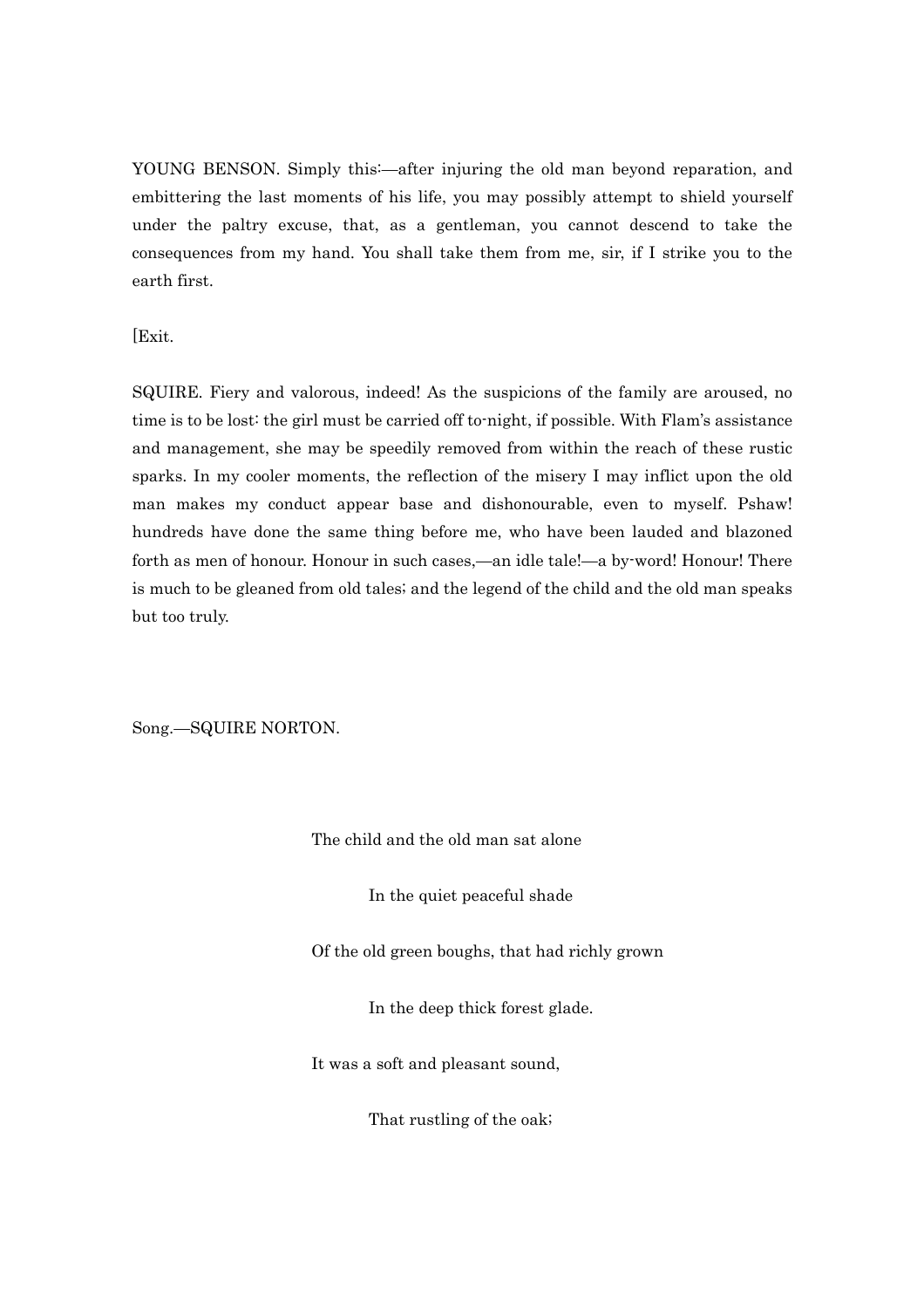YOUNG BENSON. Simply this:—after injuring the old man beyond reparation, and embittering the last moments of his life, you may possibly attempt to shield yourself under the paltry excuse, that, as a gentleman, you cannot descend to take the consequences from my hand. You shall take them from me, sir, if I strike you to the earth first.

[Exit.

SQUIRE. Fiery and valorous, indeed! As the suspicions of the family are aroused, no time is to be lost: the girl must be carried off to-night, if possible. With Flam's assistance and management, she may be speedily removed from within the reach of these rustic sparks. In my cooler moments, the reflection of the misery I may inflict upon the old man makes my conduct appear base and dishonourable, even to myself. Pshaw! hundreds have done the same thing before me, who have been lauded and blazoned forth as men of honour. Honour in such cases,—an idle tale!—a by-word! Honour! There is much to be gleaned from old tales; and the legend of the child and the old man speaks but too truly.

Song.—SQUIRE NORTON.

The child and the old man sat alone

In the quiet peaceful shade

Of the old green boughs, that had richly grown

In the deep thick forest glade.

It was a soft and pleasant sound,

That rustling of the oak;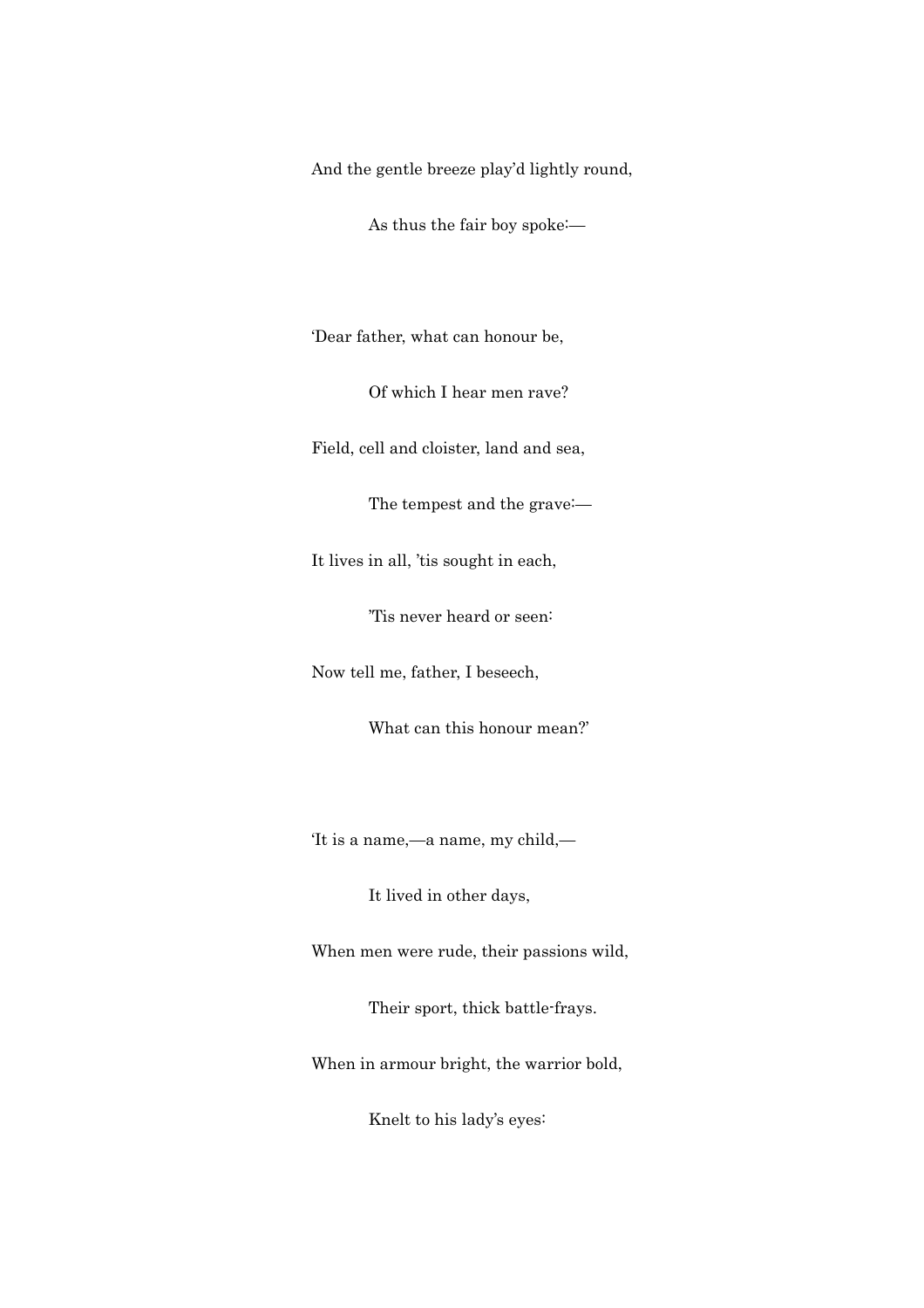And the gentle breeze play'd lightly round,

As thus the fair boy spoke:—

'Dear father, what can honour be,

Of which I hear men rave?

Field, cell and cloister, land and sea,

The tempest and the grave:—

It lives in all, 'tis sought in each,

'Tis never heard or seen:

Now tell me, father, I beseech,

What can this honour mean?'

'It is a name,—a name, my child,—

It lived in other days,

When men were rude, their passions wild,

Their sport, thick battle-frays.

When in armour bright, the warrior bold,

Knelt to his lady's eyes: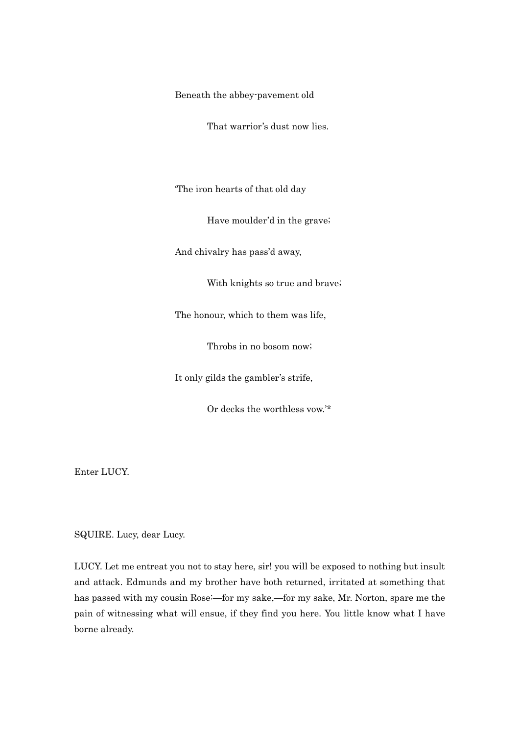Beneath the abbey-pavement old

That warrior's dust now lies.

'The iron hearts of that old day

Have moulder'd in the grave;

And chivalry has pass'd away,

With knights so true and brave;

The honour, which to them was life,

Throbs in no bosom now;

It only gilds the gambler's strife,

Or decks the worthless vow.'*

Enter LUCY.

SQUIRE. Lucy, dear Lucy.

LUCY. Let me entreat you not to stay here, sir! you will be exposed to nothing but insult and attack. Edmunds and my brother have both returned, irritated at something that has passed with my cousin Rose:—for my sake,—for my sake, Mr. Norton, spare me the pain of witnessing what will ensue, if they find you here. You little know what I have borne already.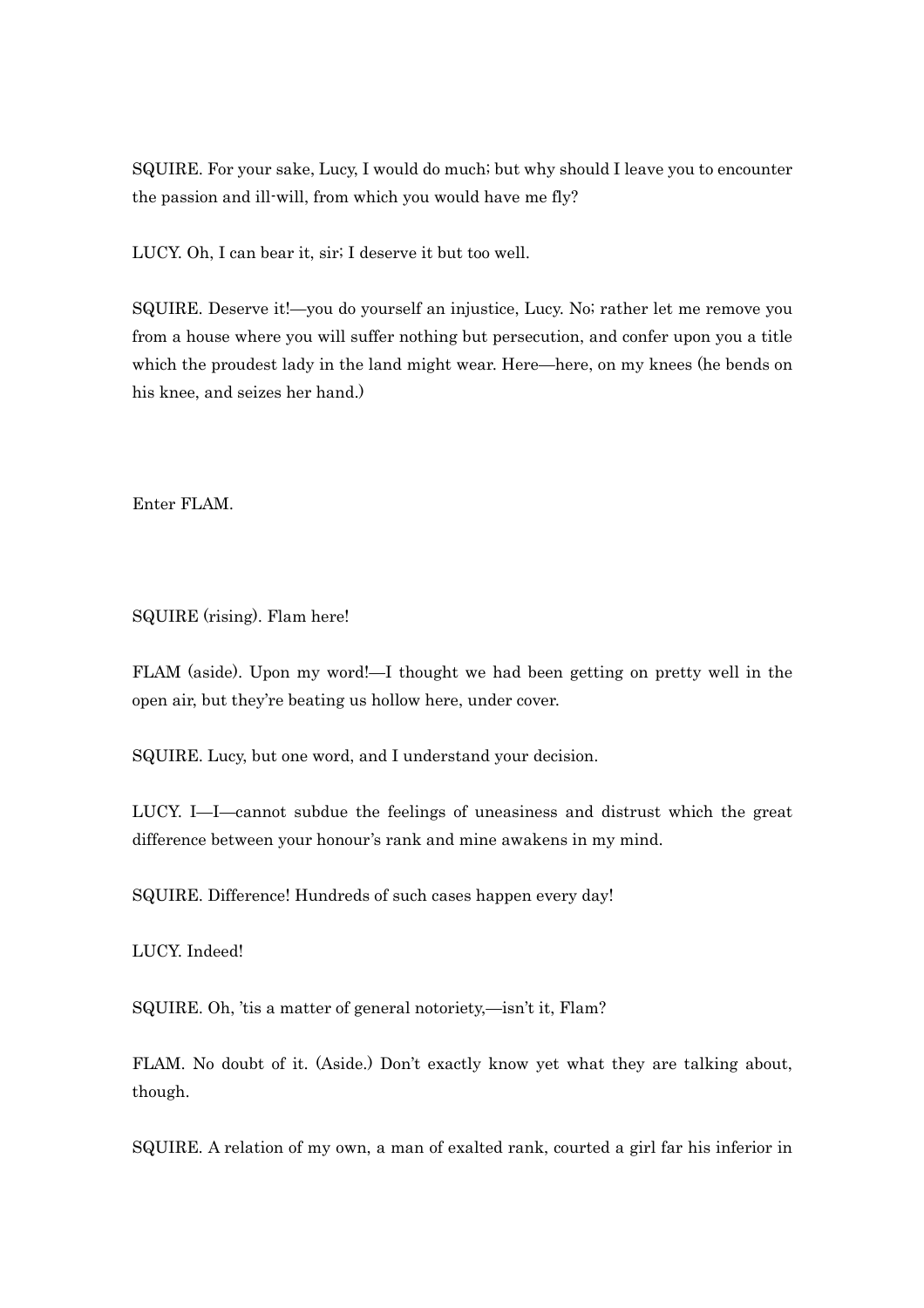SQUIRE. For your sake, Lucy, I would do much; but why should I leave you to encounter the passion and ill-will, from which you would have me fly?

LUCY. Oh, I can bear it, sir; I deserve it but too well.

SQUIRE. Deserve it!—you do yourself an injustice, Lucy. No; rather let me remove you from a house where you will suffer nothing but persecution, and confer upon you a title which the proudest lady in the land might wear. Here—here, on my knees (he bends on his knee, and seizes her hand.)

Enter FLAM.

SQUIRE (rising). Flam here!

FLAM (aside). Upon my word!—I thought we had been getting on pretty well in the open air, but they're beating us hollow here, under cover.

SQUIRE. Lucy, but one word, and I understand your decision.

LUCY. I—I—cannot subdue the feelings of uneasiness and distrust which the great difference between your honour's rank and mine awakens in my mind.

SQUIRE. Difference! Hundreds of such cases happen every day!

LUCY. Indeed!

SQUIRE. Oh, 'tis a matter of general notoriety,—isn't it, Flam?

FLAM. No doubt of it. (Aside.) Don't exactly know yet what they are talking about, though.

SQUIRE. A relation of my own, a man of exalted rank, courted a girl far his inferior in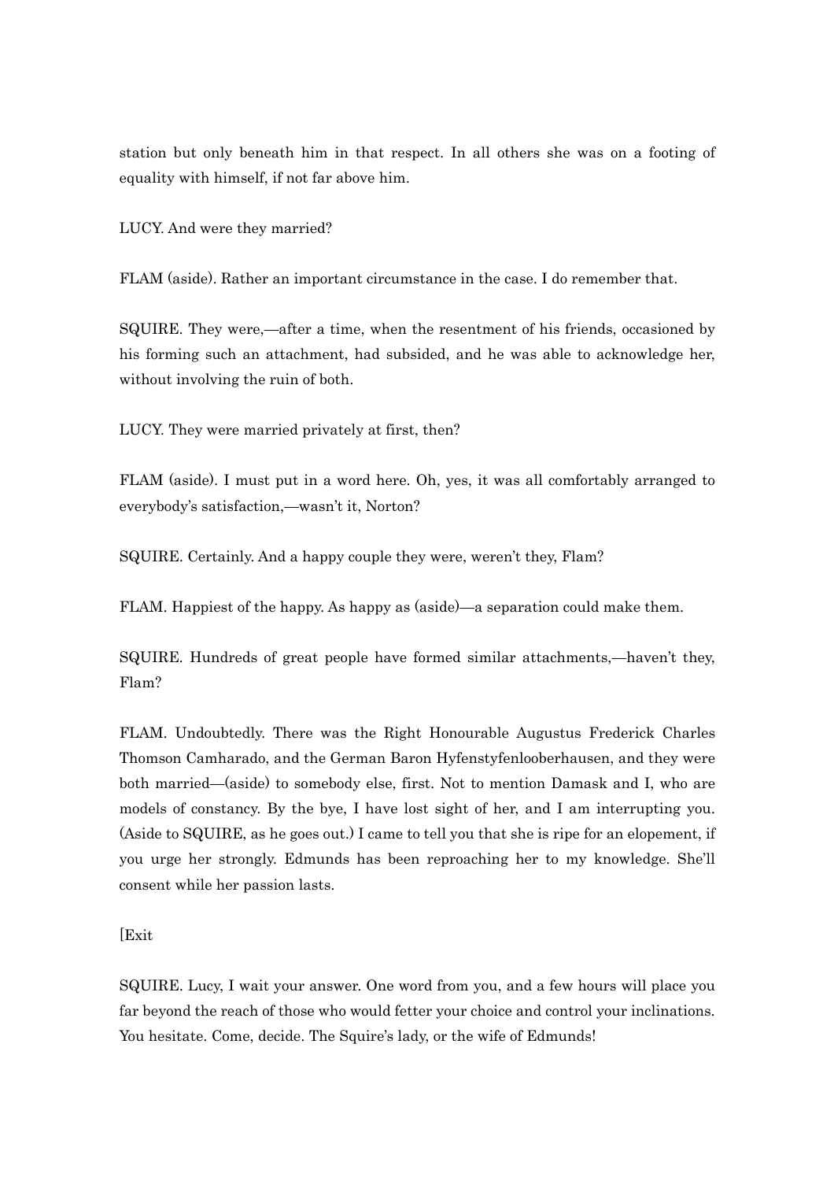station but only beneath him in that respect. In all others she was on a footing of equality with himself, if not far above him.

LUCY. And were they married?

FLAM (aside). Rather an important circumstance in the case. I do remember that.

SQUIRE. They were,—after a time, when the resentment of his friends, occasioned by his forming such an attachment, had subsided, and he was able to acknowledge her, without involving the ruin of both.

LUCY. They were married privately at first, then?

FLAM (aside). I must put in a word here. Oh, yes, it was all comfortably arranged to everybody's satisfaction,—wasn't it, Norton?

SQUIRE. Certainly. And a happy couple they were, weren't they, Flam?

FLAM. Happiest of the happy. As happy as (aside)—a separation could make them.

SQUIRE. Hundreds of great people have formed similar attachments,—haven't they, Flam?

FLAM. Undoubtedly. There was the Right Honourable Augustus Frederick Charles Thomson Camharado, and the German Baron Hyfenstyfenlooberhausen, and they were both married—(aside) to somebody else, first. Not to mention Damask and I, who are models of constancy. By the bye, I have lost sight of her, and I am interrupting you. (Aside to SQUIRE, as he goes out.) I came to tell you that she is ripe for an elopement, if you urge her strongly. Edmunds has been reproaching her to my knowledge. She'll consent while her passion lasts.

[Exit

SQUIRE. Lucy, I wait your answer. One word from you, and a few hours will place you far beyond the reach of those who would fetter your choice and control your inclinations. You hesitate. Come, decide. The Squire's lady, or the wife of Edmunds!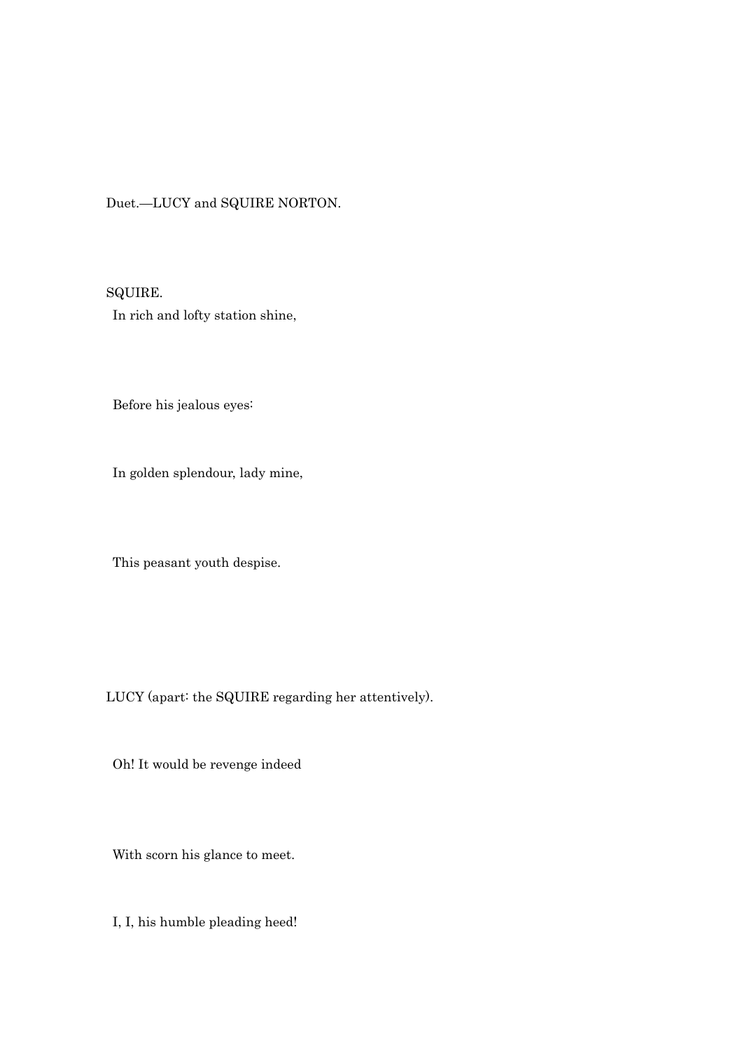Duet.—LUCY and SQUIRE NORTON.

SQUIRE.

In rich and lofty station shine,

Before his jealous eyes:

In golden splendour, lady mine,

This peasant youth despise.

LUCY (apart: the SQUIRE regarding her attentively).

Oh! It would be revenge indeed

With scorn his glance to meet.

I, I, his humble pleading heed!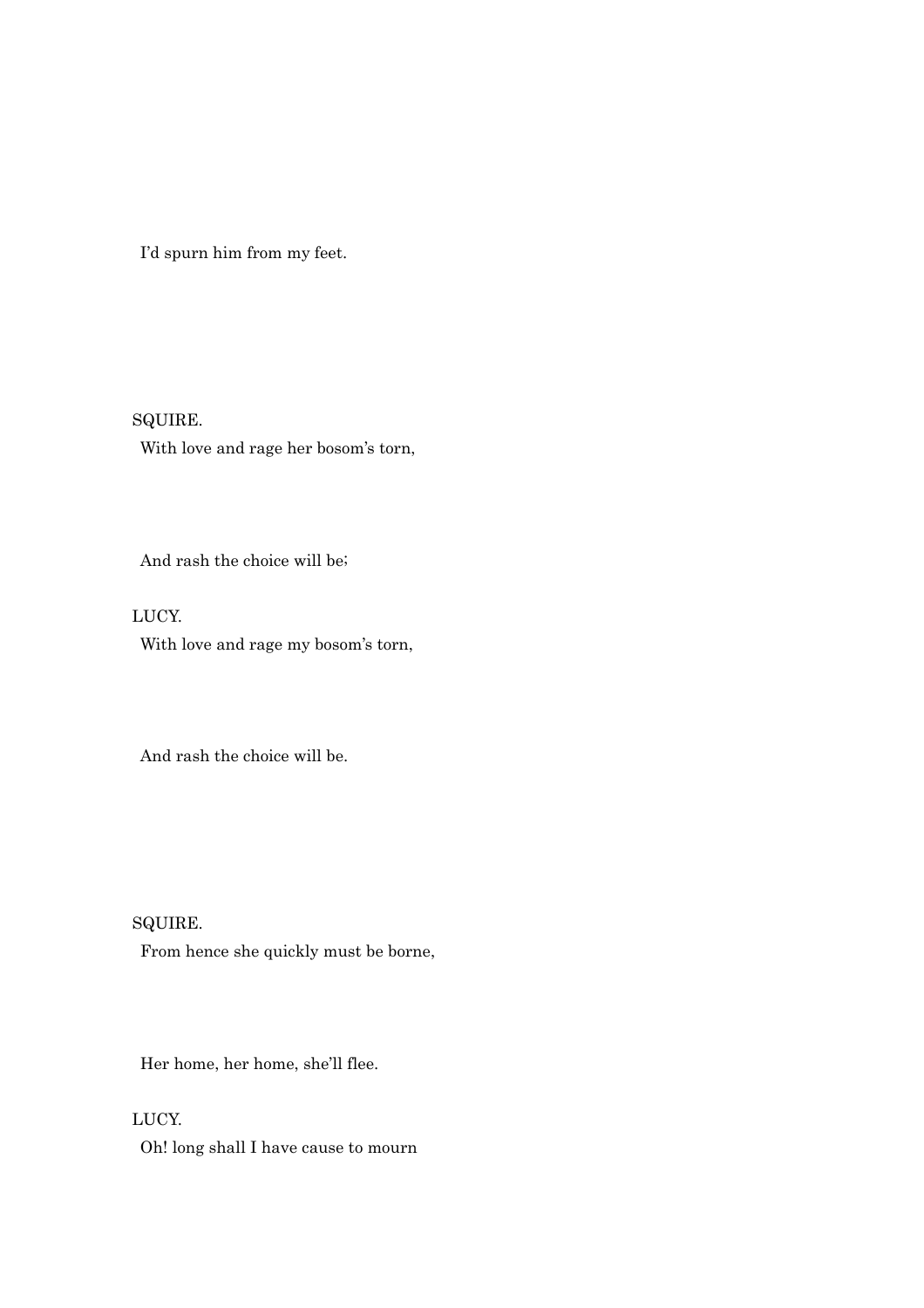I'd spurn him from my feet.

SQUIRE.

With love and rage her bosom's torn,

And rash the choice will be;

LUCY.

With love and rage my bosom's torn,

And rash the choice will be.

SQUIRE.

From hence she quickly must be borne,

Her home, her home, she'll flee.

LUCY.

Oh! long shall I have cause to mourn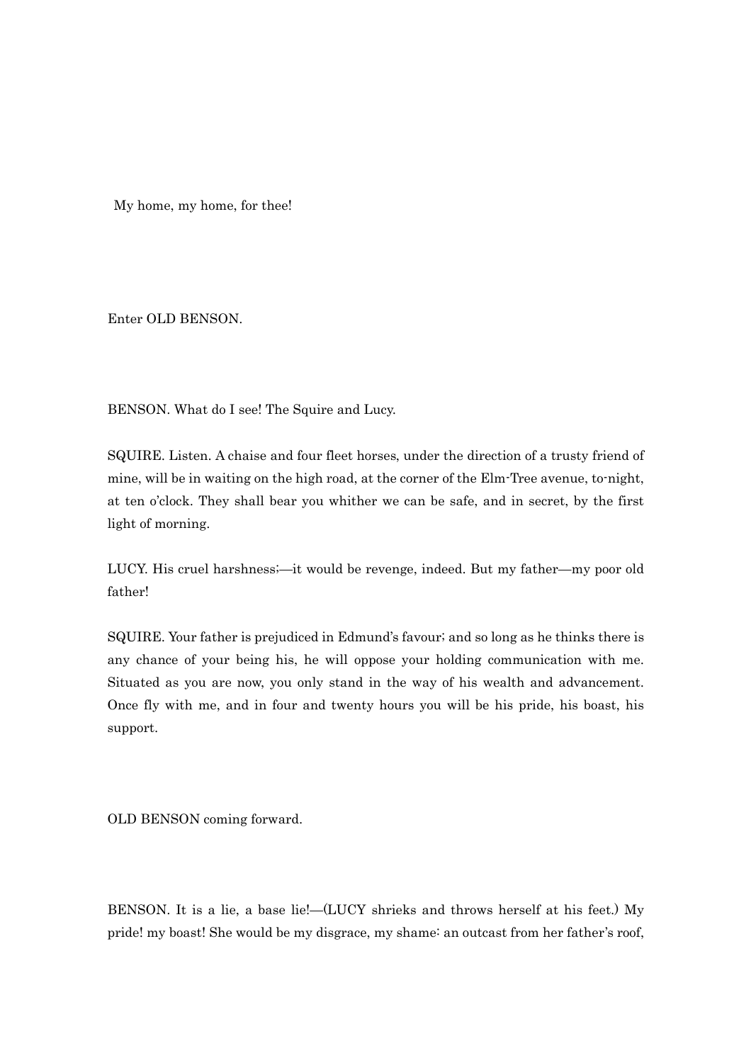My home, my home, for thee!

Enter OLD BENSON.

BENSON. What do I see! The Squire and Lucy.

SQUIRE. Listen. A chaise and four fleet horses, under the direction of a trusty friend of mine, will be in waiting on the high road, at the corner of the Elm-Tree avenue, to-night, at ten o'clock. They shall bear you whither we can be safe, and in secret, by the first light of morning.

LUCY. His cruel harshness;—it would be revenge, indeed. But my father—my poor old father!

SQUIRE. Your father is prejudiced in Edmund's favour; and so long as he thinks there is any chance of your being his, he will oppose your holding communication with me. Situated as you are now, you only stand in the way of his wealth and advancement. Once fly with me, and in four and twenty hours you will be his pride, his boast, his support.

OLD BENSON coming forward.

BENSON. It is a lie, a base lie!—(LUCY shrieks and throws herself at his feet.) My pride! my boast! She would be my disgrace, my shame: an outcast from her father's roof,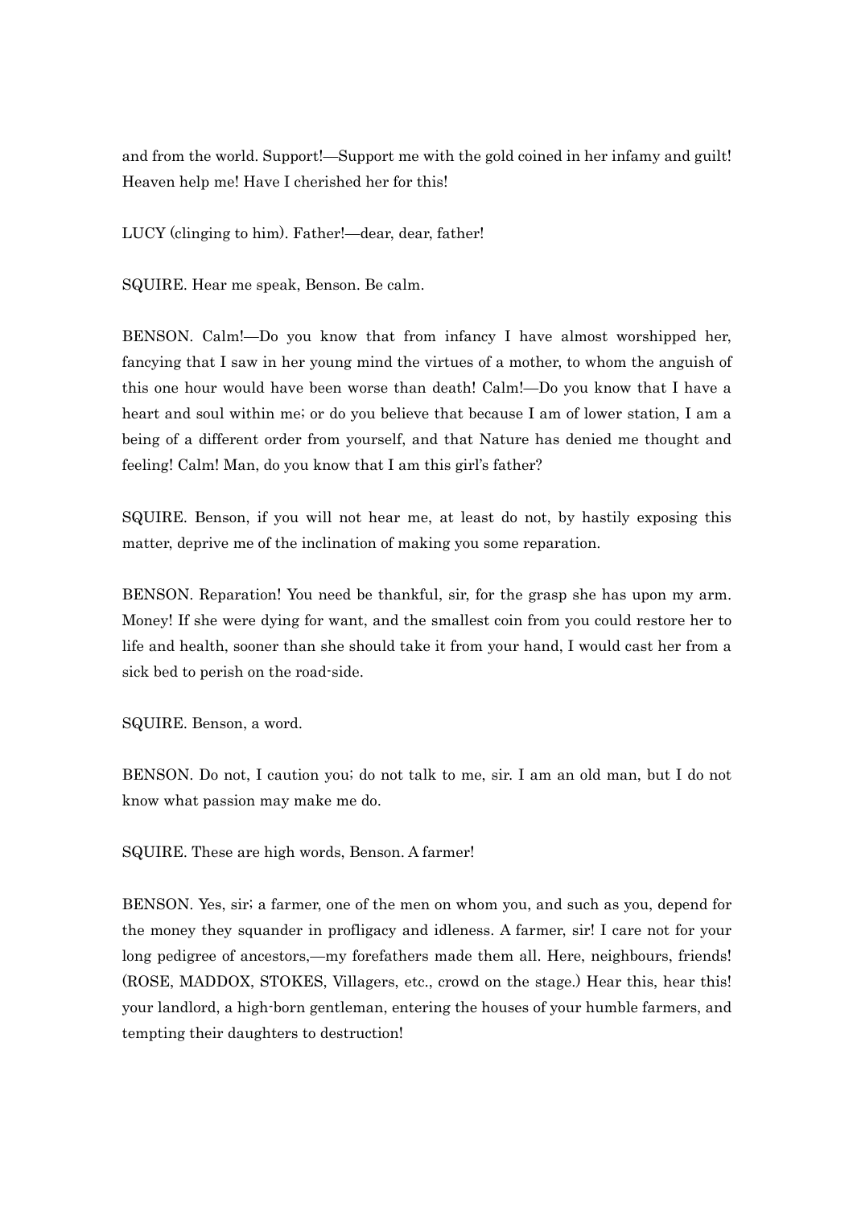and from the world. Support!—Support me with the gold coined in her infamy and guilt! Heaven help me! Have I cherished her for this!

LUCY (clinging to him). Father!—dear, dear, father!

SQUIRE. Hear me speak, Benson. Be calm.

BENSON. Calm!—Do you know that from infancy I have almost worshipped her, fancying that I saw in her young mind the virtues of a mother, to whom the anguish of this one hour would have been worse than death! Calm!—Do you know that I have a heart and soul within me; or do you believe that because I am of lower station, I am a being of a different order from yourself, and that Nature has denied me thought and feeling! Calm! Man, do you know that I am this girl's father?

SQUIRE. Benson, if you will not hear me, at least do not, by hastily exposing this matter, deprive me of the inclination of making you some reparation.

BENSON. Reparation! You need be thankful, sir, for the grasp she has upon my arm. Money! If she were dying for want, and the smallest coin from you could restore her to life and health, sooner than she should take it from your hand, I would cast her from a sick bed to perish on the road-side.

SQUIRE. Benson, a word.

BENSON. Do not, I caution you; do not talk to me, sir. I am an old man, but I do not know what passion may make me do.

SQUIRE. These are high words, Benson. A farmer!

BENSON. Yes, sir; a farmer, one of the men on whom you, and such as you, depend for the money they squander in profligacy and idleness. A farmer, sir! I care not for your long pedigree of ancestors,—my forefathers made them all. Here, neighbours, friends! (ROSE, MADDOX, STOKES, Villagers, etc., crowd on the stage.) Hear this, hear this! your landlord, a high-born gentleman, entering the houses of your humble farmers, and tempting their daughters to destruction!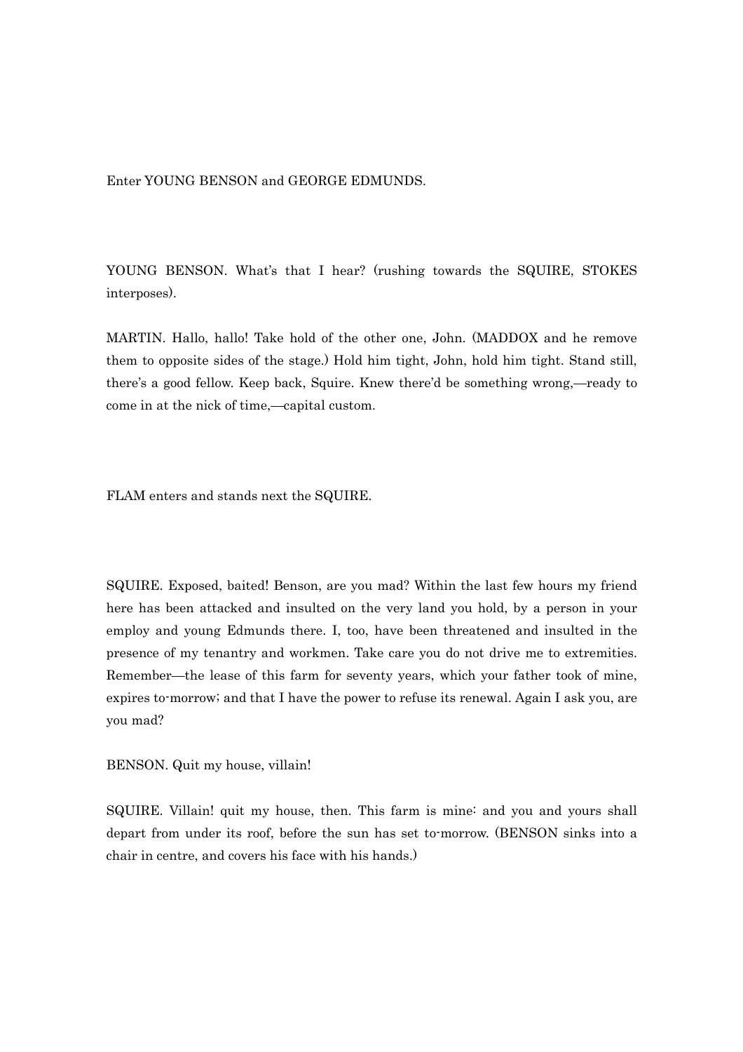Enter YOUNG BENSON and GEORGE EDMUNDS.

YOUNG BENSON. What's that I hear? (rushing towards the SQUIRE, STOKES interposes).

MARTIN. Hallo, hallo! Take hold of the other one, John. (MADDOX and he remove them to opposite sides of the stage.) Hold him tight, John, hold him tight. Stand still, there's a good fellow. Keep back, Squire. Knew there'd be something wrong,—ready to come in at the nick of time,—capital custom.

FLAM enters and stands next the SQUIRE.

SQUIRE. Exposed, baited! Benson, are you mad? Within the last few hours my friend here has been attacked and insulted on the very land you hold, by a person in your employ and young Edmunds there. I, too, have been threatened and insulted in the presence of my tenantry and workmen. Take care you do not drive me to extremities. Remember—the lease of this farm for seventy years, which your father took of mine, expires to-morrow; and that I have the power to refuse its renewal. Again I ask you, are you mad?

BENSON. Quit my house, villain!

SQUIRE. Villain! quit my house, then. This farm is mine: and you and yours shall depart from under its roof, before the sun has set to-morrow. (BENSON sinks into a chair in centre, and covers his face with his hands.)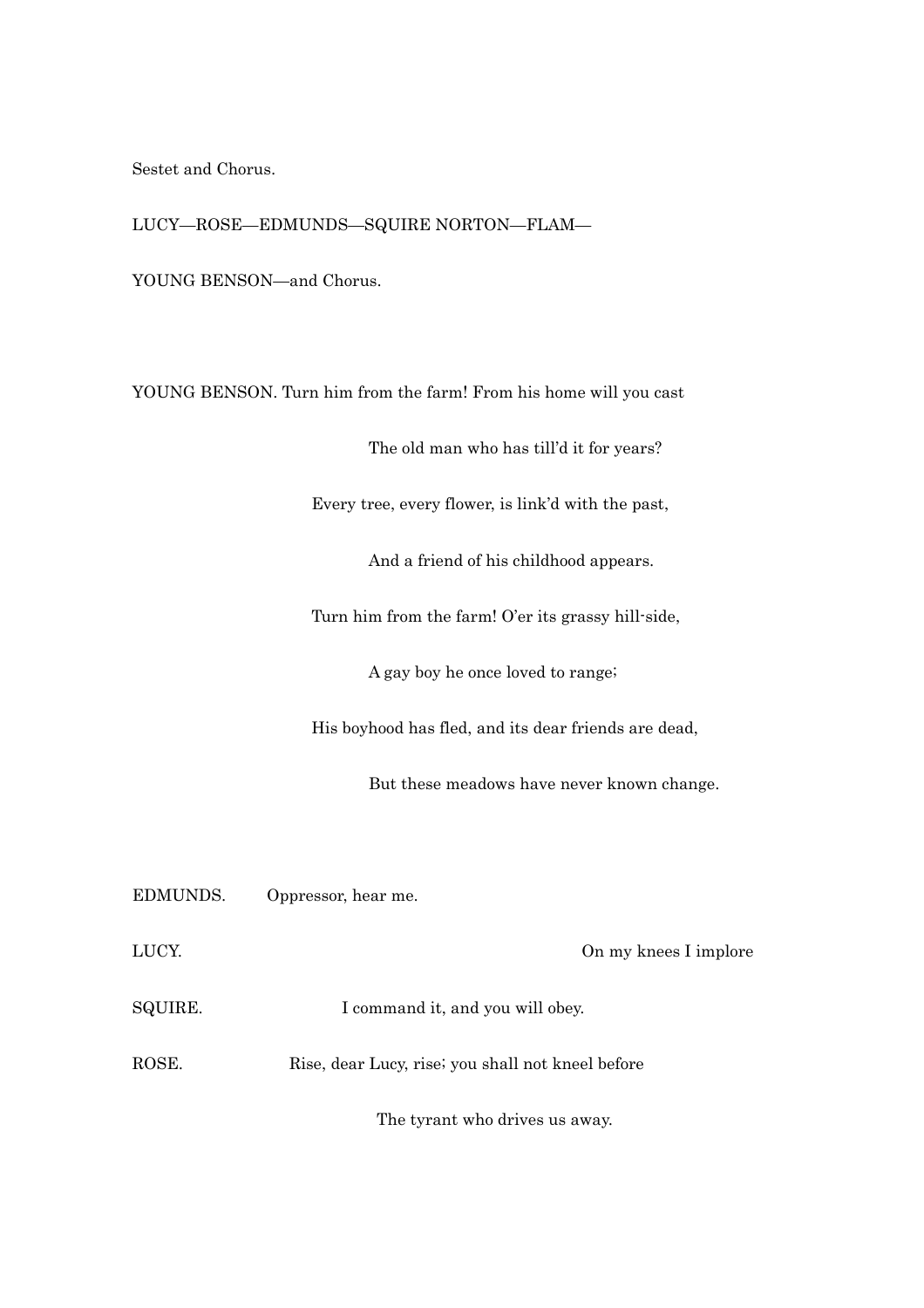Sestet and Chorus.

LUCY—ROSE—EDMUNDS—SQUIRE NORTON—FLAM—

YOUNG BENSON—and Chorus.

YOUNG BENSON. Turn him from the farm! From his home will you cast

The old man who has till'd it for years?

Every tree, every flower, is link'd with the past,

And a friend of his childhood appears.

Turn him from the farm! O'er its grassy hill-side,

A gay boy he once loved to range;

His boyhood has fled, and its dear friends are dead,

But these meadows have never known change.

EDMUNDS. Oppressor, hear me.

LUCY. On my knees I implore

SQUIRE. I command it, and you will obey.

ROSE. Rise, dear Lucy, rise; you shall not kneel before

The tyrant who drives us away.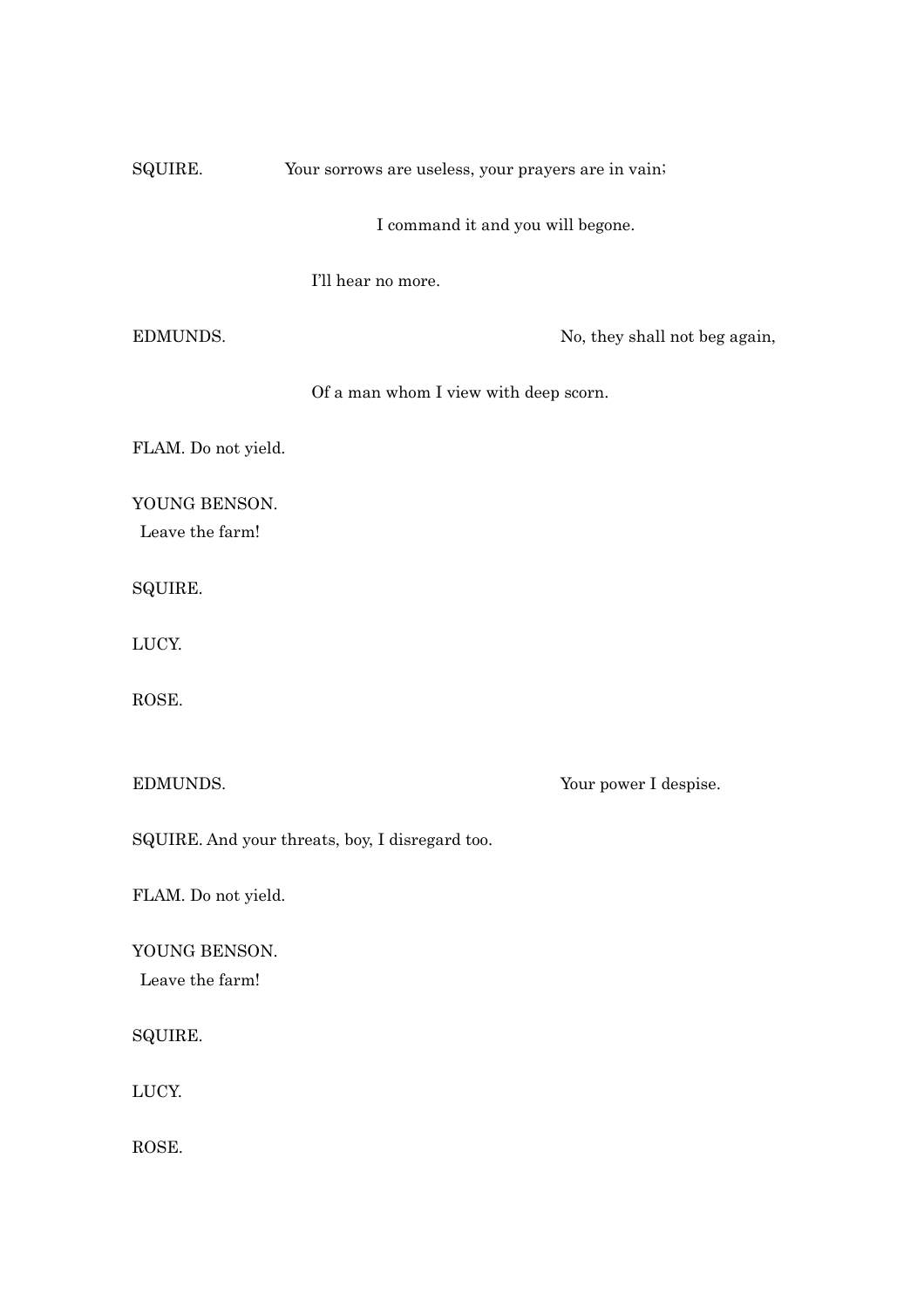SQUIRE. Your sorrows are useless, your prayers are in vain;

I command it and you will begone.

I'll hear no more.

EDMUNDS. No, they shall not beg again,

Of a man whom I view with deep scorn.

FLAM. Do not yield.

YOUNG BENSON.
Leave the farm!

SQUIRE.

LUCY.

ROSE.

EDMUNDS. Your power I despise.

SQUIRE. And your threats, boy, I disregard too.

FLAM. Do not yield.

YOUNG BENSON.
Leave the farm!

SQUIRE.

LUCY.

ROSE.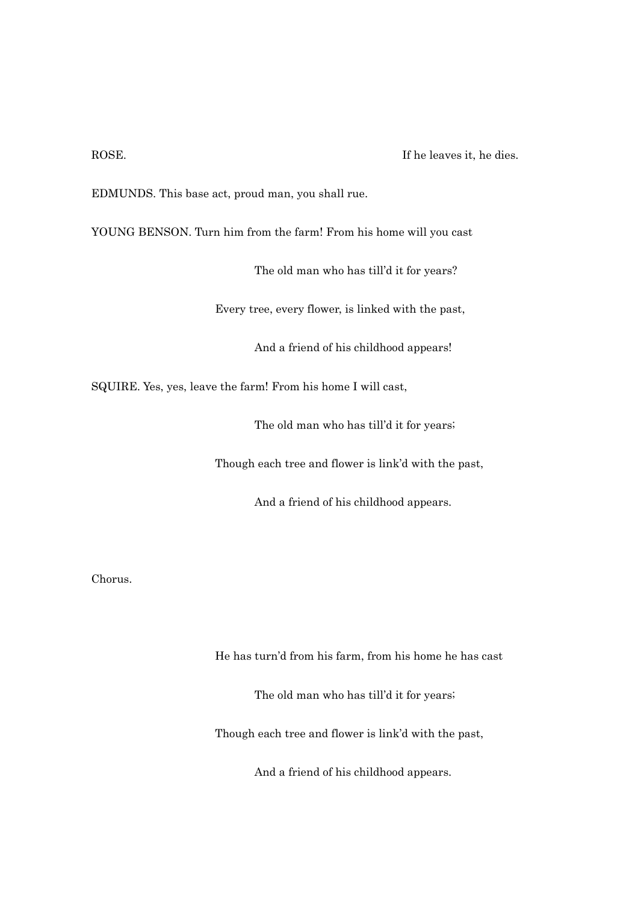ROSE. If he leaves it, he dies.

EDMUNDS. This base act, proud man, you shall rue.

YOUNG BENSON. Turn him from the farm! From his home will you cast

The old man who has till'd it for years?

Every tree, every flower, is linked with the past,

And a friend of his childhood appears!

SQUIRE. Yes, yes, leave the farm! From his home I will cast,

The old man who has till'd it for years;

Though each tree and flower is link'd with the past,

And a friend of his childhood appears.

Chorus.

He has turn'd from his farm, from his home he has cast

The old man who has till'd it for years;

Though each tree and flower is link'd with the past,

And a friend of his childhood appears.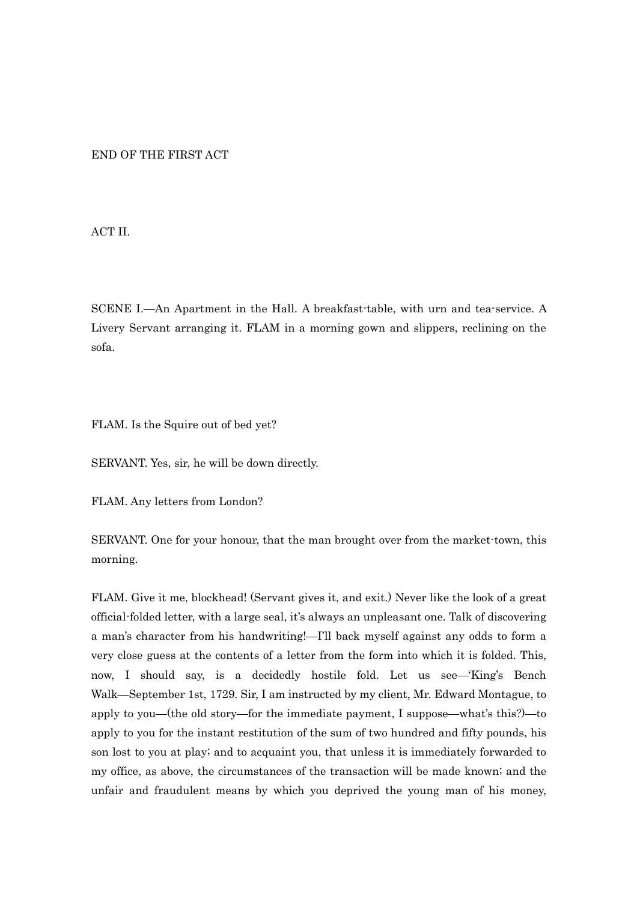END OF THE FIRST ACT

## ACT II.

SCENE I.—An Apartment in the Hall. A breakfast-table, with urn and tea-service. A Livery Servant arranging it. FLAM in a morning gown and slippers, reclining on the sofa.

FLAM. Is the Squire out of bed yet?

SERVANT. Yes, sir, he will be down directly.

FLAM. Any letters from London?

SERVANT. One for your honour, that the man brought over from the market-town, this morning.

FLAM. Give it me, blockhead! (Servant gives it, and exit.) Never like the look of a great official-folded letter, with a large seal, it's always an unpleasant one. Talk of discovering a man's character from his handwriting!—I'll back myself against any odds to form a very close guess at the contents of a letter from the form into which it is folded. This, now, I should say, is a decidedly hostile fold. Let us see—'King's Bench Walk—September 1st, 1729. Sir, I am instructed by my client, Mr. Edward Montague, to apply to you—(the old story—for the immediate payment, I suppose—what's this?)—to apply to you for the instant restitution of the sum of two hundred and fifty pounds, his son lost to you at play; and to acquaint you, that unless it is immediately forwarded to my office, as above, the circumstances of the transaction will be made known; and the unfair and fraudulent means by which you deprived the young man of his money,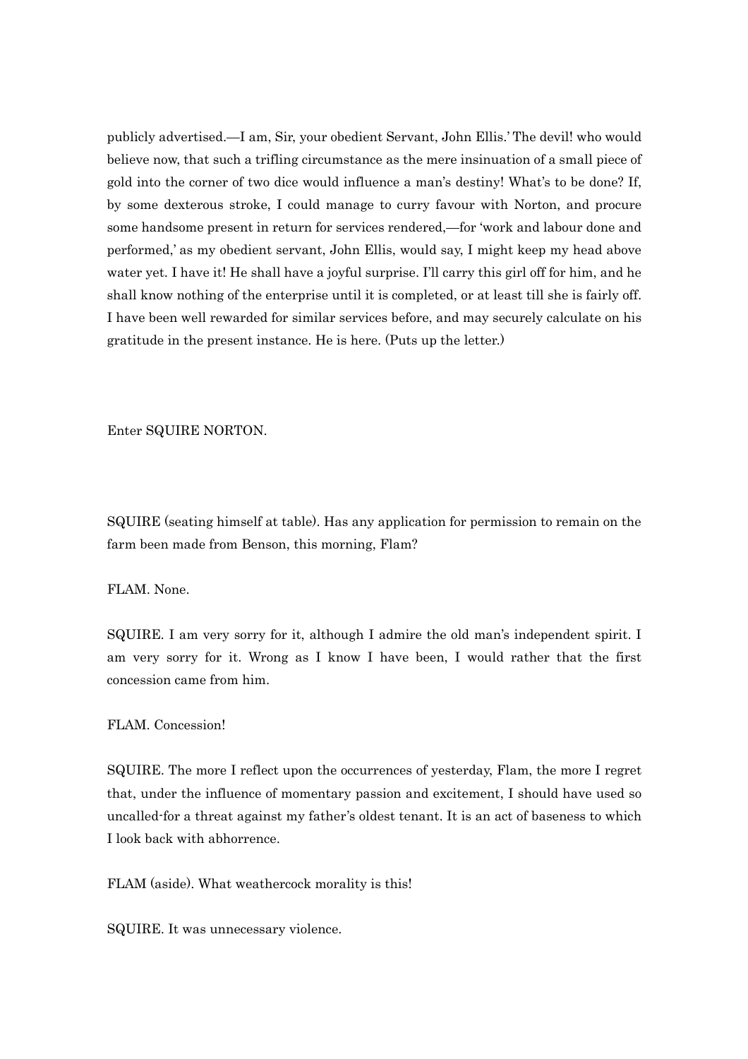publicly advertised.—I am, Sir, your obedient Servant, John Ellis.' The devil! who would believe now, that such a trifling circumstance as the mere insinuation of a small piece of gold into the corner of two dice would influence a man's destiny! What's to be done? If, by some dexterous stroke, I could manage to curry favour with Norton, and procure some handsome present in return for services rendered,—for 'work and labour done and performed,' as my obedient servant, John Ellis, would say, I might keep my head above water yet. I have it! He shall have a joyful surprise. I'll carry this girl off for him, and he shall know nothing of the enterprise until it is completed, or at least till she is fairly off. I have been well rewarded for similar services before, and may securely calculate on his gratitude in the present instance. He is here. (Puts up the letter.)

Enter SQUIRE NORTON.

SQUIRE (seating himself at table). Has any application for permission to remain on the farm been made from Benson, this morning, Flam?

FLAM. None.

SQUIRE. I am very sorry for it, although I admire the old man's independent spirit. I am very sorry for it. Wrong as I know I have been, I would rather that the first concession came from him.

FLAM. Concession!

SQUIRE. The more I reflect upon the occurrences of yesterday, Flam, the more I regret that, under the influence of momentary passion and excitement, I should have used so uncalled-for a threat against my father's oldest tenant. It is an act of baseness to which I look back with abhorrence.

FLAM (aside). What weathercock morality is this!

SQUIRE. It was unnecessary violence.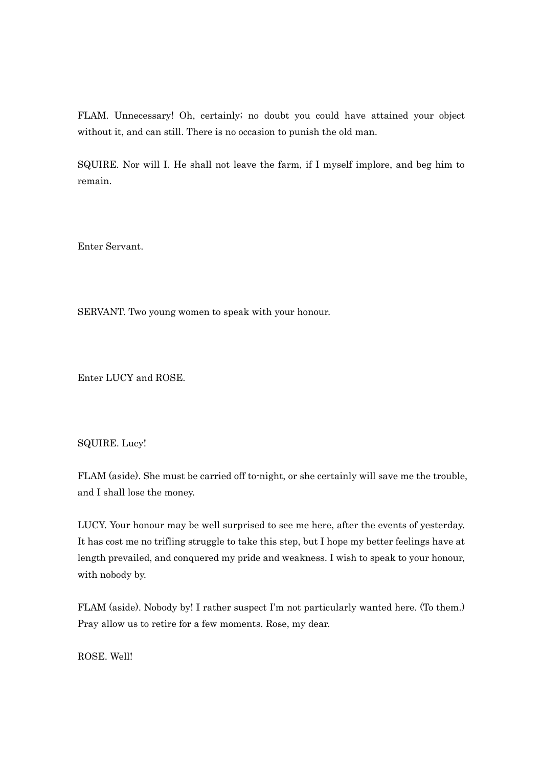FLAM. Unnecessary! Oh, certainly; no doubt you could have attained your object without it, and can still. There is no occasion to punish the old man.

SQUIRE. Nor will I. He shall not leave the farm, if I myself implore, and beg him to remain.

Enter Servant.

SERVANT. Two young women to speak with your honour.

Enter LUCY and ROSE.

SQUIRE. Lucy!

FLAM (aside). She must be carried off to-night, or she certainly will save me the trouble, and I shall lose the money.

LUCY. Your honour may be well surprised to see me here, after the events of yesterday. It has cost me no trifling struggle to take this step, but I hope my better feelings have at length prevailed, and conquered my pride and weakness. I wish to speak to your honour, with nobody by.

FLAM (aside). Nobody by! I rather suspect I'm not particularly wanted here. (To them.) Pray allow us to retire for a few moments. Rose, my dear.

ROSE. Well!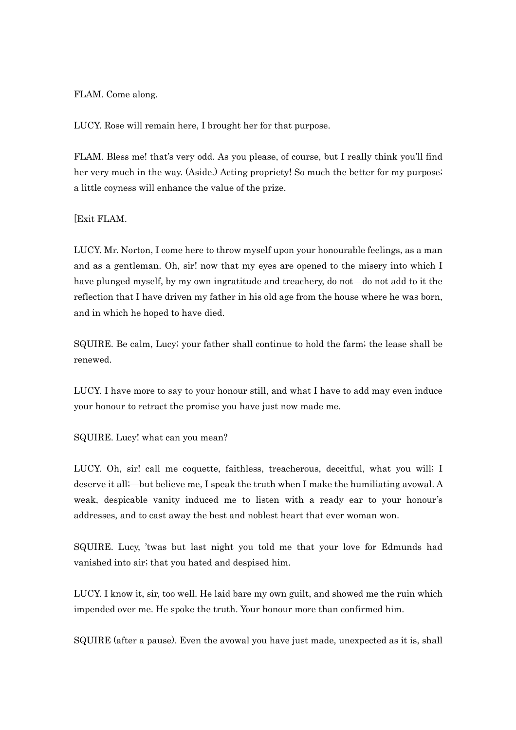FLAM. Come along.

LUCY. Rose will remain here, I brought her for that purpose.

FLAM. Bless me! that's very odd. As you please, of course, but I really think you'll find her very much in the way. (Aside.) Acting propriety! So much the better for my purpose; a little coyness will enhance the value of the prize.

[Exit FLAM.

LUCY. Mr. Norton, I come here to throw myself upon your honourable feelings, as a man and as a gentleman. Oh, sir! now that my eyes are opened to the misery into which I have plunged myself, by my own ingratitude and treachery, do not—do not add to it the reflection that I have driven my father in his old age from the house where he was born, and in which he hoped to have died.

SQUIRE. Be calm, Lucy; your father shall continue to hold the farm; the lease shall be renewed.

LUCY. I have more to say to your honour still, and what I have to add may even induce your honour to retract the promise you have just now made me.

SQUIRE. Lucy! what can you mean?

LUCY. Oh, sir! call me coquette, faithless, treacherous, deceitful, what you will; I deserve it all;—but believe me, I speak the truth when I make the humiliating avowal. A weak, despicable vanity induced me to listen with a ready ear to your honour's addresses, and to cast away the best and noblest heart that ever woman won.

SQUIRE. Lucy, 'twas but last night you told me that your love for Edmunds had vanished into air; that you hated and despised him.

LUCY. I know it, sir, too well. He laid bare my own guilt, and showed me the ruin which impended over me. He spoke the truth. Your honour more than confirmed him.

SQUIRE (after a pause). Even the avowal you have just made, unexpected as it is, shall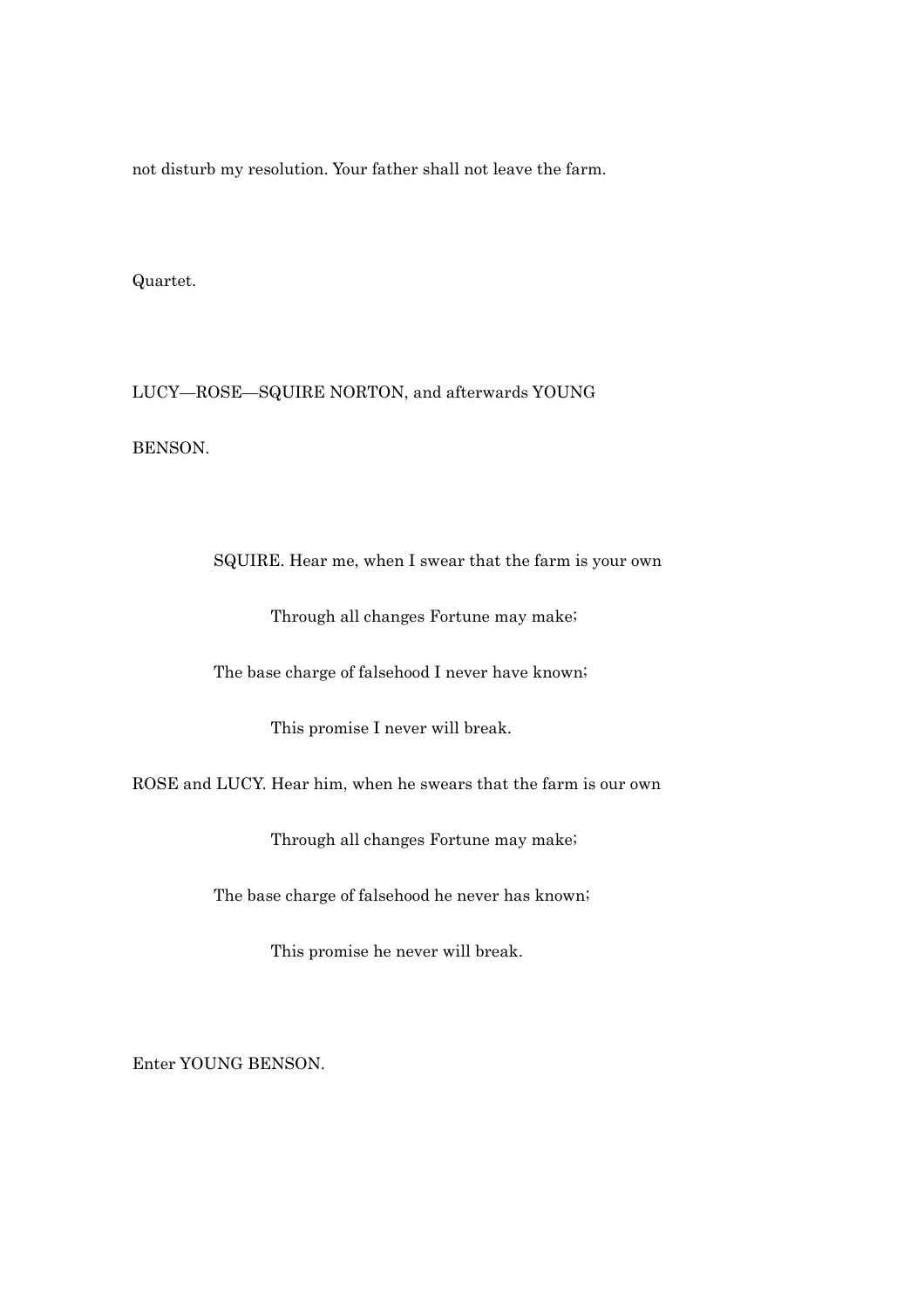not disturb my resolution. Your father shall not leave the farm.

Quartet.

LUCY—ROSE—SQUIRE NORTON, and afterwards YOUNG BENSON.

SQUIRE. Hear me, when I swear that the farm is your own

Through all changes Fortune may make;

The base charge of falsehood I never have known;

This promise I never will break.

ROSE and LUCY. Hear him, when he swears that the farm is our own

Through all changes Fortune may make;

The base charge of falsehood he never has known;

This promise he never will break.

Enter YOUNG BENSON.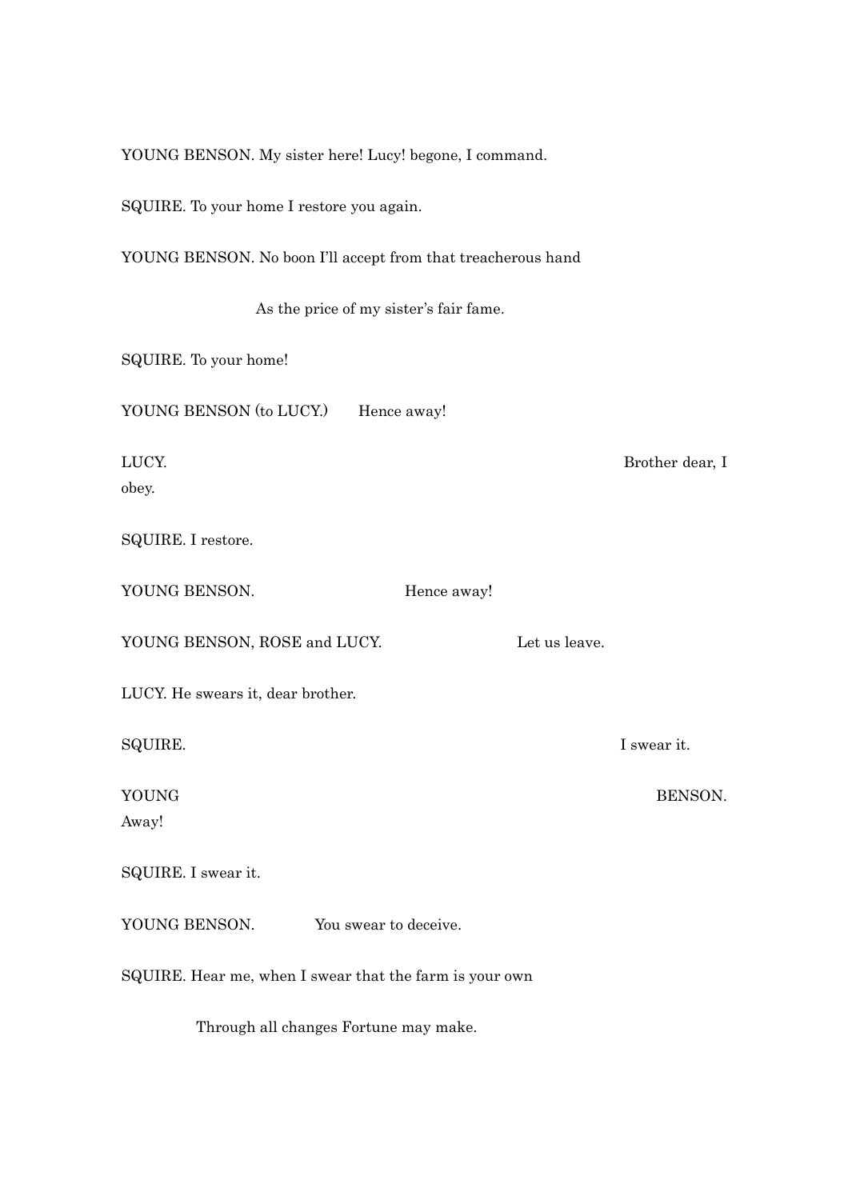YOUNG BENSON. My sister here! Lucy! begone, I command.

SQUIRE. To your home I restore you again.

YOUNG BENSON. No boon I'll accept from that treacherous hand

As the price of my sister's fair fame.

SQUIRE. To your home!

YOUNG BENSON (to LUCY.) Hence away!

LUCY. Brother dear, I obey.

SQUIRE. I restore.

YOUNG BENSON. Hence away!

YOUNG BENSON, ROSE and LUCY. Let us leave.

LUCY. He swears it, dear brother.

SQUIRE. I swear it.

YOUNG BENSON. Away!

SQUIRE. I swear it.

YOUNG BENSON. You swear to deceive.

SQUIRE. Hear me, when I swear that the farm is your own

Through all changes Fortune may make.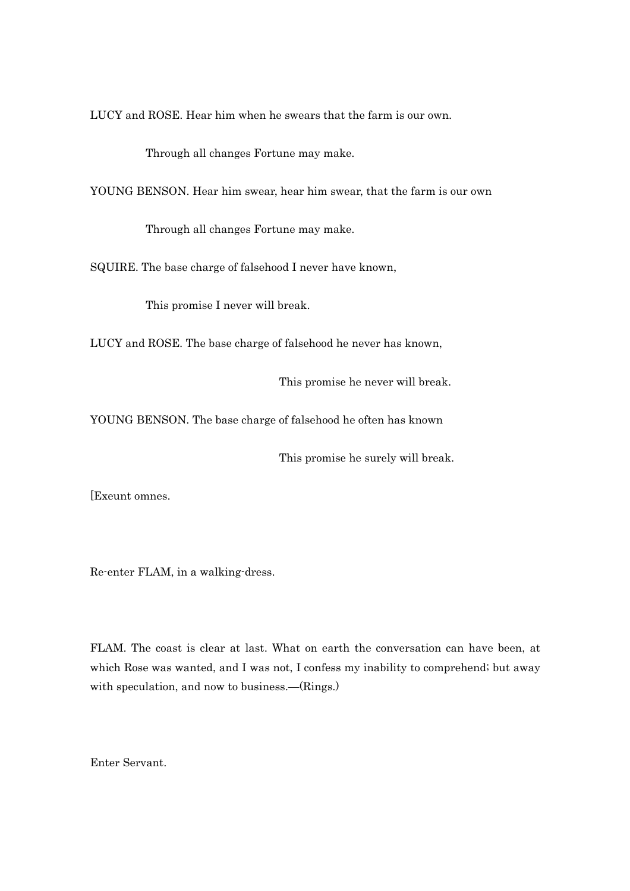LUCY and ROSE. Hear him when he swears that the farm is our own.

Through all changes Fortune may make.

YOUNG BENSON. Hear him swear, hear him swear, that the farm is our own

Through all changes Fortune may make.

SQUIRE. The base charge of falsehood I never have known,

This promise I never will break.

LUCY and ROSE. The base charge of falsehood he never has known,

This promise he never will break.

YOUNG BENSON. The base charge of falsehood he often has known

This promise he surely will break.

[Exeunt omnes.

Re-enter FLAM, in a walking-dress.

FLAM. The coast is clear at last. What on earth the conversation can have been, at which Rose was wanted, and I was not, I confess my inability to comprehend; but away with speculation, and now to business.—(Rings.)

Enter Servant.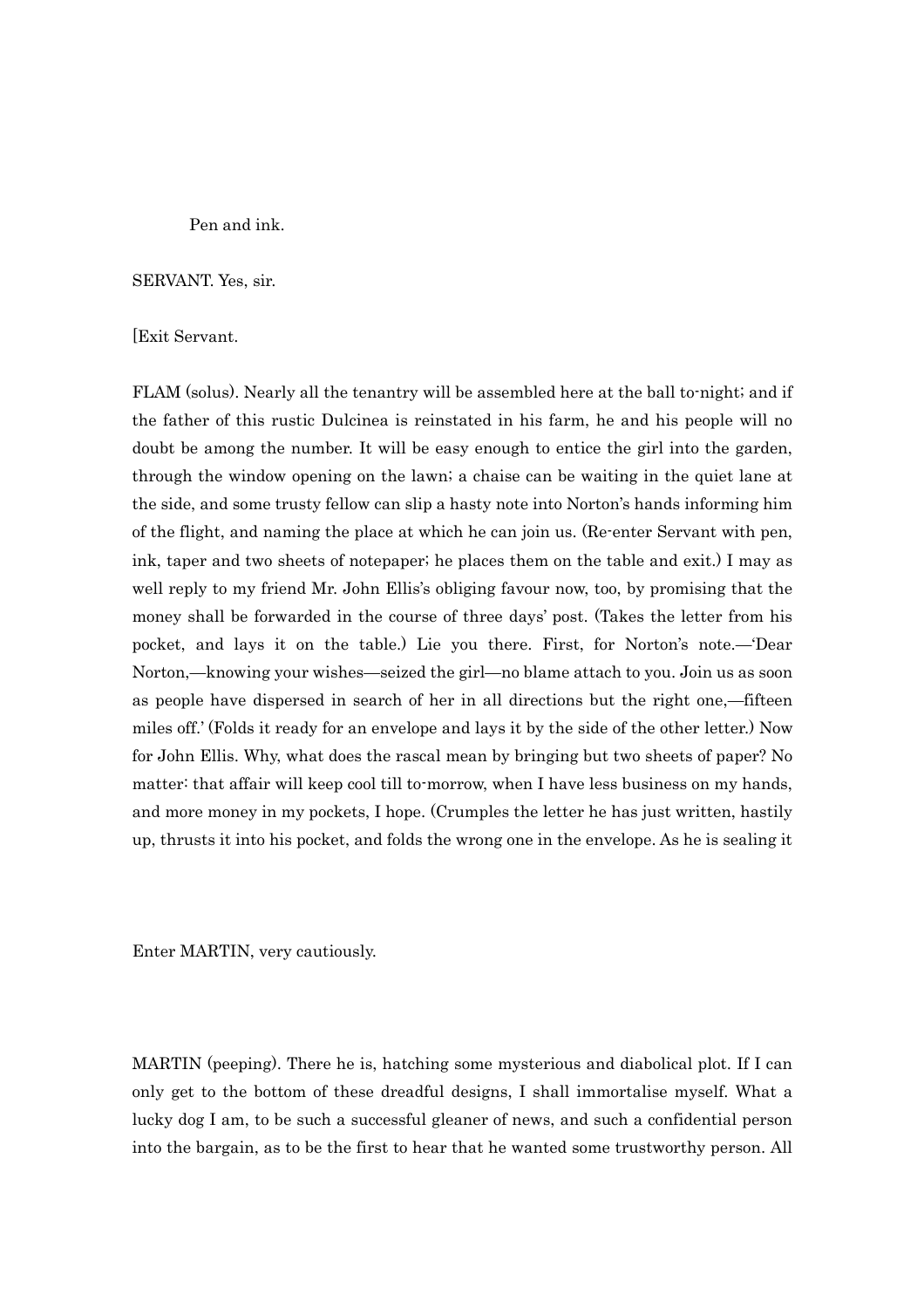Pen and ink.

SERVANT. Yes, sir.

[Exit Servant.

FLAM (solus). Nearly all the tenantry will be assembled here at the ball to-night; and if the father of this rustic Dulcinea is reinstated in his farm, he and his people will no doubt be among the number. It will be easy enough to entice the girl into the garden, through the window opening on the lawn; a chaise can be waiting in the quiet lane at the side, and some trusty fellow can slip a hasty note into Norton's hands informing him of the flight, and naming the place at which he can join us. (Re-enter Servant with pen, ink, taper and two sheets of notepaper; he places them on the table and exit.) I may as well reply to my friend Mr. John Ellis's obliging favour now, too, by promising that the money shall be forwarded in the course of three days' post. (Takes the letter from his pocket, and lays it on the table.) Lie you there. First, for Norton's note.—'Dear Norton,—knowing your wishes—seized the girl—no blame attach to you. Join us as soon as people have dispersed in search of her in all directions but the right one,—fifteen miles off.' (Folds it ready for an envelope and lays it by the side of the other letter.) Now for John Ellis. Why, what does the rascal mean by bringing but two sheets of paper? No matter: that affair will keep cool till to-morrow, when I have less business on my hands, and more money in my pockets, I hope. (Crumples the letter he has just written, hastily up, thrusts it into his pocket, and folds the wrong one in the envelope. As he is sealing it

Enter MARTIN, very cautiously.

MARTIN (peeping). There he is, hatching some mysterious and diabolical plot. If I can only get to the bottom of these dreadful designs, I shall immortalise myself. What a lucky dog I am, to be such a successful gleaner of news, and such a confidential person into the bargain, as to be the first to hear that he wanted some trustworthy person. All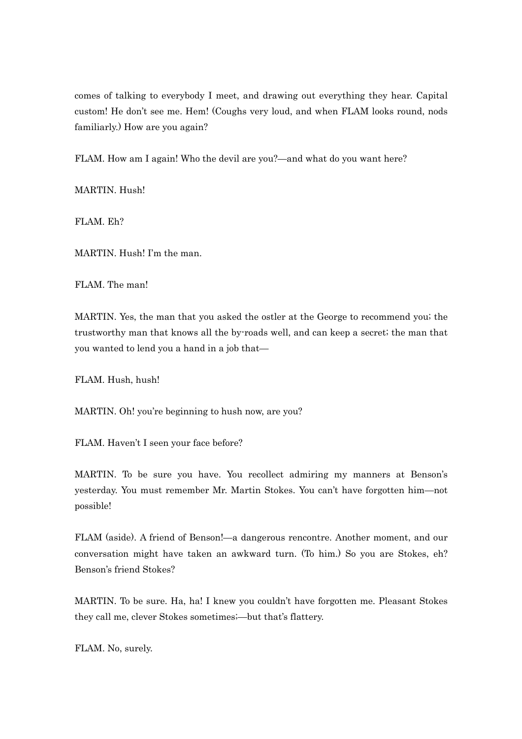comes of talking to everybody I meet, and drawing out everything they hear. Capital custom! He don't see me. Hem! (Coughs very loud, and when FLAM looks round, nods familiarly.) How are you again?

FLAM. How am I again! Who the devil are you?—and what do you want here?

MARTIN. Hush!

FLAM. Eh?

MARTIN. Hush! I'm the man.

FLAM. The man!

MARTIN. Yes, the man that you asked the ostler at the George to recommend you; the trustworthy man that knows all the by-roads well, and can keep a secret; the man that you wanted to lend you a hand in a job that—

FLAM. Hush, hush!

MARTIN. Oh! you're beginning to hush now, are you?

FLAM. Haven't I seen your face before?

MARTIN. To be sure you have. You recollect admiring my manners at Benson's yesterday. You must remember Mr. Martin Stokes. You can't have forgotten him—not possible!

FLAM (aside). A friend of Benson!—a dangerous rencontre. Another moment, and our conversation might have taken an awkward turn. (To him.) So you are Stokes, eh? Benson's friend Stokes?

MARTIN. To be sure. Ha, ha! I knew you couldn't have forgotten me. Pleasant Stokes they call me, clever Stokes sometimes;—but that's flattery.

FLAM. No, surely.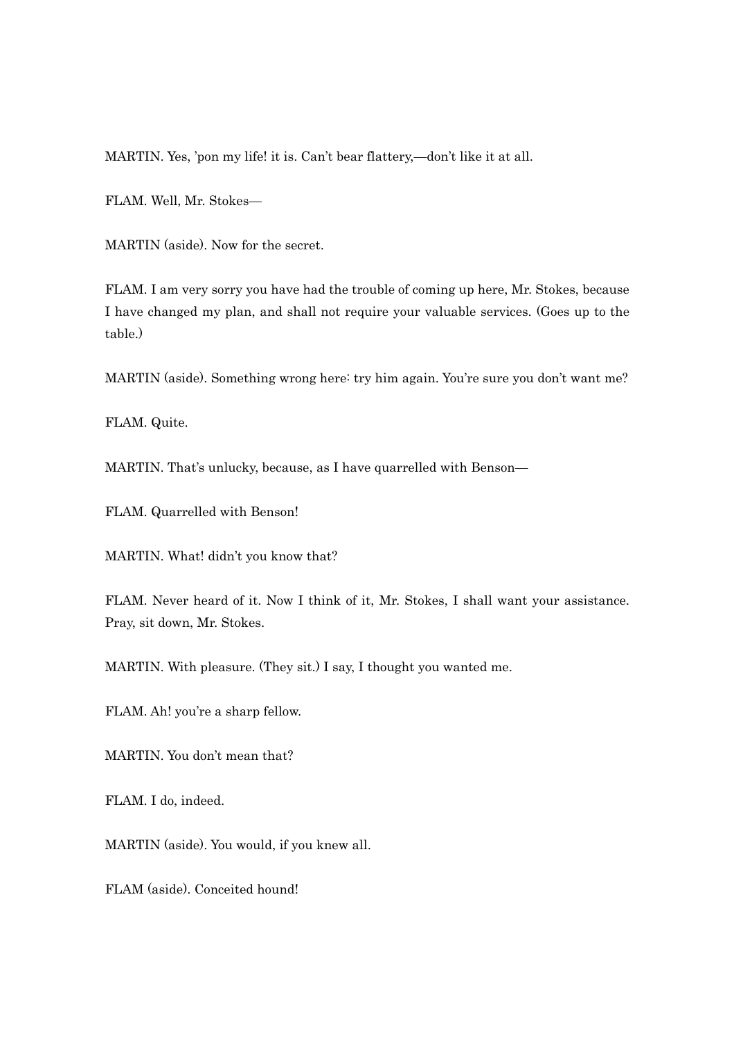MARTIN. Yes, 'pon my life! it is. Can't bear flattery,—don't like it at all.

FLAM. Well, Mr. Stokes—

MARTIN (aside). Now for the secret.

FLAM. I am very sorry you have had the trouble of coming up here, Mr. Stokes, because I have changed my plan, and shall not require your valuable services. (Goes up to the table.)

MARTIN (aside). Something wrong here: try him again. You're sure you don't want me?

FLAM. Quite.

MARTIN. That's unlucky, because, as I have quarrelled with Benson—

FLAM. Quarrelled with Benson!

MARTIN. What! didn't you know that?

FLAM. Never heard of it. Now I think of it, Mr. Stokes, I shall want your assistance. Pray, sit down, Mr. Stokes.

MARTIN. With pleasure. (They sit.) I say, I thought you wanted me.

FLAM. Ah! you're a sharp fellow.

MARTIN. You don't mean that?

FLAM. I do, indeed.

MARTIN (aside). You would, if you knew all.

FLAM (aside). Conceited hound!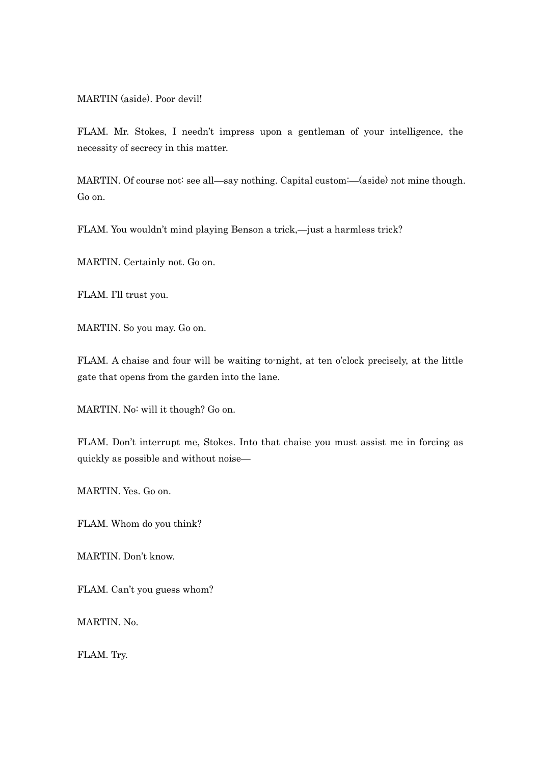MARTIN (aside). Poor devil!

FLAM. Mr. Stokes, I needn't impress upon a gentleman of your intelligence, the necessity of secrecy in this matter.

MARTIN. Of course not: see all—say nothing. Capital custom:—(aside) not mine though. Go on.

FLAM. You wouldn't mind playing Benson a trick,—just a harmless trick?

MARTIN. Certainly not. Go on.

FLAM. I'll trust you.

MARTIN. So you may. Go on.

FLAM. A chaise and four will be waiting to-night, at ten o'clock precisely, at the little gate that opens from the garden into the lane.

MARTIN. No: will it though? Go on.

FLAM. Don't interrupt me, Stokes. Into that chaise you must assist me in forcing as quickly as possible and without noise—

MARTIN. Yes. Go on.

FLAM. Whom do you think?

MARTIN. Don't know.

FLAM. Can't you guess whom?

MARTIN. No.

FLAM. Try.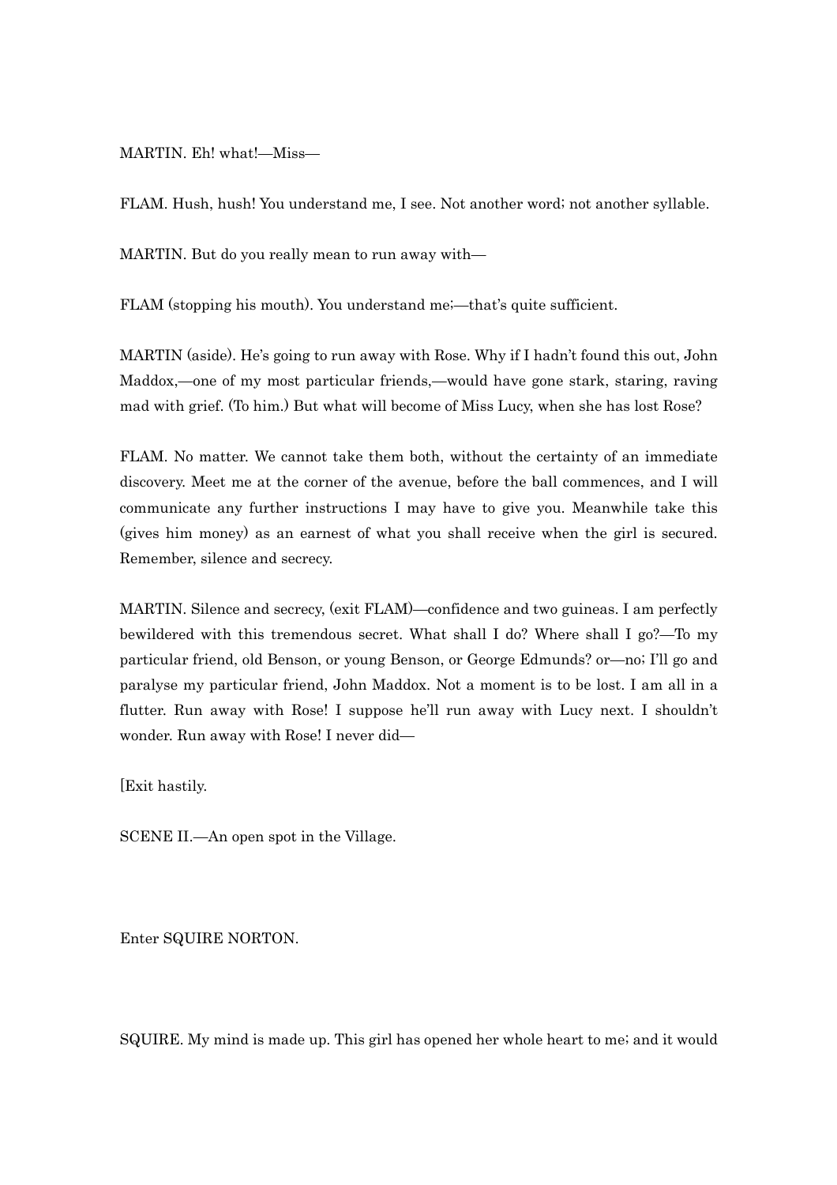MARTIN. Eh! what!—Miss—

FLAM. Hush, hush! You understand me, I see. Not another word; not another syllable.

MARTIN. But do you really mean to run away with—

FLAM (stopping his mouth). You understand me;—that's quite sufficient.

MARTIN (aside). He's going to run away with Rose. Why if I hadn't found this out, John Maddox,—one of my most particular friends,—would have gone stark, staring, raving mad with grief. (To him.) But what will become of Miss Lucy, when she has lost Rose?

FLAM. No matter. We cannot take them both, without the certainty of an immediate discovery. Meet me at the corner of the avenue, before the ball commences, and I will communicate any further instructions I may have to give you. Meanwhile take this (gives him money) as an earnest of what you shall receive when the girl is secured. Remember, silence and secrecy.

MARTIN. Silence and secrecy, (exit FLAM)—confidence and two guineas. I am perfectly bewildered with this tremendous secret. What shall I do? Where shall I go?—To my particular friend, old Benson, or young Benson, or George Edmunds? or—no; I'll go and paralyse my particular friend, John Maddox. Not a moment is to be lost. I am all in a flutter. Run away with Rose! I suppose he'll run away with Lucy next. I shouldn't wonder. Run away with Rose! I never did—

[Exit hastily.

SCENE II.—An open spot in the Village.

Enter SQUIRE NORTON.

SQUIRE. My mind is made up. This girl has opened her whole heart to me; and it would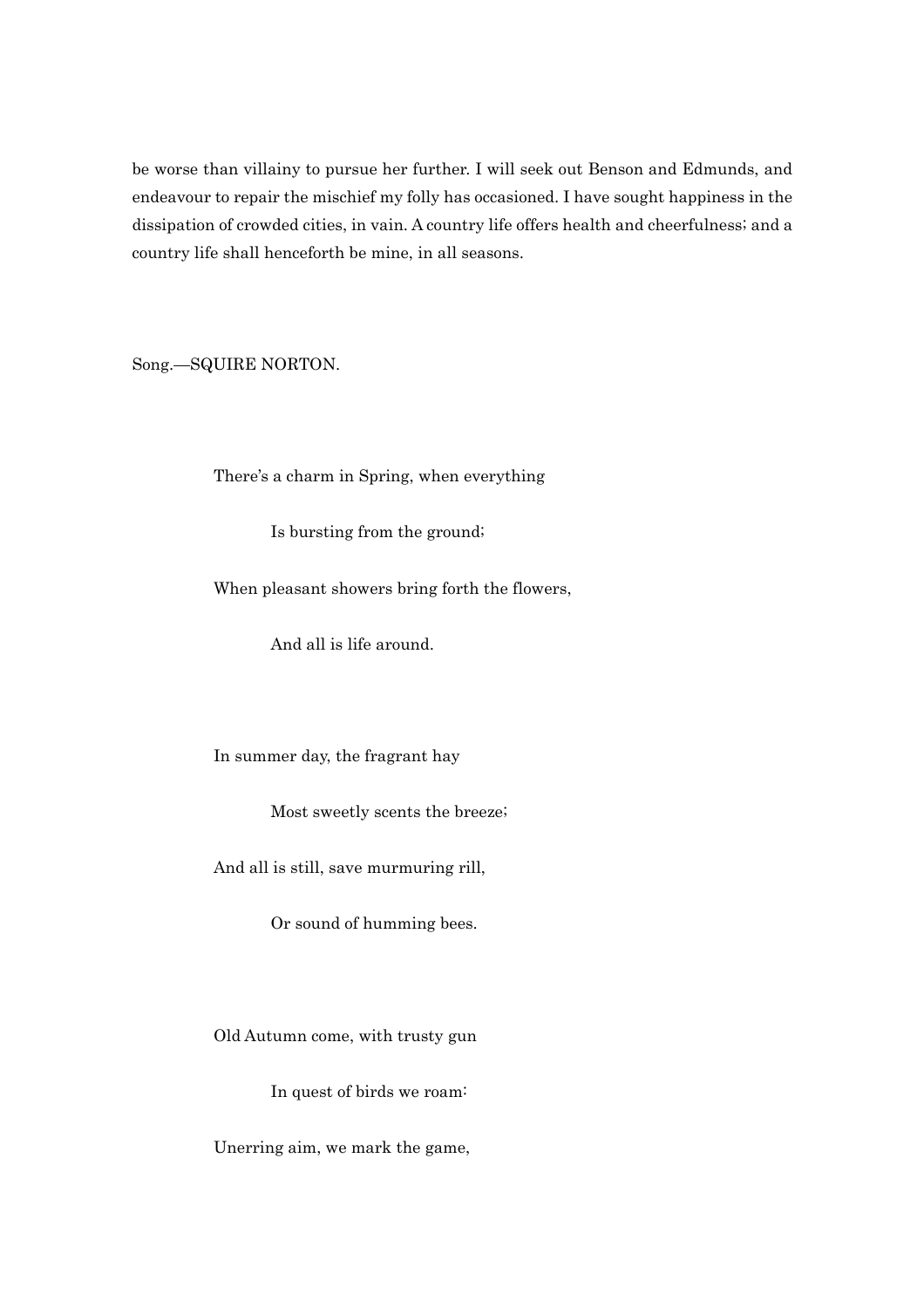be worse than villainy to pursue her further. I will seek out Benson and Edmunds, and endeavour to repair the mischief my folly has occasioned. I have sought happiness in the dissipation of crowded cities, in vain. A country life offers health and cheerfulness; and a country life shall henceforth be mine, in all seasons.

Song.—SQUIRE NORTON.

There's a charm in Spring, when everything
Is bursting from the ground;
When pleasant showers bring forth the flowers,
And all is life around.

In summer day, the fragrant hay
Most sweetly scents the breeze;
And all is still, save murmuring rill,
Or sound of humming bees.

Old Autumn come, with trusty gun
In quest of birds we roam:
Unerring aim, we mark the game,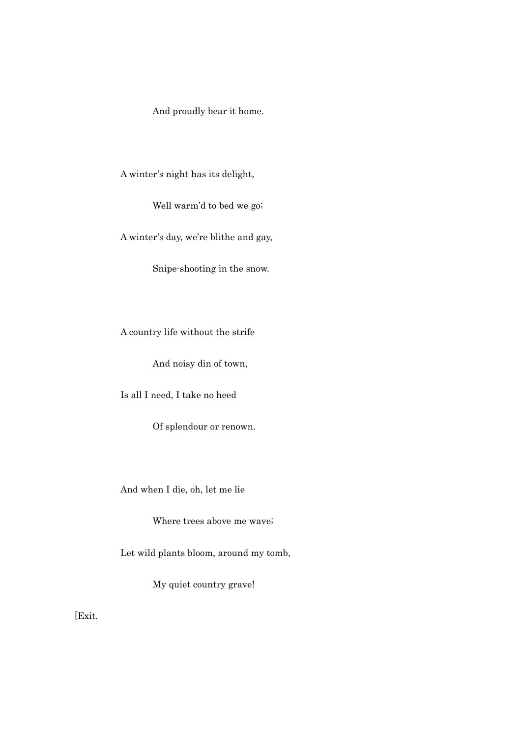And proudly bear it home.

A winter’s night has its delight,

Well warm’d to bed we go;

A winter’s day, we’re blithe and gay,

Snipe-shooting in the snow.

A country life without the strife

And noisy din of town,

Is all I need, I take no heed

Of splendour or renown.

And when I die, oh, let me lie

Where trees above me wave;

Let wild plants bloom, around my tomb,

My quiet country grave!

[Exit.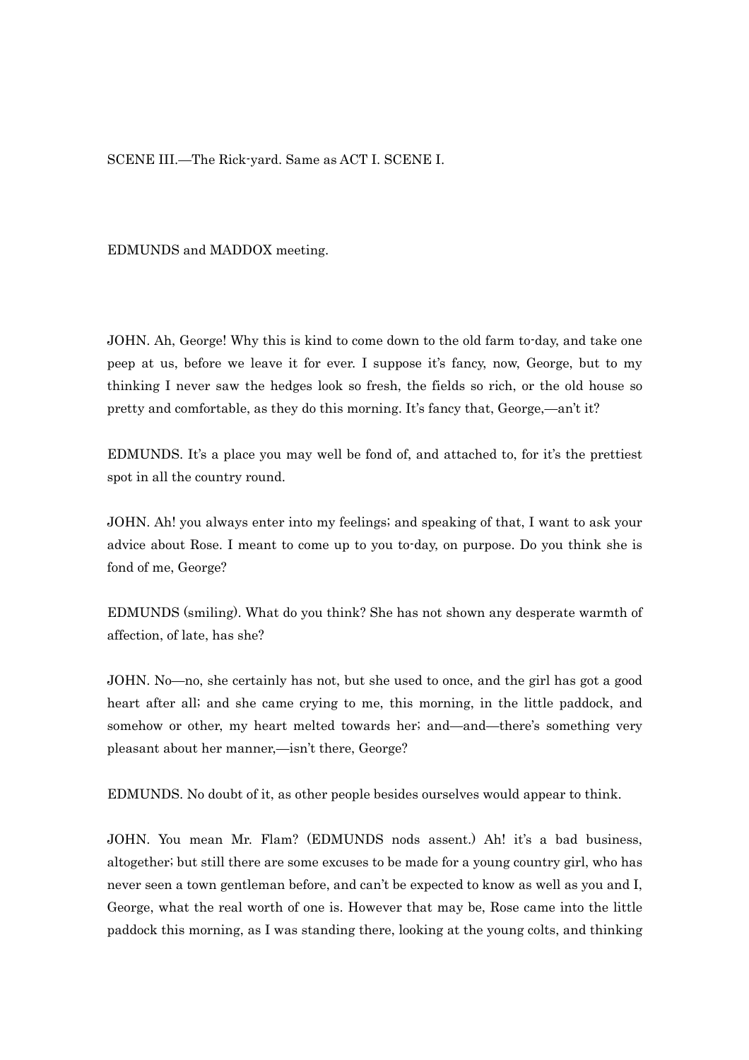SCENE III.—The Rick-yard. Same as ACT I. SCENE I.

EDMUNDS and MADDOX meeting.

JOHN. Ah, George! Why this is kind to come down to the old farm to-day, and take one peep at us, before we leave it for ever. I suppose it's fancy, now, George, but to my thinking I never saw the hedges look so fresh, the fields so rich, or the old house so pretty and comfortable, as they do this morning. It's fancy that, George,—an't it?

EDMUNDS. It's a place you may well be fond of, and attached to, for it's the prettiest spot in all the country round.

JOHN. Ah! you always enter into my feelings; and speaking of that, I want to ask your advice about Rose. I meant to come up to you to-day, on purpose. Do you think she is fond of me, George?

EDMUNDS (smiling). What do you think? She has not shown any desperate warmth of affection, of late, has she?

JOHN. No—no, she certainly has not, but she used to once, and the girl has got a good heart after all; and she came crying to me, this morning, in the little paddock, and somehow or other, my heart melted towards her; and—and—there's something very pleasant about her manner,—isn't there, George?

EDMUNDS. No doubt of it, as other people besides ourselves would appear to think.

JOHN. You mean Mr. Flam? (EDMUNDS nods assent.) Ah! it's a bad business, altogether; but still there are some excuses to be made for a young country girl, who has never seen a town gentleman before, and can't be expected to know as well as you and I, George, what the real worth of one is. However that may be, Rose came into the little paddock this morning, as I was standing there, looking at the young colts, and thinking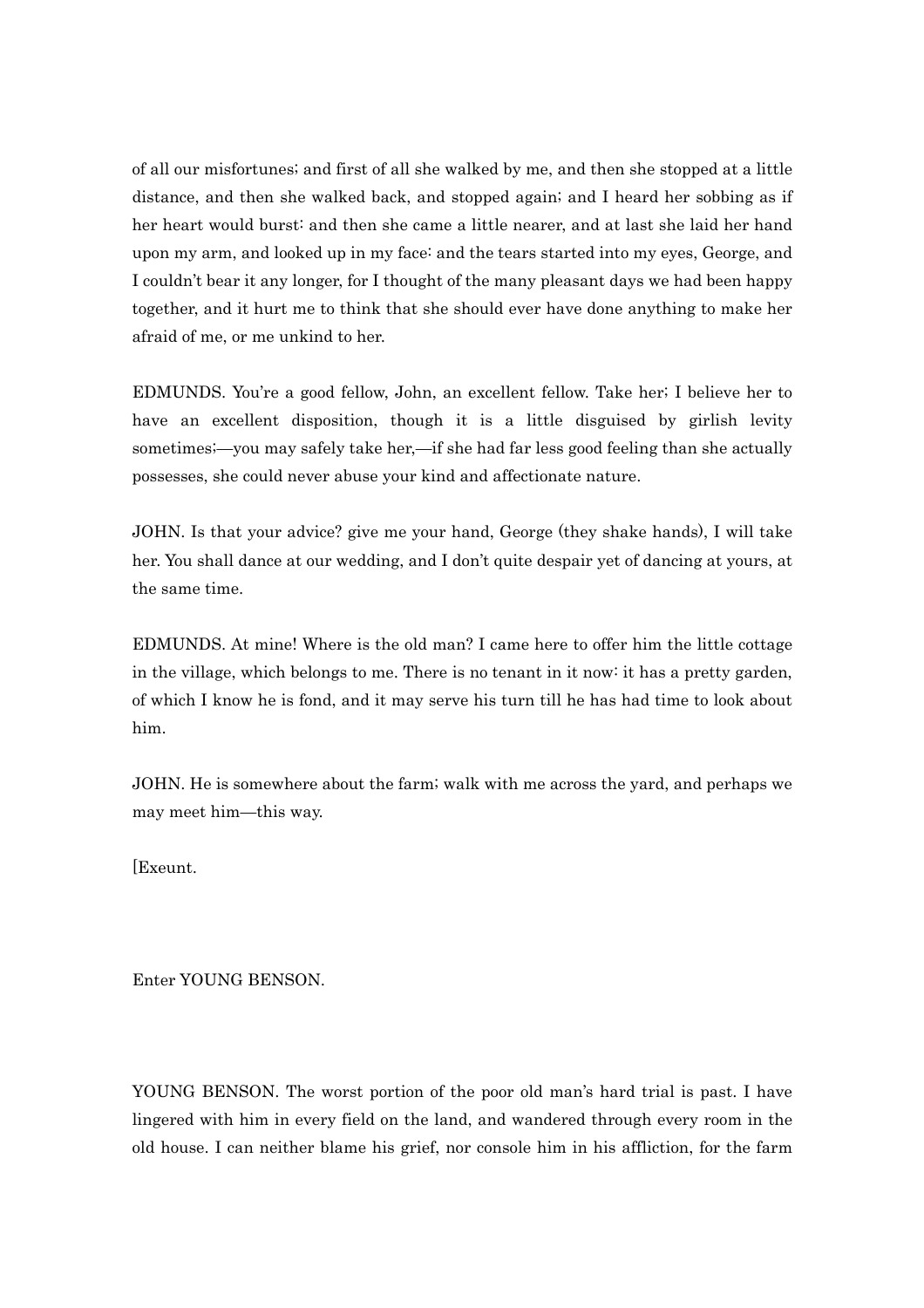of all our misfortunes; and first of all she walked by me, and then she stopped at a little distance, and then she walked back, and stopped again; and I heard her sobbing as if her heart would burst: and then she came a little nearer, and at last she laid her hand upon my arm, and looked up in my face: and the tears started into my eyes, George, and I couldn't bear it any longer, for I thought of the many pleasant days we had been happy together, and it hurt me to think that she should ever have done anything to make her afraid of me, or me unkind to her.

EDMUNDS. You're a good fellow, John, an excellent fellow. Take her; I believe her to have an excellent disposition, though it is a little disguised by girlish levity sometimes;—you may safely take her,—if she had far less good feeling than she actually possesses, she could never abuse your kind and affectionate nature.

JOHN. Is that your advice? give me your hand, George (they shake hands), I will take her. You shall dance at our wedding, and I don't quite despair yet of dancing at yours, at the same time.

EDMUNDS. At mine! Where is the old man? I came here to offer him the little cottage in the village, which belongs to me. There is no tenant in it now: it has a pretty garden, of which I know he is fond, and it may serve his turn till he has had time to look about him.

JOHN. He is somewhere about the farm; walk with me across the yard, and perhaps we may meet him—this way.

[Exeunt.

Enter YOUNG BENSON.

YOUNG BENSON. The worst portion of the poor old man's hard trial is past. I have lingered with him in every field on the land, and wandered through every room in the old house. I can neither blame his grief, nor console him in his affliction, for the farm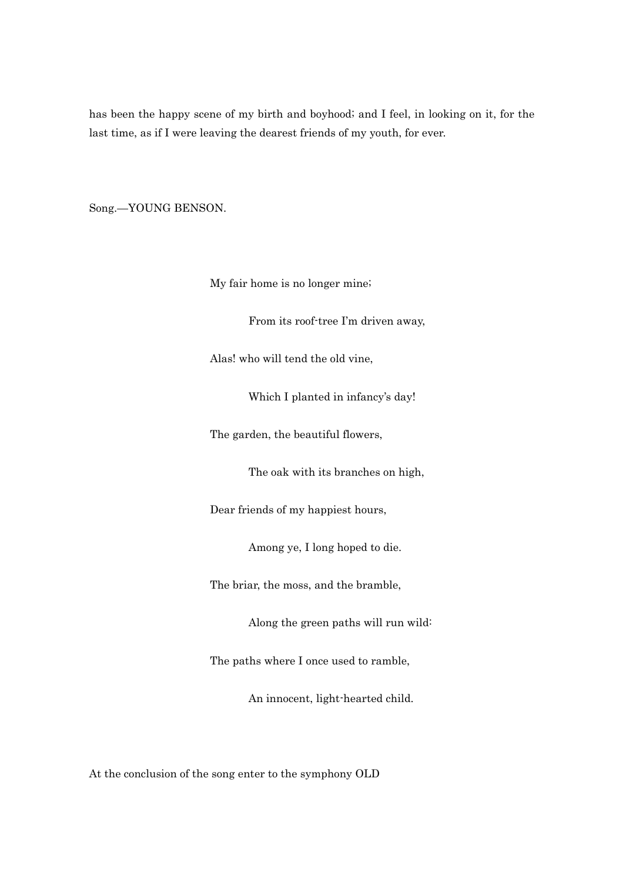has been the happy scene of my birth and boyhood; and I feel, in looking on it, for the last time, as if I were leaving the dearest friends of my youth, for ever.

Song.—YOUNG BENSON.

> My fair home is no longer mine;
>
> From its roof-tree I'm driven away,
>
> Alas! who will tend the old vine,
>
> Which I planted in infancy's day!
>
> The garden, the beautiful flowers,
>
> The oak with its branches on high,
>
> Dear friends of my happiest hours,
>
> Among ye, I long hoped to die.
>
> The briar, the moss, and the bramble,
>
> Along the green paths will run wild:
>
> The paths where I once used to ramble,
>
> An innocent, light-hearted child.

At the conclusion of the song enter to the symphony OLD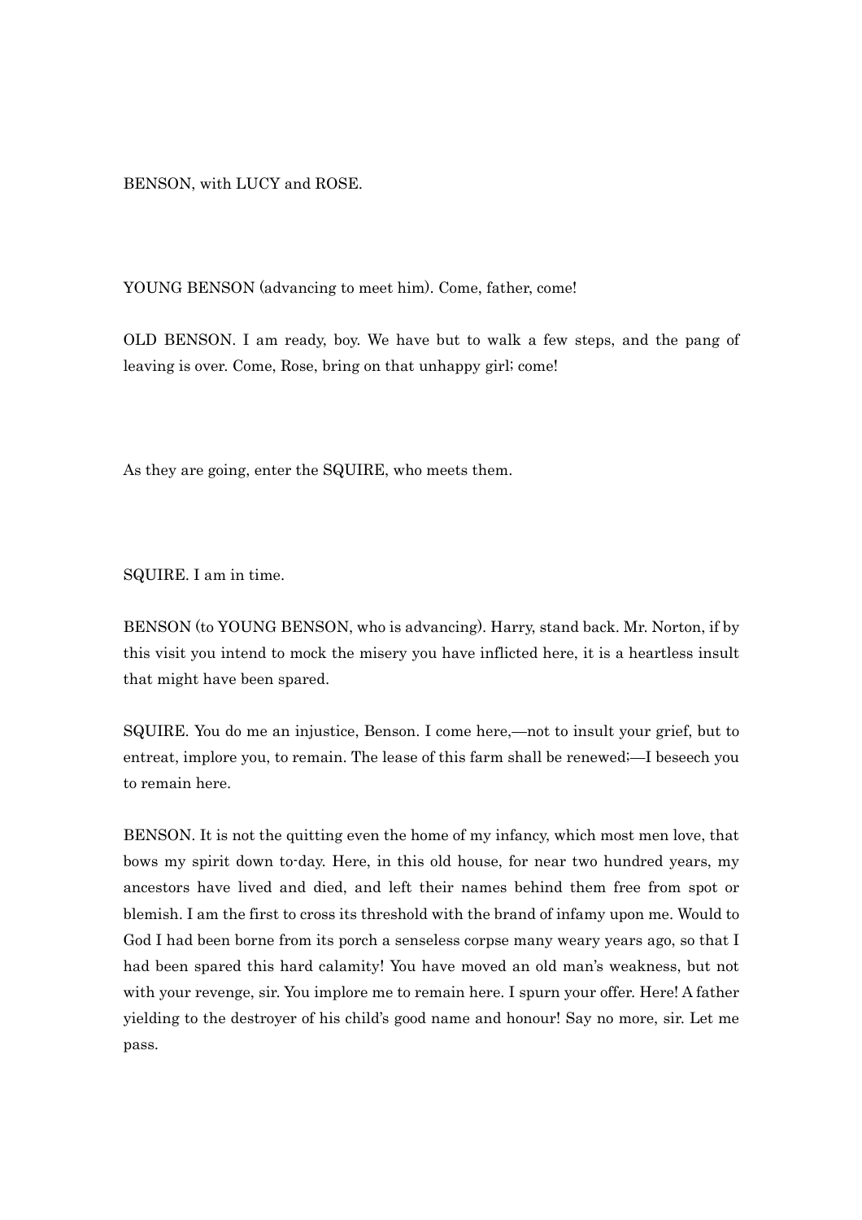BENSON, with LUCY and ROSE.

YOUNG BENSON (advancing to meet him). Come, father, come!

OLD BENSON. I am ready, boy. We have but to walk a few steps, and the pang of leaving is over. Come, Rose, bring on that unhappy girl; come!

As they are going, enter the SQUIRE, who meets them.

SQUIRE. I am in time.

BENSON (to YOUNG BENSON, who is advancing). Harry, stand back. Mr. Norton, if by this visit you intend to mock the misery you have inflicted here, it is a heartless insult that might have been spared.

SQUIRE. You do me an injustice, Benson. I come here,—not to insult your grief, but to entreat, implore you, to remain. The lease of this farm shall be renewed;—I beseech you to remain here.

BENSON. It is not the quitting even the home of my infancy, which most men love, that bows my spirit down to-day. Here, in this old house, for near two hundred years, my ancestors have lived and died, and left their names behind them free from spot or blemish. I am the first to cross its threshold with the brand of infamy upon me. Would to God I had been borne from its porch a senseless corpse many weary years ago, so that I had been spared this hard calamity! You have moved an old man's weakness, but not with your revenge, sir. You implore me to remain here. I spurn your offer. Here! A father yielding to the destroyer of his child's good name and honour! Say no more, sir. Let me pass.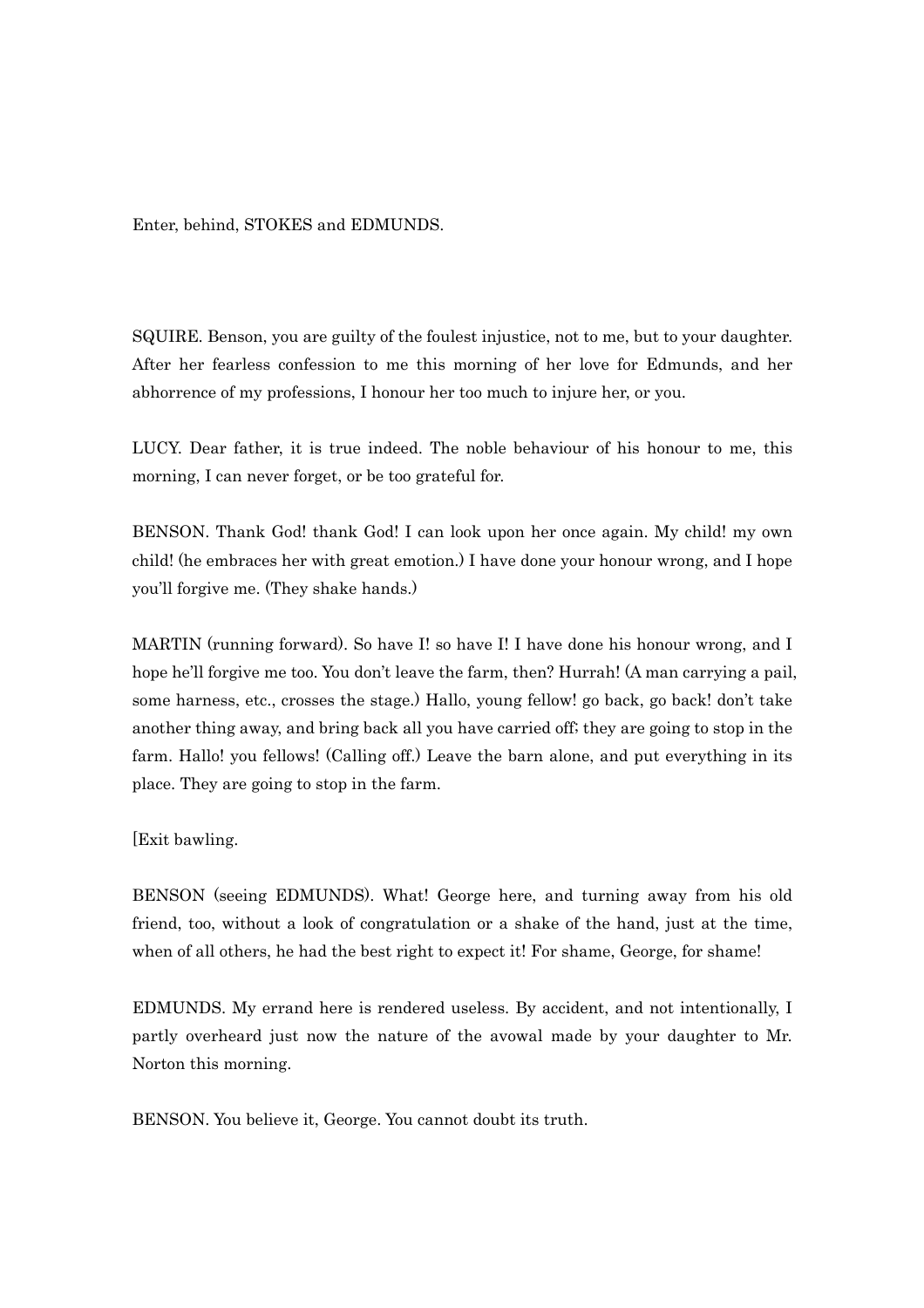Enter, behind, STOKES and EDMUNDS.

SQUIRE. Benson, you are guilty of the foulest injustice, not to me, but to your daughter. After her fearless confession to me this morning of her love for Edmunds, and her abhorrence of my professions, I honour her too much to injure her, or you.

LUCY. Dear father, it is true indeed. The noble behaviour of his honour to me, this morning, I can never forget, or be too grateful for.

BENSON. Thank God! thank God! I can look upon her once again. My child! my own child! (he embraces her with great emotion.) I have done your honour wrong, and I hope you'll forgive me. (They shake hands.)

MARTIN (running forward). So have I! so have I! I have done his honour wrong, and I hope he'll forgive me too. You don't leave the farm, then? Hurrah! (A man carrying a pail, some harness, etc., crosses the stage.) Hallo, young fellow! go back, go back! don't take another thing away, and bring back all you have carried off; they are going to stop in the farm. Hallo! you fellows! (Calling off.) Leave the barn alone, and put everything in its place. They are going to stop in the farm.

[Exit bawling.

BENSON (seeing EDMUNDS). What! George here, and turning away from his old friend, too, without a look of congratulation or a shake of the hand, just at the time, when of all others, he had the best right to expect it! For shame, George, for shame!

EDMUNDS. My errand here is rendered useless. By accident, and not intentionally, I partly overheard just now the nature of the avowal made by your daughter to Mr. Norton this morning.

BENSON. You believe it, George. You cannot doubt its truth.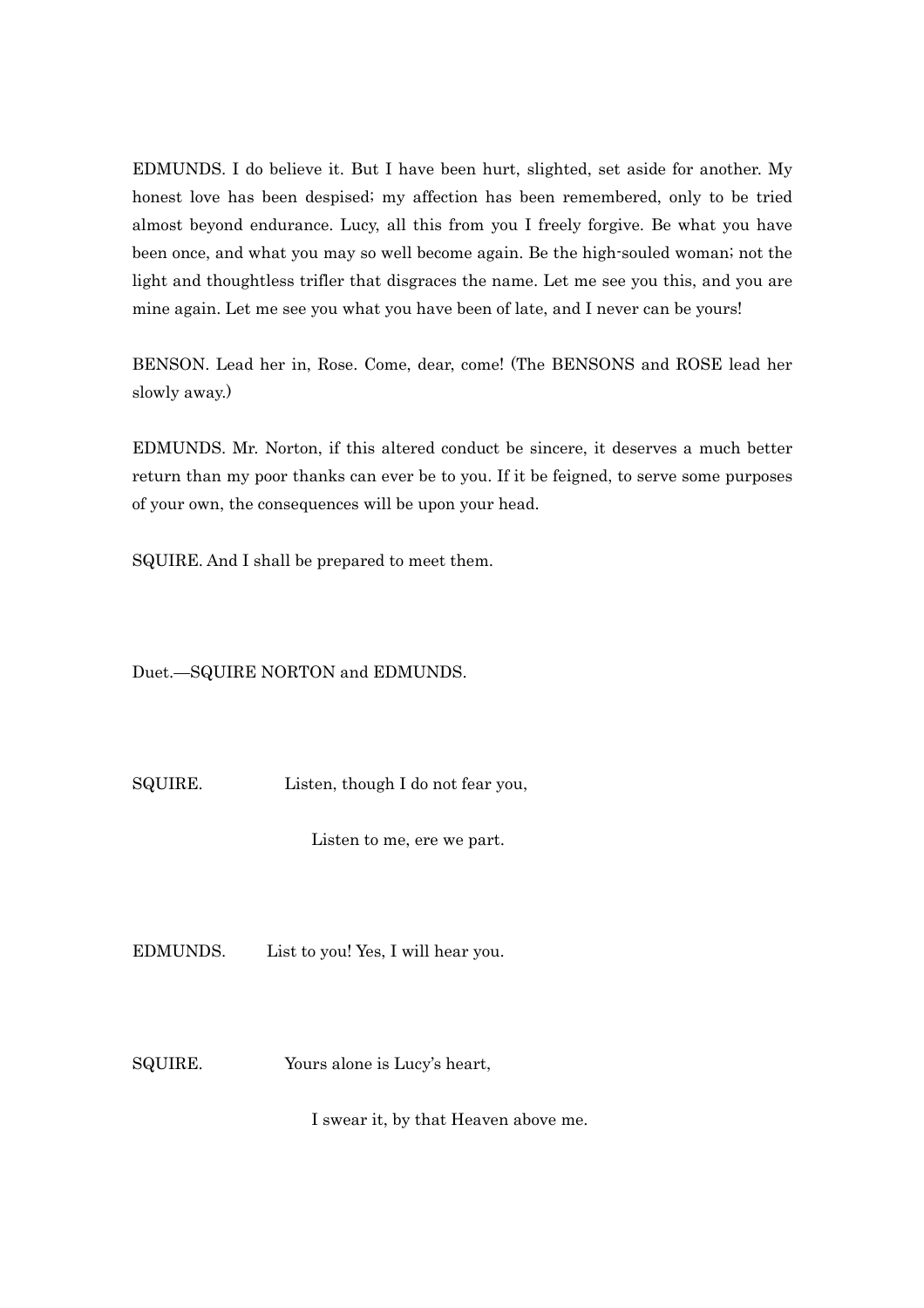EDMUNDS. I do believe it. But I have been hurt, slighted, set aside for another. My honest love has been despised; my affection has been remembered, only to be tried almost beyond endurance. Lucy, all this from you I freely forgive. Be what you have been once, and what you may so well become again. Be the high-souled woman; not the light and thoughtless trifler that disgraces the name. Let me see you this, and you are mine again. Let me see you what you have been of late, and I never can be yours!

BENSON. Lead her in, Rose. Come, dear, come! (The BENSONS and ROSE lead her slowly away.)

EDMUNDS. Mr. Norton, if this altered conduct be sincere, it deserves a much better return than my poor thanks can ever be to you. If it be feigned, to serve some purposes of your own, the consequences will be upon your head.

SQUIRE. And I shall be prepared to meet them.

Duet.—SQUIRE NORTON and EDMUNDS.

SQUIRE. Listen, though I do not fear you,

Listen to me, ere we part.

EDMUNDS. List to you! Yes, I will hear you.

SQUIRE. Yours alone is Lucy's heart,

I swear it, by that Heaven above me.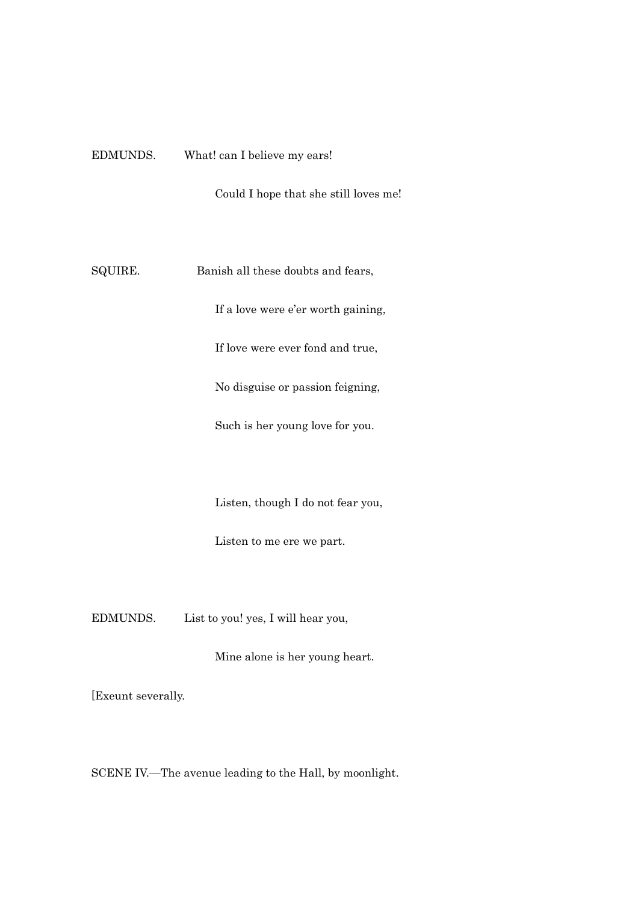EDMUNDS. What! can I believe my ears!

Could I hope that she still loves me!

SQUIRE. Banish all these doubts and fears,

If a love were e'er worth gaining,

If love were ever fond and true,

No disguise or passion feigning,

Such is her young love for you.

Listen, though I do not fear you,

Listen to me ere we part.

EDMUNDS. List to you! yes, I will hear you,

Mine alone is her young heart.

[Exeunt severally.

SCENE IV.—The avenue leading to the Hall, by moonlight.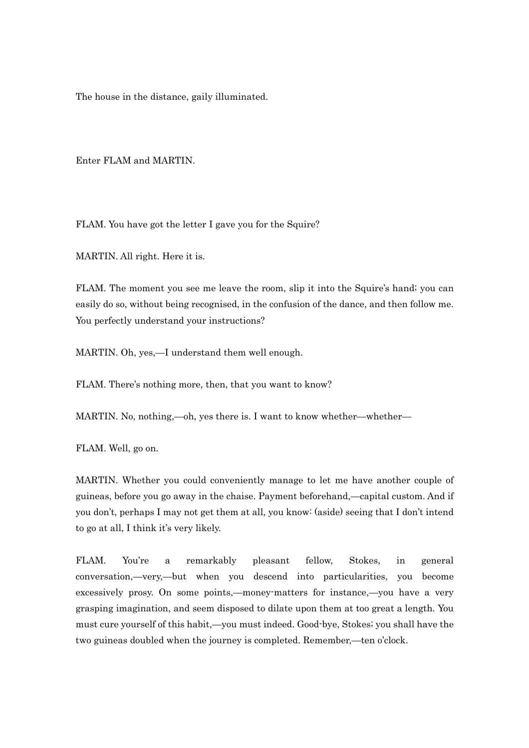The house in the distance, gaily illuminated.

Enter FLAM and MARTIN.

FLAM. You have got the letter I gave you for the Squire?

MARTIN. All right. Here it is.

FLAM. The moment you see me leave the room, slip it into the Squire's hand; you can easily do so, without being recognised, in the confusion of the dance, and then follow me. You perfectly understand your instructions?

MARTIN. Oh, yes,—I understand them well enough.

FLAM. There's nothing more, then, that you want to know?

MARTIN. No, nothing,—oh, yes there is. I want to know whether—whether—

FLAM. Well, go on.

MARTIN. Whether you could conveniently manage to let me have another couple of guineas, before you go away in the chaise. Payment beforehand,—capital custom. And if you don't, perhaps I may not get them at all, you know: (aside) seeing that I don't intend to go at all, I think it's very likely.

FLAM. You're a remarkably pleasant fellow, Stokes, in general conversation,—very,—but when you descend into particularities, you become excessively prosy. On some points,—money-matters for instance,—you have a very grasping imagination, and seem disposed to dilate upon them at too great a length. You must cure yourself of this habit,—you must indeed. Good-bye, Stokes; you shall have the two guineas doubled when the journey is completed. Remember,—ten o'clock.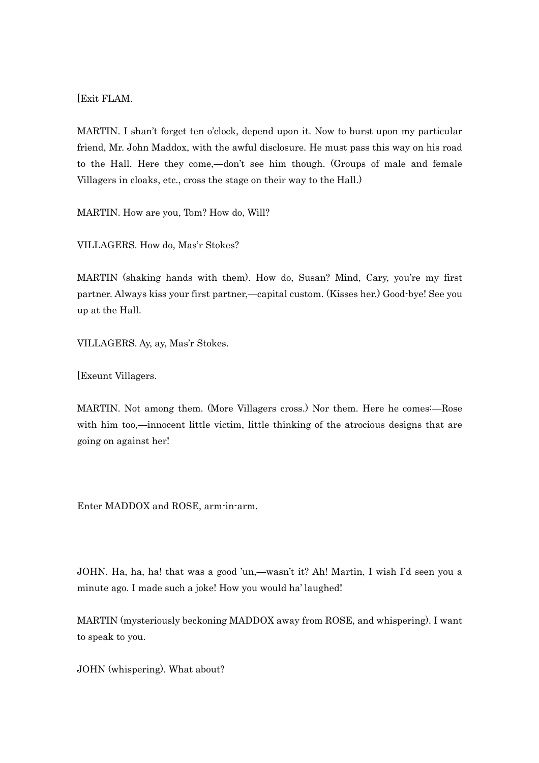[Exit FLAM.

MARTIN. I shan't forget ten o'clock, depend upon it. Now to burst upon my particular friend, Mr. John Maddox, with the awful disclosure. He must pass this way on his road to the Hall. Here they come,—don't see him though. (Groups of male and female Villagers in cloaks, etc., cross the stage on their way to the Hall.)

MARTIN. How are you, Tom? How do, Will?

VILLAGERS. How do, Mas'r Stokes?

MARTIN (shaking hands with them). How do, Susan? Mind, Cary, you're my first partner. Always kiss your first partner,—capital custom. (Kisses her.) Good-bye! See you up at the Hall.

VILLAGERS. Ay, ay, Mas'r Stokes.

[Exeunt Villagers.

MARTIN. Not among them. (More Villagers cross.) Nor them. Here he comes:—Rose with him too,—innocent little victim, little thinking of the atrocious designs that are going on against her!

Enter MADDOX and ROSE, arm-in-arm.

JOHN. Ha, ha, ha! that was a good 'un,—wasn't it? Ah! Martin, I wish I'd seen you a minute ago. I made such a joke! How you would ha' laughed!

MARTIN (mysteriously beckoning MADDOX away from ROSE, and whispering). I want to speak to you.

JOHN (whispering). What about?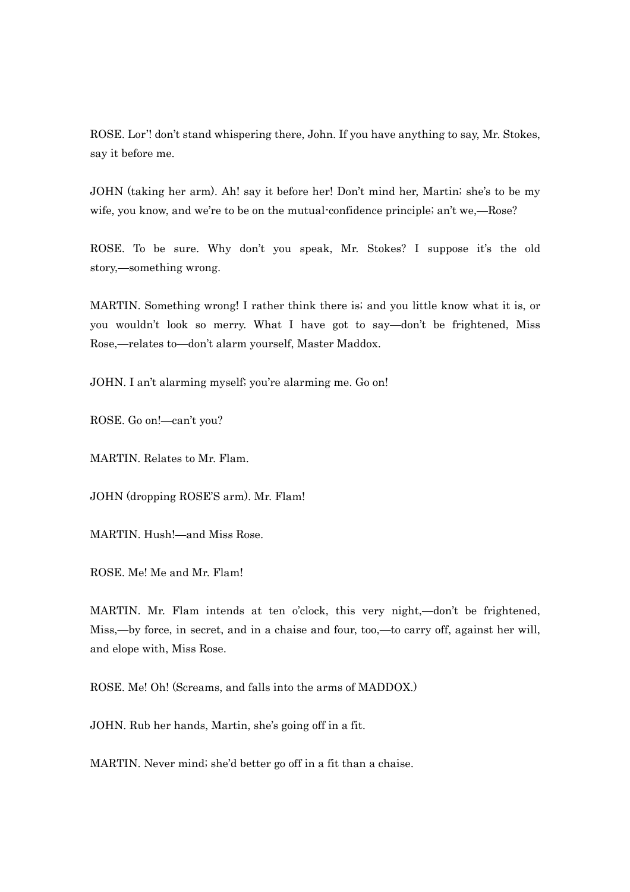ROSE. Lor'! don't stand whispering there, John. If you have anything to say, Mr. Stokes, say it before me.

JOHN (taking her arm). Ah! say it before her! Don't mind her, Martin; she's to be my wife, you know, and we're to be on the mutual-confidence principle; an't we,—Rose?

ROSE. To be sure. Why don't you speak, Mr. Stokes? I suppose it's the old story,—something wrong.

MARTIN. Something wrong! I rather think there is; and you little know what it is, or you wouldn't look so merry. What I have got to say—don't be frightened, Miss Rose,—relates to—don't alarm yourself, Master Maddox.

JOHN. I an't alarming myself; you're alarming me. Go on!

ROSE. Go on!—can't you?

MARTIN. Relates to Mr. Flam.

JOHN (dropping ROSE'S arm). Mr. Flam!

MARTIN. Hush!—and Miss Rose.

ROSE. Me! Me and Mr. Flam!

MARTIN. Mr. Flam intends at ten o'clock, this very night,—don't be frightened, Miss,—by force, in secret, and in a chaise and four, too,—to carry off, against her will, and elope with, Miss Rose.

ROSE. Me! Oh! (Screams, and falls into the arms of MADDOX.)

JOHN. Rub her hands, Martin, she's going off in a fit.

MARTIN. Never mind; she'd better go off in a fit than a chaise.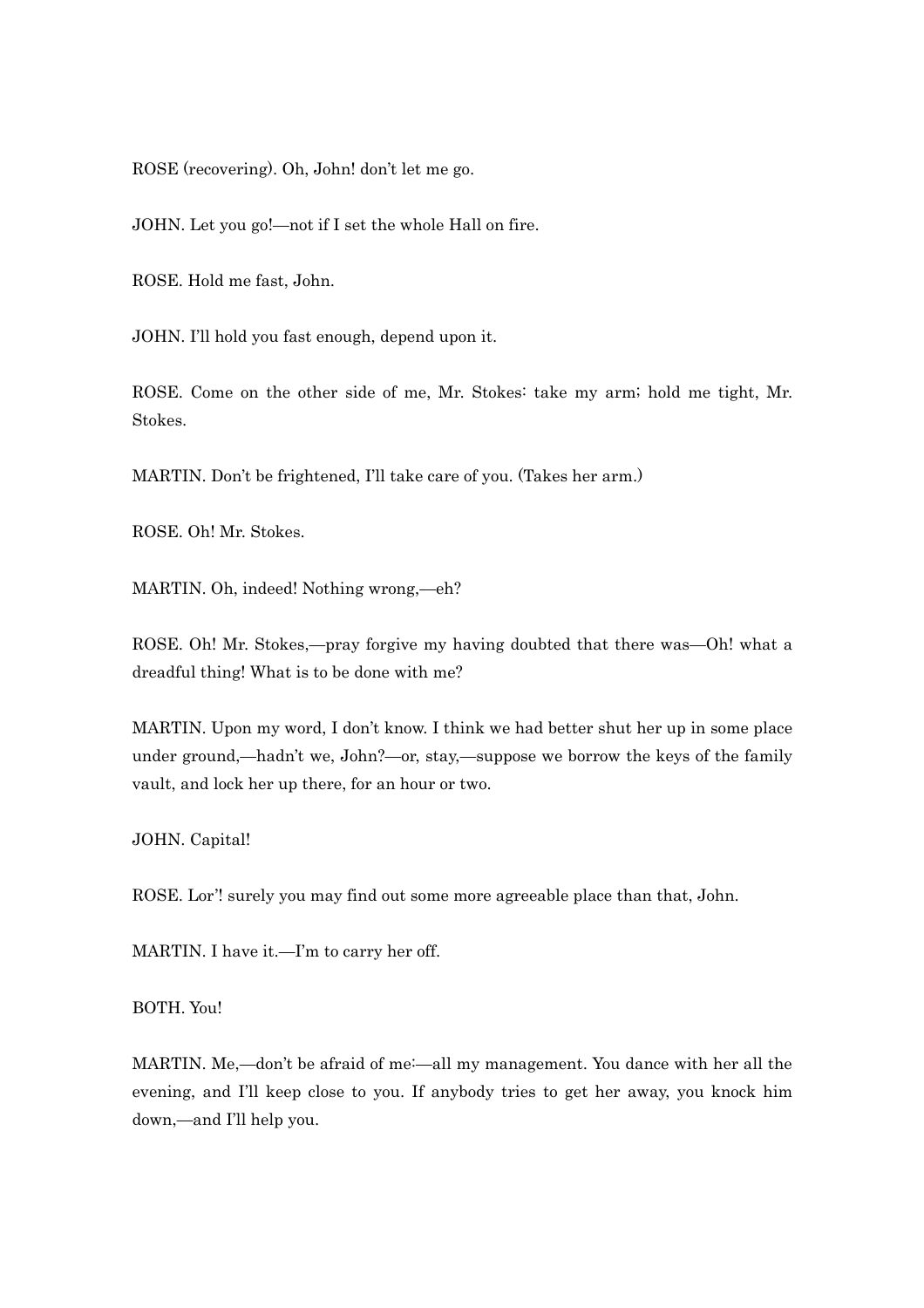ROSE (recovering). Oh, John! don't let me go.

JOHN. Let you go!—not if I set the whole Hall on fire.

ROSE. Hold me fast, John.

JOHN. I'll hold you fast enough, depend upon it.

ROSE. Come on the other side of me, Mr. Stokes: take my arm; hold me tight, Mr. Stokes.

MARTIN. Don't be frightened, I'll take care of you. (Takes her arm.)

ROSE. Oh! Mr. Stokes.

MARTIN. Oh, indeed! Nothing wrong,—eh?

ROSE. Oh! Mr. Stokes,—pray forgive my having doubted that there was—Oh! what a dreadful thing! What is to be done with me?

MARTIN. Upon my word, I don't know. I think we had better shut her up in some place under ground,—hadn't we, John?—or, stay,—suppose we borrow the keys of the family vault, and lock her up there, for an hour or two.

JOHN. Capital!

ROSE. Lor'! surely you may find out some more agreeable place than that, John.

MARTIN. I have it.—I'm to carry her off.

BOTH. You!

MARTIN. Me,—don't be afraid of me:—all my management. You dance with her all the evening, and I'll keep close to you. If anybody tries to get her away, you knock him down,—and I'll help you.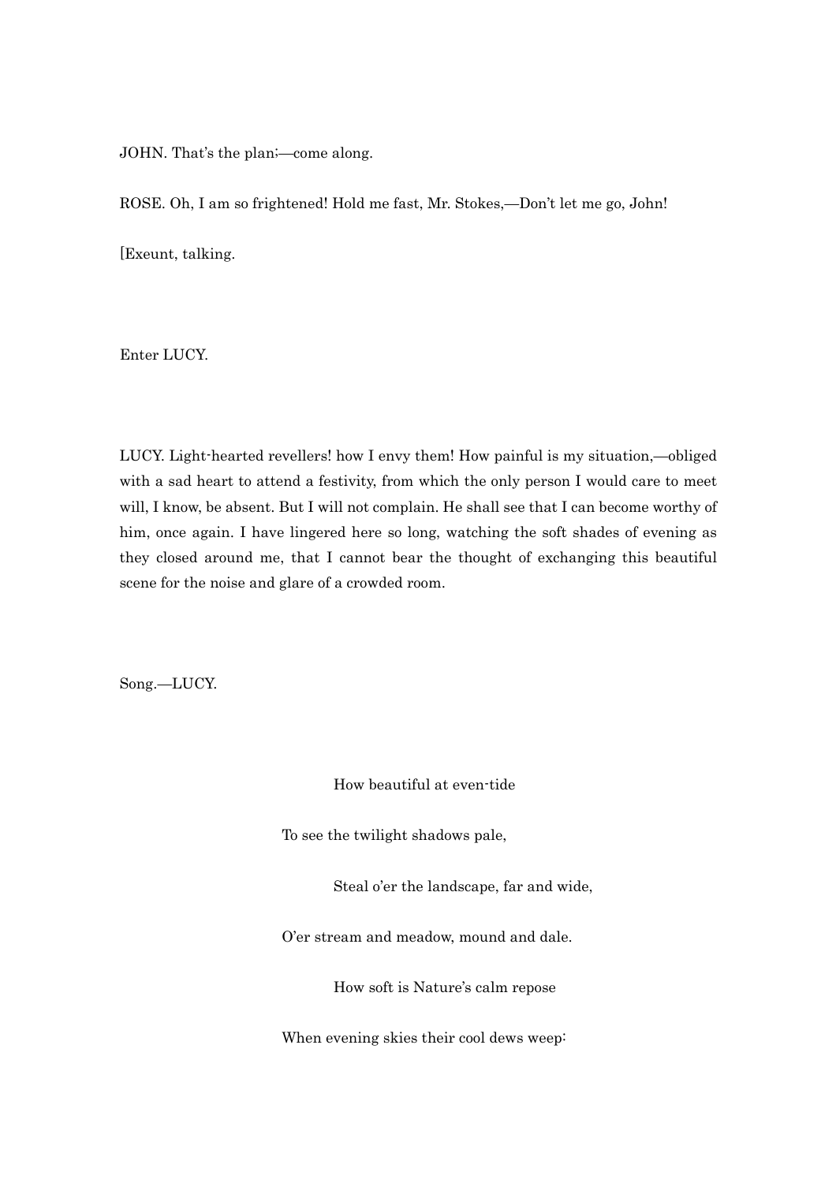JOHN. That's the plan;—come along.

ROSE. Oh, I am so frightened! Hold me fast, Mr. Stokes,—Don't let me go, John!

[Exeunt, talking.

Enter LUCY.

LUCY. Light-hearted revellers! how I envy them! How painful is my situation,—obliged with a sad heart to attend a festivity, from which the only person I would care to meet will, I know, be absent. But I will not complain. He shall see that I can become worthy of him, once again. I have lingered here so long, watching the soft shades of evening as they closed around me, that I cannot bear the thought of exchanging this beautiful scene for the noise and glare of a crowded room.

Song.—LUCY.

> How beautiful at even-tide
>
> To see the twilight shadows pale,
>
> Steal o'er the landscape, far and wide,
>
> O'er stream and meadow, mound and dale.
>
> How soft is Nature's calm repose
>
> When evening skies their cool dews weep: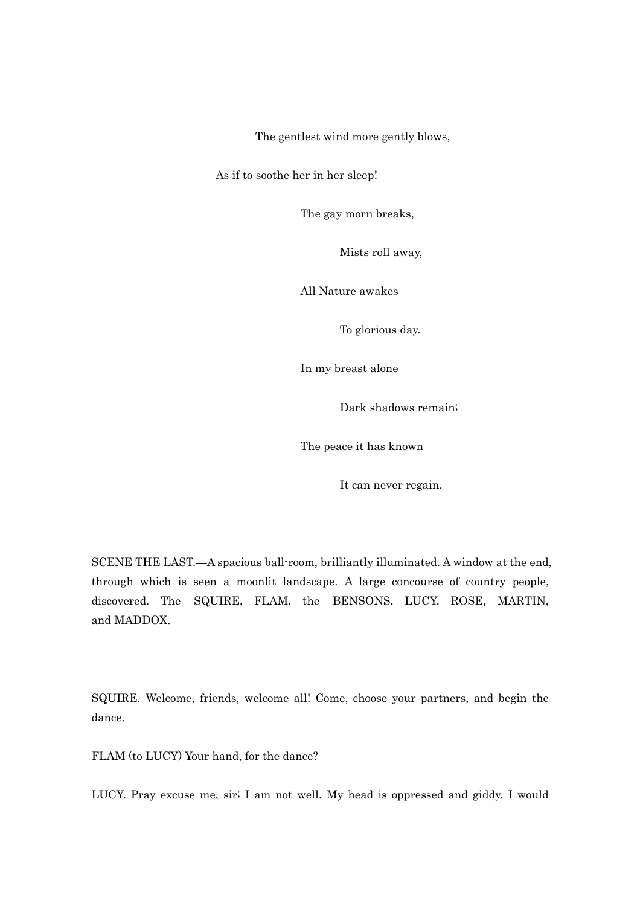The gentlest wind more gently blows,

As if to soothe her in her sleep!

The gay morn breaks,

Mists roll away,

All Nature awakes

To glorious day.

In my breast alone

Dark shadows remain;

The peace it has known

It can never regain.

SCENE THE LAST.—A spacious ball-room, brilliantly illuminated. A window at the end, through which is seen a moonlit landscape. A large concourse of country people, discovered.—The SQUIRE,—FLAM,—the BENSONS,—LUCY,—ROSE,—MARTIN, and MADDOX.

SQUIRE. Welcome, friends, welcome all! Come, choose your partners, and begin the dance.

FLAM (to LUCY) Your hand, for the dance?

LUCY. Pray excuse me, sir; I am not well. My head is oppressed and giddy. I would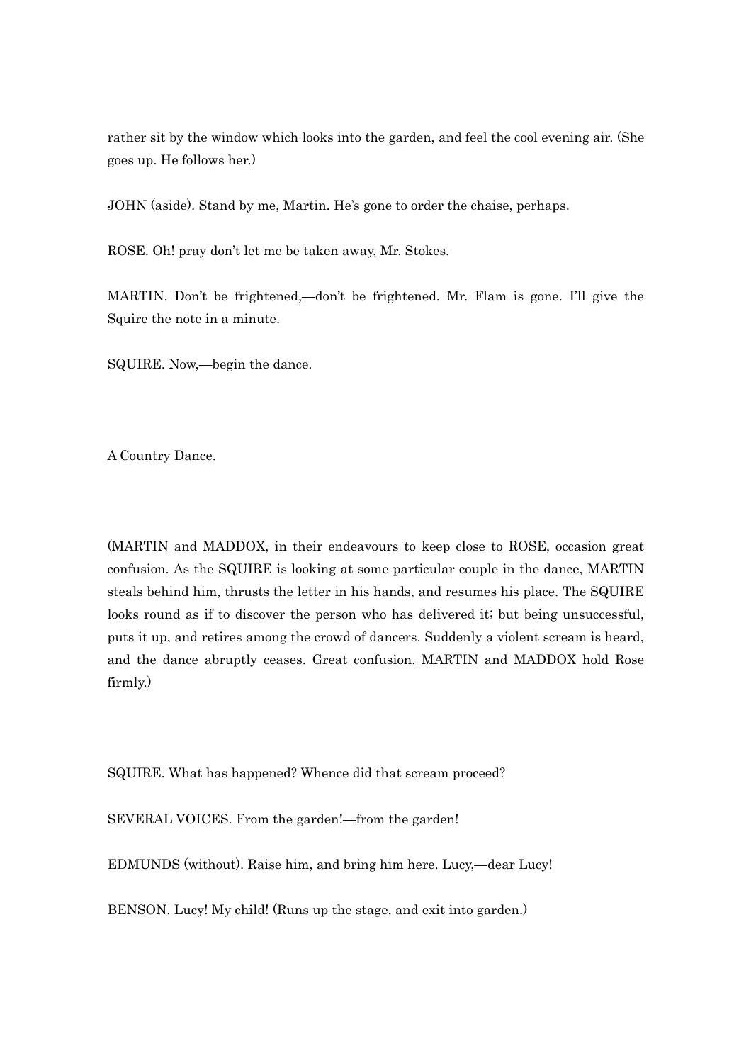rather sit by the window which looks into the garden, and feel the cool evening air. (She goes up. He follows her.)

JOHN (aside). Stand by me, Martin. He's gone to order the chaise, perhaps.

ROSE. Oh! pray don't let me be taken away, Mr. Stokes.

MARTIN. Don't be frightened,—don't be frightened. Mr. Flam is gone. I'll give the Squire the note in a minute.

SQUIRE. Now,—begin the dance.

A Country Dance.

(MARTIN and MADDOX, in their endeavours to keep close to ROSE, occasion great confusion. As the SQUIRE is looking at some particular couple in the dance, MARTIN steals behind him, thrusts the letter in his hands, and resumes his place. The SQUIRE looks round as if to discover the person who has delivered it; but being unsuccessful, puts it up, and retires among the crowd of dancers. Suddenly a violent scream is heard, and the dance abruptly ceases. Great confusion. MARTIN and MADDOX hold Rose firmly.)

SQUIRE. What has happened? Whence did that scream proceed?

SEVERAL VOICES. From the garden!—from the garden!

EDMUNDS (without). Raise him, and bring him here. Lucy,—dear Lucy!

BENSON. Lucy! My child! (Runs up the stage, and exit into garden.)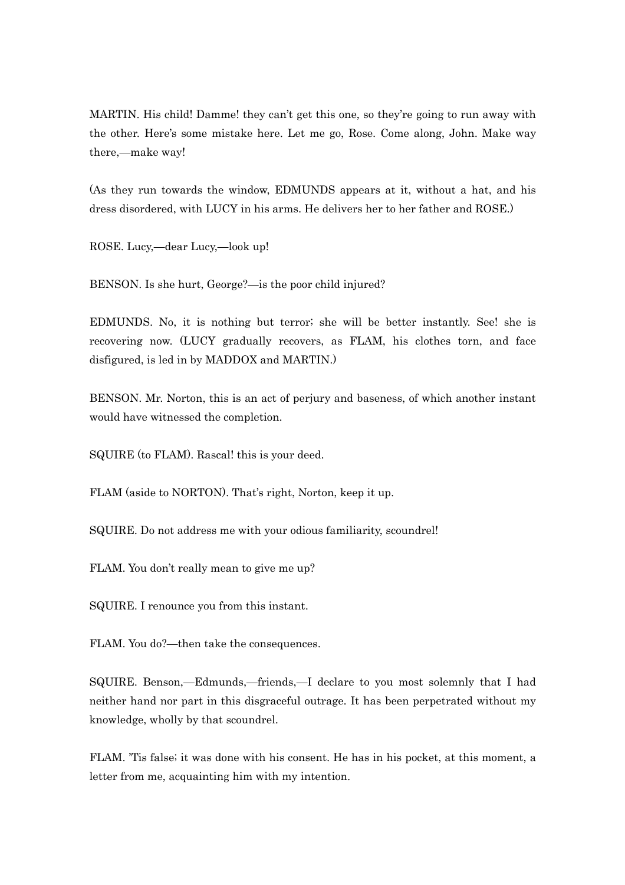MARTIN. His child! Damme! they can't get this one, so they're going to run away with the other. Here's some mistake here. Let me go, Rose. Come along, John. Make way there,—make way!

(As they run towards the window, EDMUNDS appears at it, without a hat, and his dress disordered, with LUCY in his arms. He delivers her to her father and ROSE.)

ROSE. Lucy,—dear Lucy,—look up!

BENSON. Is she hurt, George?—is the poor child injured?

EDMUNDS. No, it is nothing but terror; she will be better instantly. See! she is recovering now. (LUCY gradually recovers, as FLAM, his clothes torn, and face disfigured, is led in by MADDOX and MARTIN.)

BENSON. Mr. Norton, this is an act of perjury and baseness, of which another instant would have witnessed the completion.

SQUIRE (to FLAM). Rascal! this is your deed.

FLAM (aside to NORTON). That's right, Norton, keep it up.

SQUIRE. Do not address me with your odious familiarity, scoundrel!

FLAM. You don't really mean to give me up?

SQUIRE. I renounce you from this instant.

FLAM. You do?—then take the consequences.

SQUIRE. Benson,—Edmunds,—friends,—I declare to you most solemnly that I had neither hand nor part in this disgraceful outrage. It has been perpetrated without my knowledge, wholly by that scoundrel.

FLAM. 'Tis false; it was done with his consent. He has in his pocket, at this moment, a letter from me, acquainting him with my intention.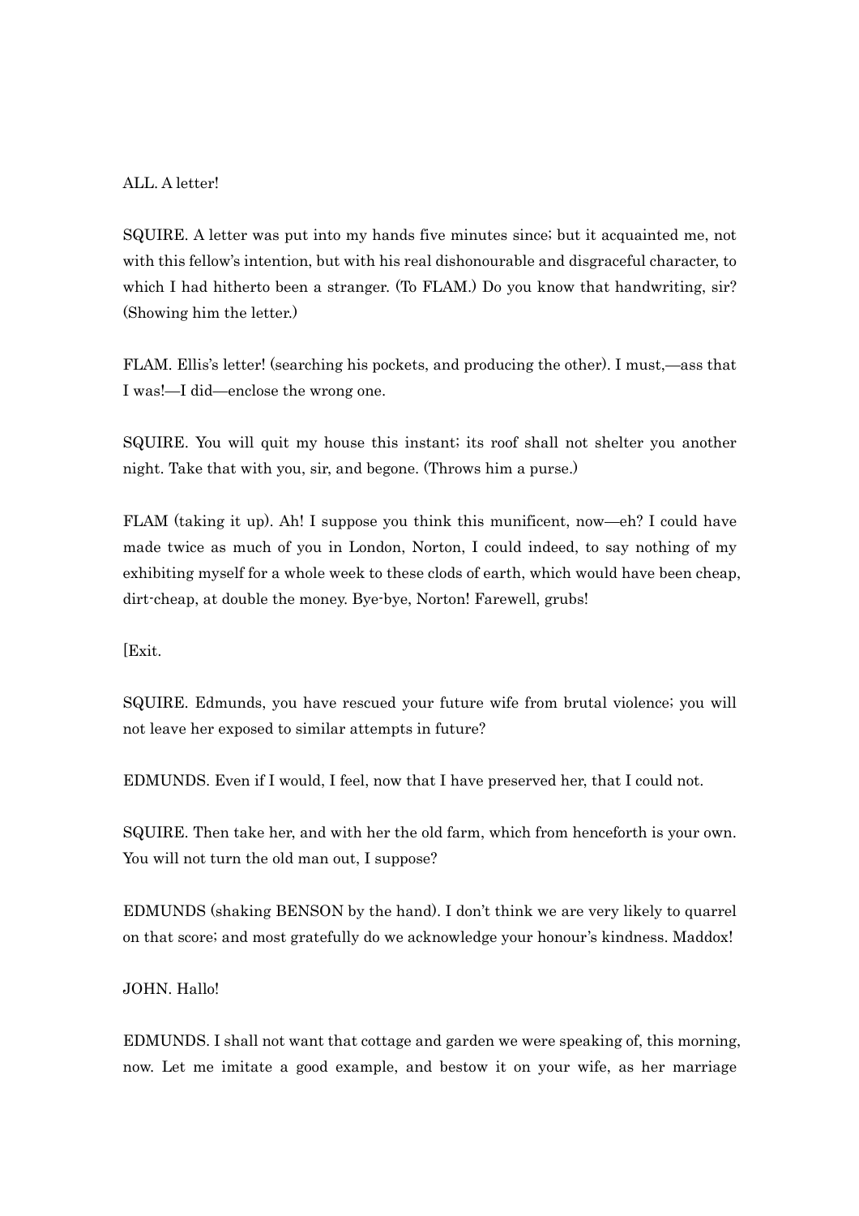ALL. A letter!

SQUIRE. A letter was put into my hands five minutes since; but it acquainted me, not with this fellow's intention, but with his real dishonourable and disgraceful character, to which I had hitherto been a stranger. (To FLAM.) Do you know that handwriting, sir? (Showing him the letter.)

FLAM. Ellis's letter! (searching his pockets, and producing the other). I must,—ass that I was!—I did—enclose the wrong one.

SQUIRE. You will quit my house this instant; its roof shall not shelter you another night. Take that with you, sir, and begone. (Throws him a purse.)

FLAM (taking it up). Ah! I suppose you think this munificent, now—eh? I could have made twice as much of you in London, Norton, I could indeed, to say nothing of my exhibiting myself for a whole week to these clods of earth, which would have been cheap, dirt-cheap, at double the money. Bye-bye, Norton! Farewell, grubs!

[Exit.

SQUIRE. Edmunds, you have rescued your future wife from brutal violence; you will not leave her exposed to similar attempts in future?

EDMUNDS. Even if I would, I feel, now that I have preserved her, that I could not.

SQUIRE. Then take her, and with her the old farm, which from henceforth is your own. You will not turn the old man out, I suppose?

EDMUNDS (shaking BENSON by the hand). I don't think we are very likely to quarrel on that score; and most gratefully do we acknowledge your honour's kindness. Maddox!

JOHN. Hallo!

EDMUNDS. I shall not want that cottage and garden we were speaking of, this morning, now. Let me imitate a good example, and bestow it on your wife, as her marriage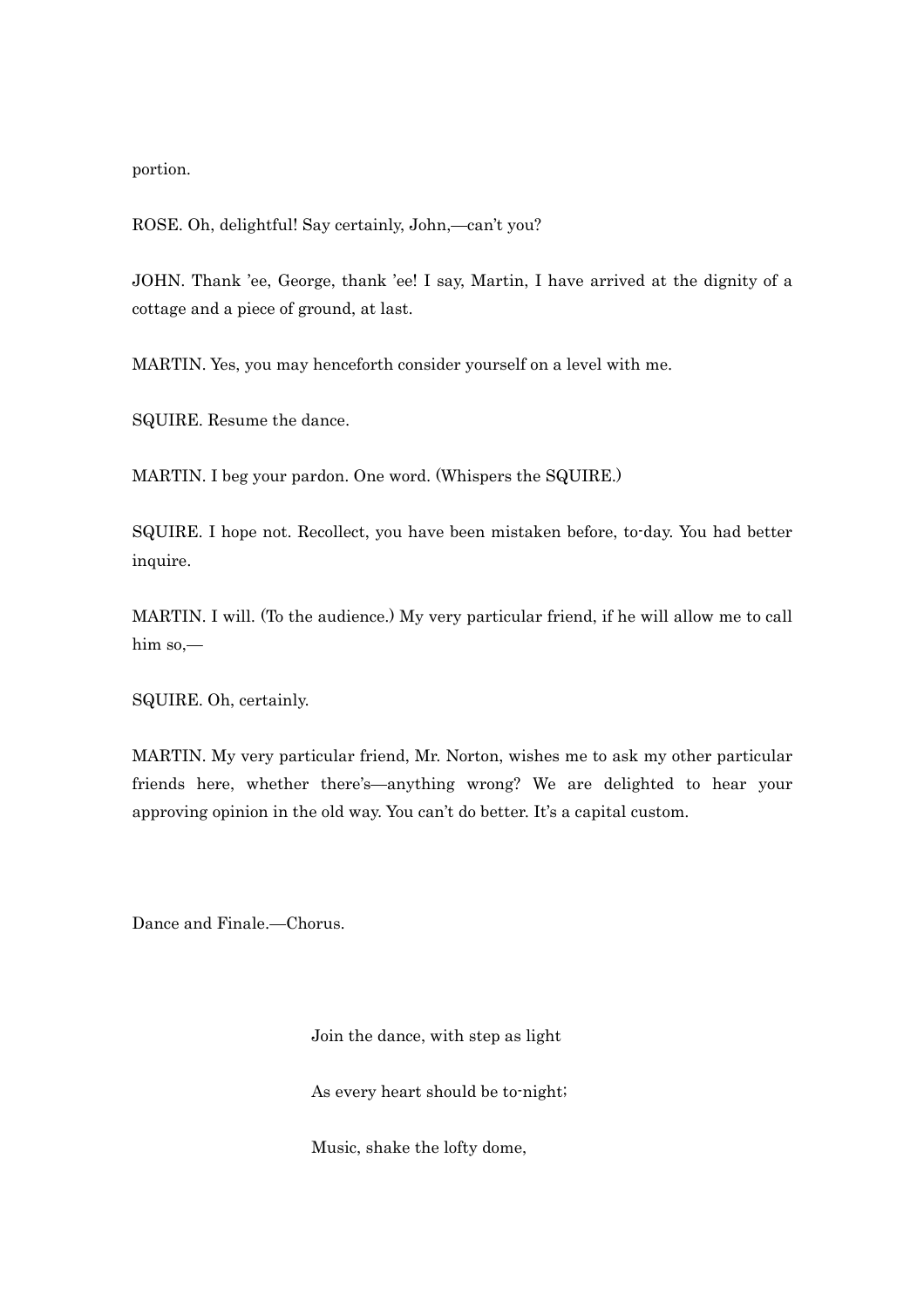portion.

ROSE. Oh, delightful! Say certainly, John,—can't you?

JOHN. Thank 'ee, George, thank 'ee! I say, Martin, I have arrived at the dignity of a cottage and a piece of ground, at last.

MARTIN. Yes, you may henceforth consider yourself on a level with me.

SQUIRE. Resume the dance.

MARTIN. I beg your pardon. One word. (Whispers the SQUIRE.)

SQUIRE. I hope not. Recollect, you have been mistaken before, to-day. You had better inquire.

MARTIN. I will. (To the audience.) My very particular friend, if he will allow me to call him so,—

SQUIRE. Oh, certainly.

MARTIN. My very particular friend, Mr. Norton, wishes me to ask my other particular friends here, whether there's—anything wrong? We are delighted to hear your approving opinion in the old way. You can't do better. It's a capital custom.

Dance and Finale.—Chorus.

> Join the dance, with step as light
>
> As every heart should be to-night;
>
> Music, shake the lofty dome,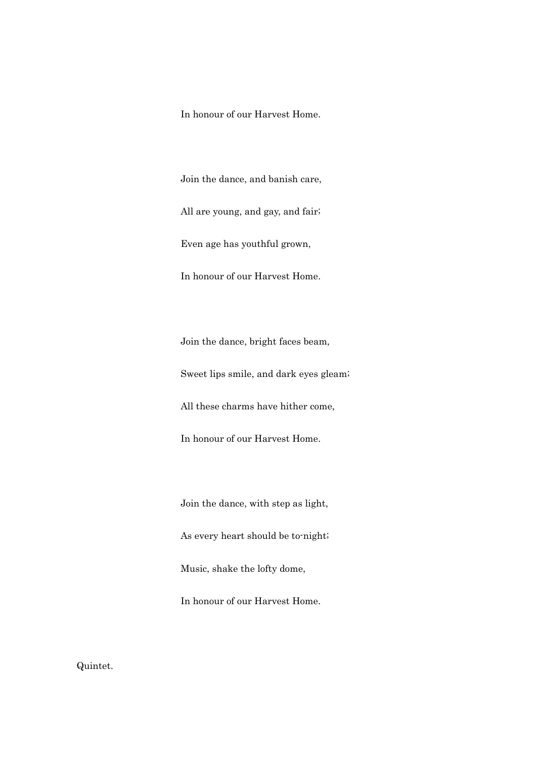In honour of our Harvest Home.

Join the dance, and banish care,

All are young, and gay, and fair;

Even age has youthful grown,

In honour of our Harvest Home.

Join the dance, bright faces beam,

Sweet lips smile, and dark eyes gleam;

All these charms have hither come,

In honour of our Harvest Home.

Join the dance, with step as light,

As every heart should be to-night;

Music, shake the lofty dome,

In honour of our Harvest Home.

Quintet.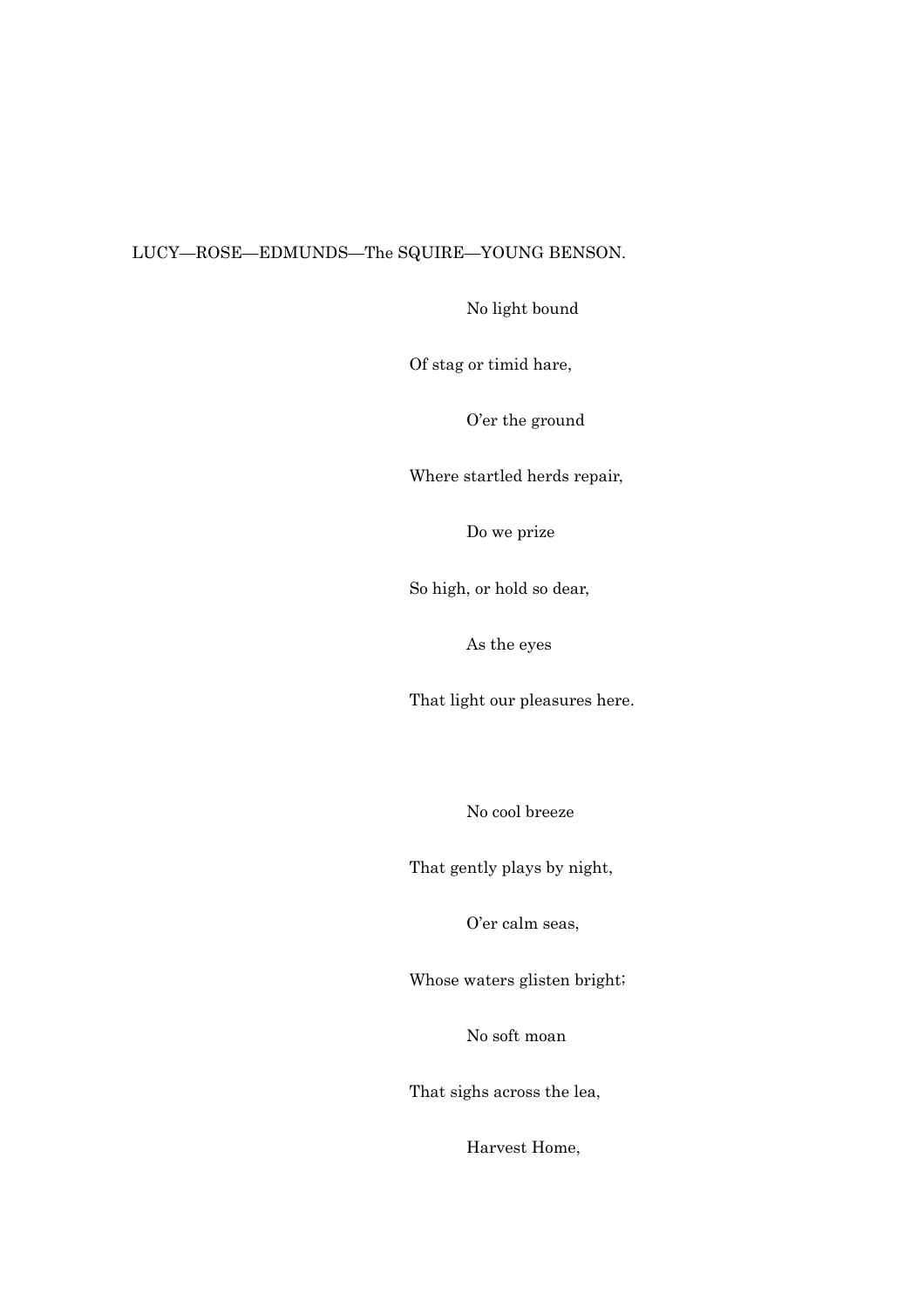LUCY—ROSE—EDMUNDS—The SQUIRE—YOUNG BENSON.

No light bound

Of stag or timid hare,

O'er the ground

Where startled herds repair,

Do we prize

So high, or hold so dear,

As the eyes

That light our pleasures here.

No cool breeze

That gently plays by night,

O'er calm seas,

Whose waters glisten bright;

No soft moan

That sighs across the lea,

Harvest Home,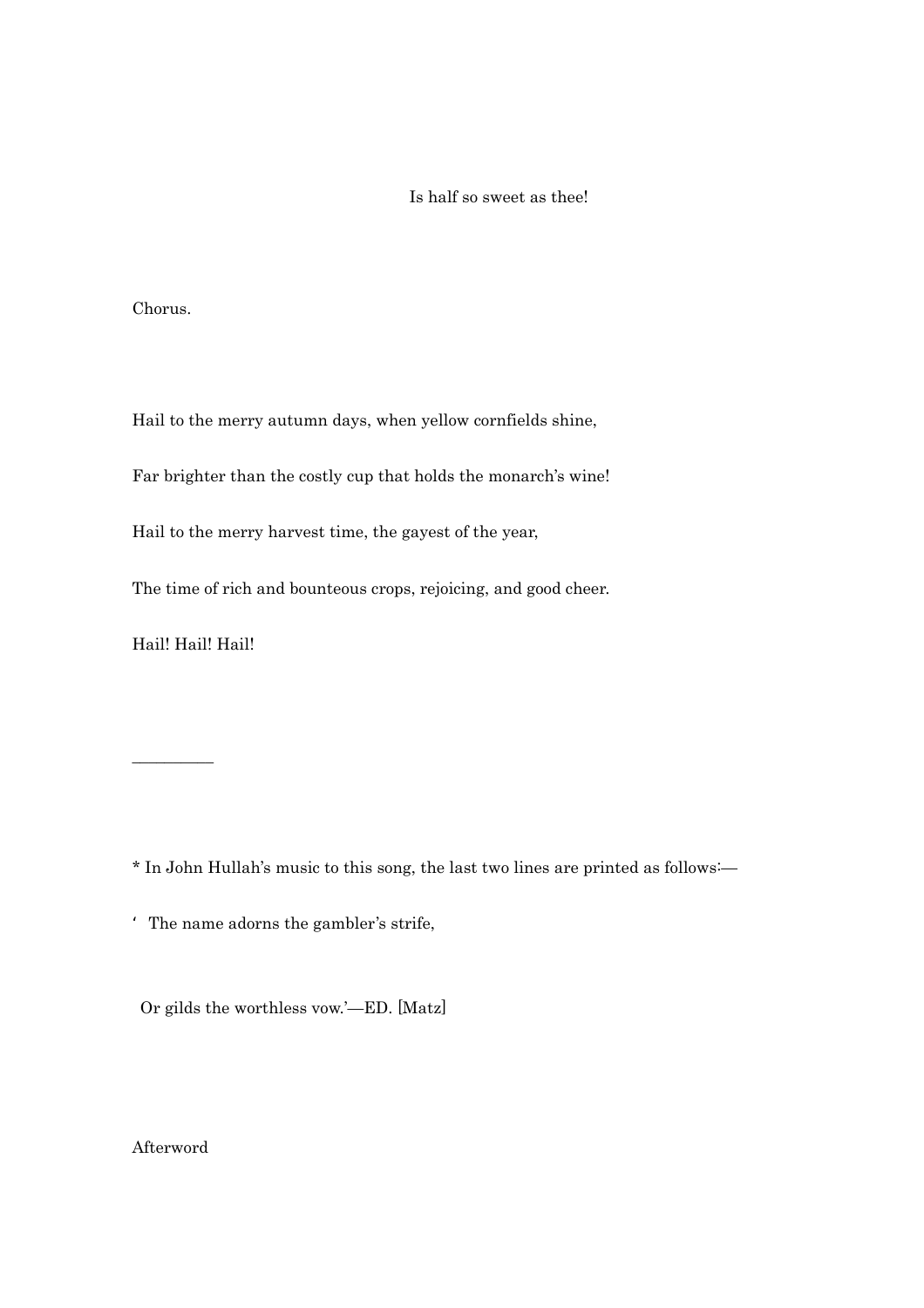Is half so sweet as thee!

Chorus.

Hail to the merry autumn days, when yellow cornfields shine,

Far brighter than the costly cup that holds the monarch's wine!

Hail to the merry harvest time, the gayest of the year,

The time of rich and bounteous crops, rejoicing, and good cheer.

Hail! Hail! Hail!

---

* In John Hullah's music to this song, the last two lines are printed as follows:—

'The name adorns the gambler's strife,

Or gilds the worthless vow.'—ED. [Matz]

Afterword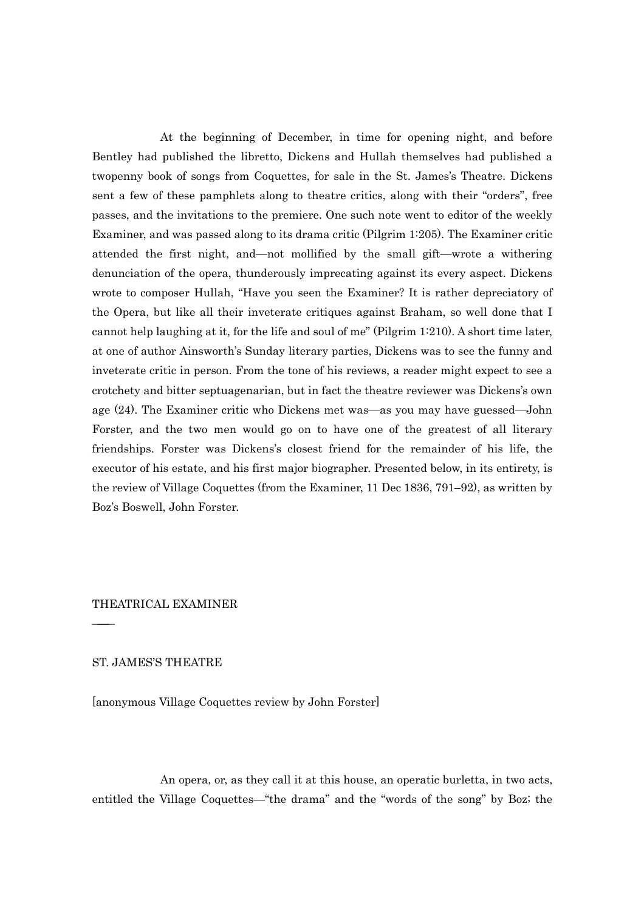At the beginning of December, in time for opening night, and before Bentley had published the libretto, Dickens and Hullah themselves had published a twopenny book of songs from Coquettes, for sale in the St. James's Theatre. Dickens sent a few of these pamphlets along to theatre critics, along with their "orders", free passes, and the invitations to the premiere. One such note went to editor of the weekly Examiner, and was passed along to its drama critic (Pilgrim 1:205). The Examiner critic attended the first night, and—not mollified by the small gift—wrote a withering denunciation of the opera, thunderously imprecating against its every aspect. Dickens wrote to composer Hullah, "Have you seen the Examiner? It is rather depreciatory of the Opera, but like all their inveterate critiques against Braham, so well done that I cannot help laughing at it, for the life and soul of me" (Pilgrim 1:210). A short time later, at one of author Ainsworth's Sunday literary parties, Dickens was to see the funny and inveterate critic in person. From the tone of his reviews, a reader might expect to see a crotchety and bitter septuagenarian, but in fact the theatre reviewer was Dickens's own age (24). The Examiner critic who Dickens met was—as you may have guessed—John Forster, and the two men would go on to have one of the greatest of all literary friendships. Forster was Dickens's closest friend for the remainder of his life, the executor of his estate, and his first major biographer. Presented below, in its entirety, is the review of Village Coquettes (from the Examiner, 11 Dec 1836, 791–92), as written by Boz's Boswell, John Forster.

THEATRICAL EXAMINER

——

ST. JAMES'S THEATRE

[anonymous Village Coquettes review by John Forster]

An opera, or, as they call it at this house, an operatic burletta, in two acts, entitled the Village Coquettes—"the drama" and the "words of the song" by Boz; the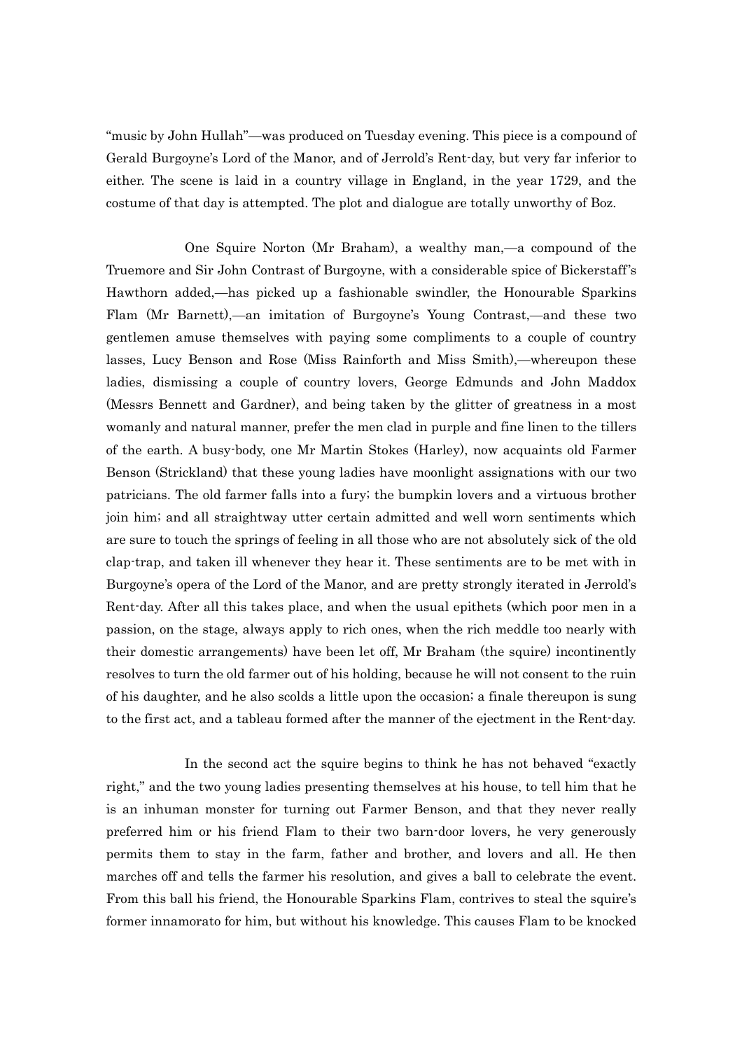"music by John Hullah"—was produced on Tuesday evening. This piece is a compound of Gerald Burgoyne's Lord of the Manor, and of Jerrold's Rent-day, but very far inferior to either. The scene is laid in a country village in England, in the year 1729, and the costume of that day is attempted. The plot and dialogue are totally unworthy of Boz.

One Squire Norton (Mr Braham), a wealthy man,—a compound of the Truemore and Sir John Contrast of Burgoyne, with a considerable spice of Bickerstaff's Hawthorn added,—has picked up a fashionable swindler, the Honourable Sparkins Flam (Mr Barnett),—an imitation of Burgoyne's Young Contrast,—and these two gentlemen amuse themselves with paying some compliments to a couple of country lasses, Lucy Benson and Rose (Miss Rainforth and Miss Smith),—whereupon these ladies, dismissing a couple of country lovers, George Edmunds and John Maddox (Messrs Bennett and Gardner), and being taken by the glitter of greatness in a most womanly and natural manner, prefer the men clad in purple and fine linen to the tillers of the earth. A busy-body, one Mr Martin Stokes (Harley), now acquaints old Farmer Benson (Strickland) that these young ladies have moonlight assignations with our two patricians. The old farmer falls into a fury; the bumpkin lovers and a virtuous brother join him; and all straightway utter certain admitted and well worn sentiments which are sure to touch the springs of feeling in all those who are not absolutely sick of the old clap-trap, and taken ill whenever they hear it. These sentiments are to be met with in Burgoyne's opera of the Lord of the Manor, and are pretty strongly iterated in Jerrold's Rent-day. After all this takes place, and when the usual epithets (which poor men in a passion, on the stage, always apply to rich ones, when the rich meddle too nearly with their domestic arrangements) have been let off, Mr Braham (the squire) incontinently resolves to turn the old farmer out of his holding, because he will not consent to the ruin of his daughter, and he also scolds a little upon the occasion; a finale thereupon is sung to the first act, and a tableau formed after the manner of the ejectment in the Rent-day.

In the second act the squire begins to think he has not behaved "exactly right," and the two young ladies presenting themselves at his house, to tell him that he is an inhuman monster for turning out Farmer Benson, and that they never really preferred him or his friend Flam to their two barn-door lovers, he very generously permits them to stay in the farm, father and brother, and lovers and all. He then marches off and tells the farmer his resolution, and gives a ball to celebrate the event. From this ball his friend, the Honourable Sparkins Flam, contrives to steal the squire's former innamorato for him, but without his knowledge. This causes Flam to be knocked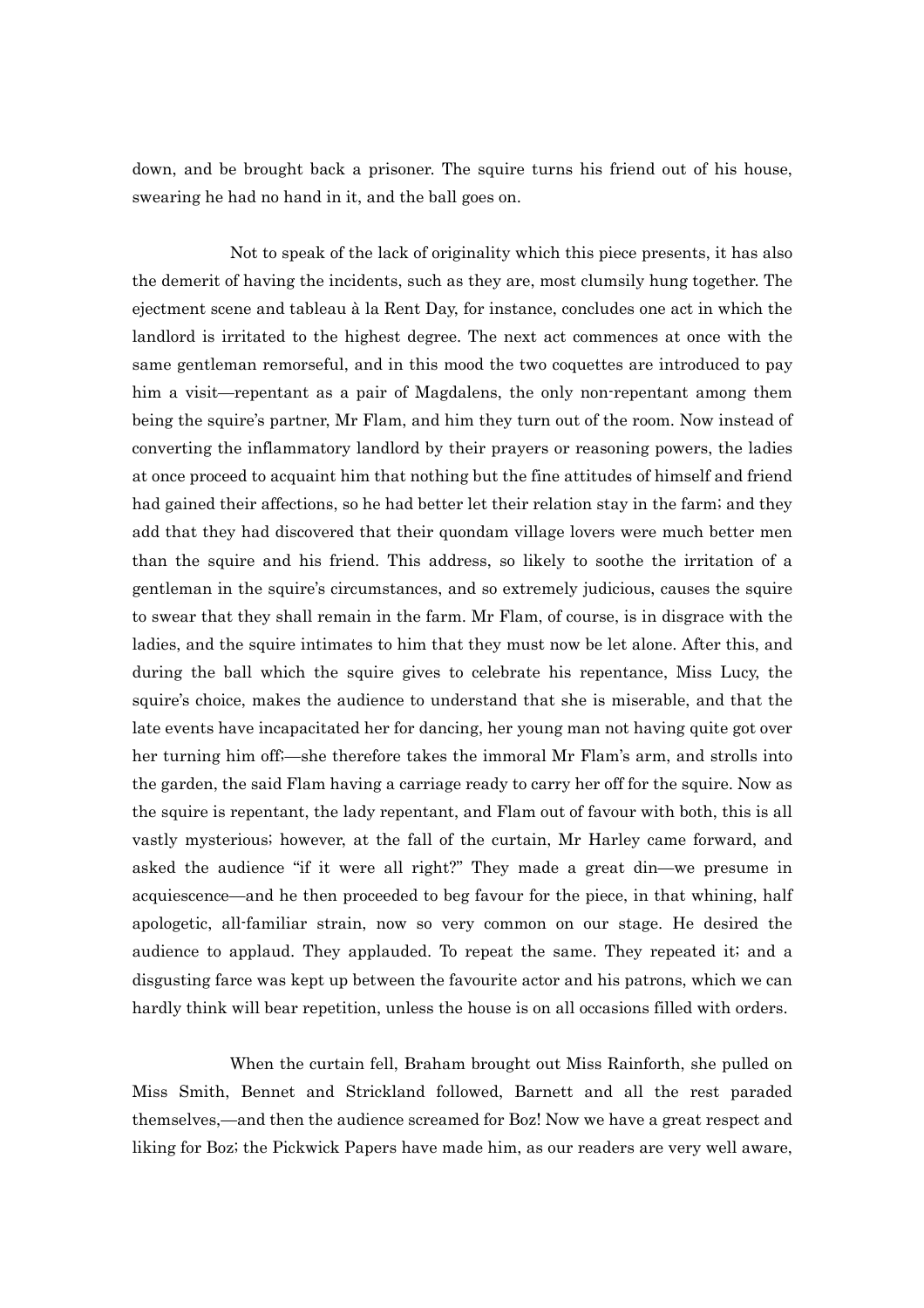down, and be brought back a prisoner. The squire turns his friend out of his house, swearing he had no hand in it, and the ball goes on.

Not to speak of the lack of originality which this piece presents, it has also the demerit of having the incidents, such as they are, most clumsily hung together. The ejectment scene and tableau à la Rent Day, for instance, concludes one act in which the landlord is irritated to the highest degree. The next act commences at once with the same gentleman remorseful, and in this mood the two coquettes are introduced to pay him a visit—repentant as a pair of Magdalens, the only non-repentant among them being the squire's partner, Mr Flam, and him they turn out of the room. Now instead of converting the inflammatory landlord by their prayers or reasoning powers, the ladies at once proceed to acquaint him that nothing but the fine attitudes of himself and friend had gained their affections, so he had better let their relation stay in the farm; and they add that they had discovered that their quondam village lovers were much better men than the squire and his friend. This address, so likely to soothe the irritation of a gentleman in the squire's circumstances, and so extremely judicious, causes the squire to swear that they shall remain in the farm. Mr Flam, of course, is in disgrace with the ladies, and the squire intimates to him that they must now be let alone. After this, and during the ball which the squire gives to celebrate his repentance, Miss Lucy, the squire's choice, makes the audience to understand that she is miserable, and that the late events have incapacitated her for dancing, her young man not having quite got over her turning him off;—she therefore takes the immoral Mr Flam's arm, and strolls into the garden, the said Flam having a carriage ready to carry her off for the squire. Now as the squire is repentant, the lady repentant, and Flam out of favour with both, this is all vastly mysterious; however, at the fall of the curtain, Mr Harley came forward, and asked the audience "if it were all right?" They made a great din—we presume in acquiescence—and he then proceeded to beg favour for the piece, in that whining, half apologetic, all-familiar strain, now so very common on our stage. He desired the audience to applaud. They applauded. To repeat the same. They repeated it; and a disgusting farce was kept up between the favourite actor and his patrons, which we can hardly think will bear repetition, unless the house is on all occasions filled with orders.

When the curtain fell, Braham brought out Miss Rainforth, she pulled on Miss Smith, Bennet and Strickland followed, Barnett and all the rest paraded themselves,—and then the audience screamed for Boz! Now we have a great respect and liking for Boz; the Pickwick Papers have made him, as our readers are very well aware,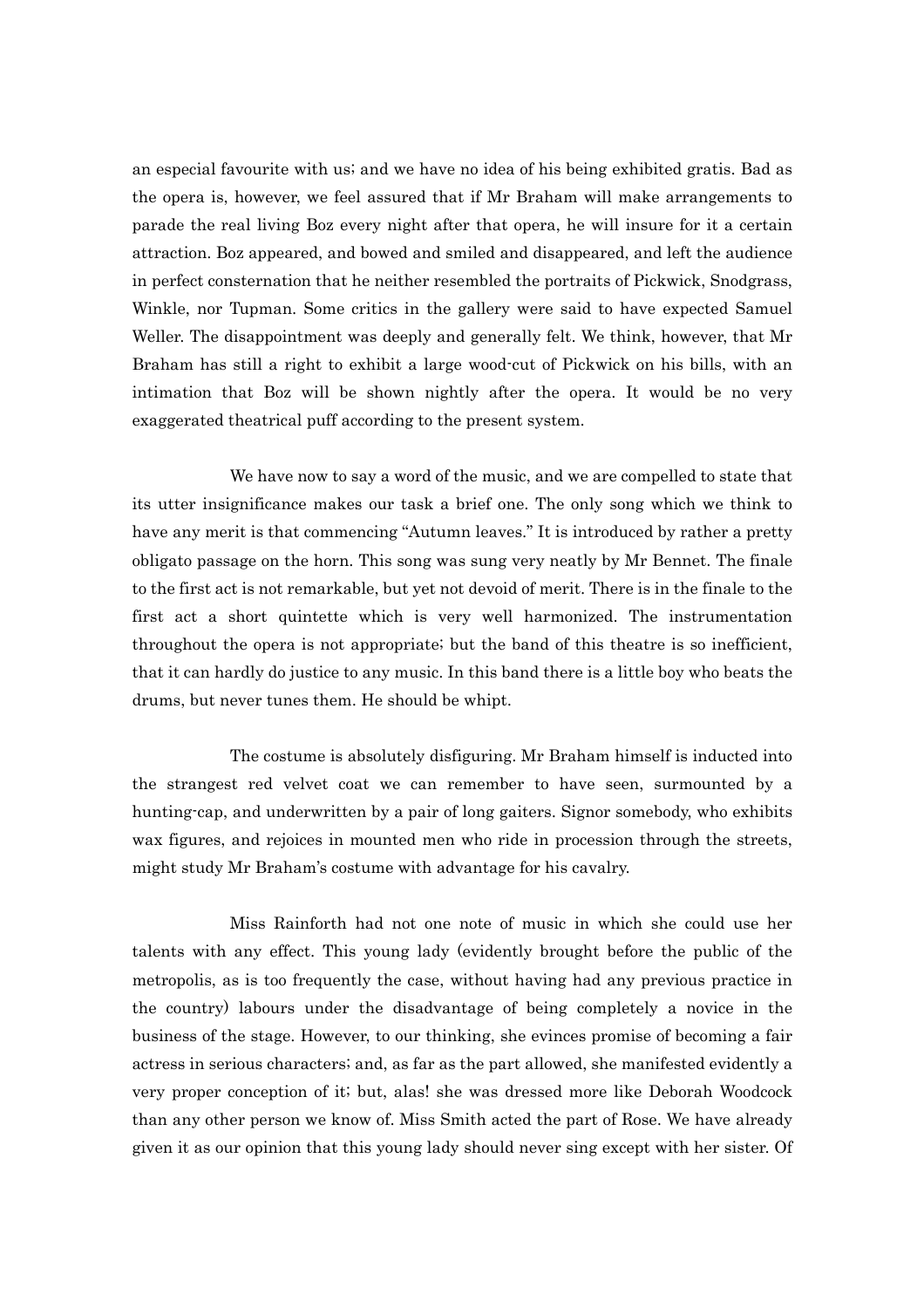an especial favourite with us; and we have no idea of his being exhibited gratis. Bad as the opera is, however, we feel assured that if Mr Braham will make arrangements to parade the real living Boz every night after that opera, he will insure for it a certain attraction. Boz appeared, and bowed and smiled and disappeared, and left the audience in perfect consternation that he neither resembled the portraits of Pickwick, Snodgrass, Winkle, nor Tupman. Some critics in the gallery were said to have expected Samuel Weller. The disappointment was deeply and generally felt. We think, however, that Mr Braham has still a right to exhibit a large wood-cut of Pickwick on his bills, with an intimation that Boz will be shown nightly after the opera. It would be no very exaggerated theatrical puff according to the present system.

We have now to say a word of the music, and we are compelled to state that its utter insignificance makes our task a brief one. The only song which we think to have any merit is that commencing "Autumn leaves." It is introduced by rather a pretty obligato passage on the horn. This song was sung very neatly by Mr Bennet. The finale to the first act is not remarkable, but yet not devoid of merit. There is in the finale to the first act a short quintette which is very well harmonized. The instrumentation throughout the opera is not appropriate; but the band of this theatre is so inefficient, that it can hardly do justice to any music. In this band there is a little boy who beats the drums, but never tunes them. He should be whipt.

The costume is absolutely disfiguring. Mr Braham himself is inducted into the strangest red velvet coat we can remember to have seen, surmounted by a hunting-cap, and underwritten by a pair of long gaiters. Signor somebody, who exhibits wax figures, and rejoices in mounted men who ride in procession through the streets, might study Mr Braham's costume with advantage for his cavalry.

Miss Rainforth had not one note of music in which she could use her talents with any effect. This young lady (evidently brought before the public of the metropolis, as is too frequently the case, without having had any previous practice in the country) labours under the disadvantage of being completely a novice in the business of the stage. However, to our thinking, she evinces promise of becoming a fair actress in serious characters; and, as far as the part allowed, she manifested evidently a very proper conception of it; but, alas! she was dressed more like Deborah Woodcock than any other person we know of. Miss Smith acted the part of Rose. We have already given it as our opinion that this young lady should never sing except with her sister. Of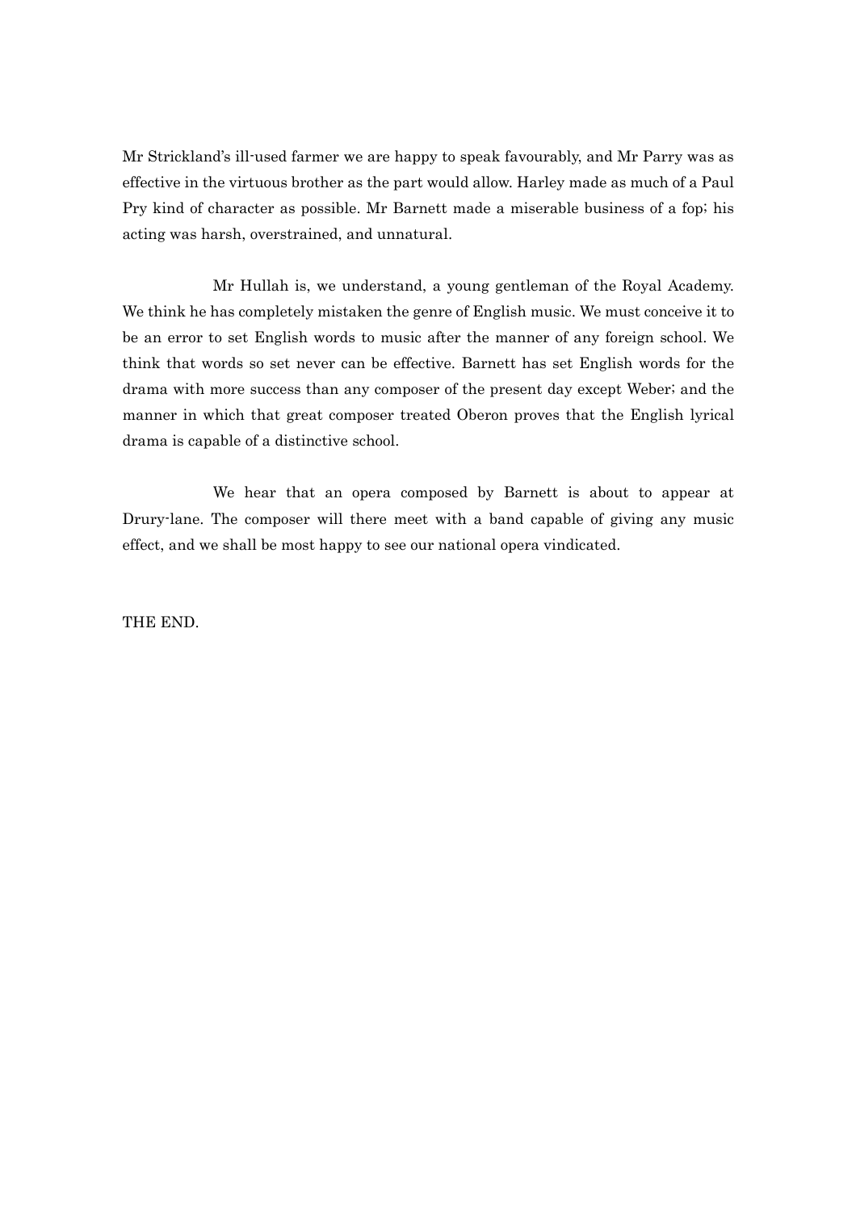Mr Strickland's ill-used farmer we are happy to speak favourably, and Mr Parry was as effective in the virtuous brother as the part would allow. Harley made as much of a Paul Pry kind of character as possible. Mr Barnett made a miserable business of a fop; his acting was harsh, overstrained, and unnatural.

Mr Hullah is, we understand, a young gentleman of the Royal Academy. We think he has completely mistaken the genre of English music. We must conceive it to be an error to set English words to music after the manner of any foreign school. We think that words so set never can be effective. Barnett has set English words for the drama with more success than any composer of the present day except Weber; and the manner in which that great composer treated Oberon proves that the English lyrical drama is capable of a distinctive school.

We hear that an opera composed by Barnett is about to appear at Drury-lane. The composer will there meet with a band capable of giving any music effect, and we shall be most happy to see our national opera vindicated.

THE END.